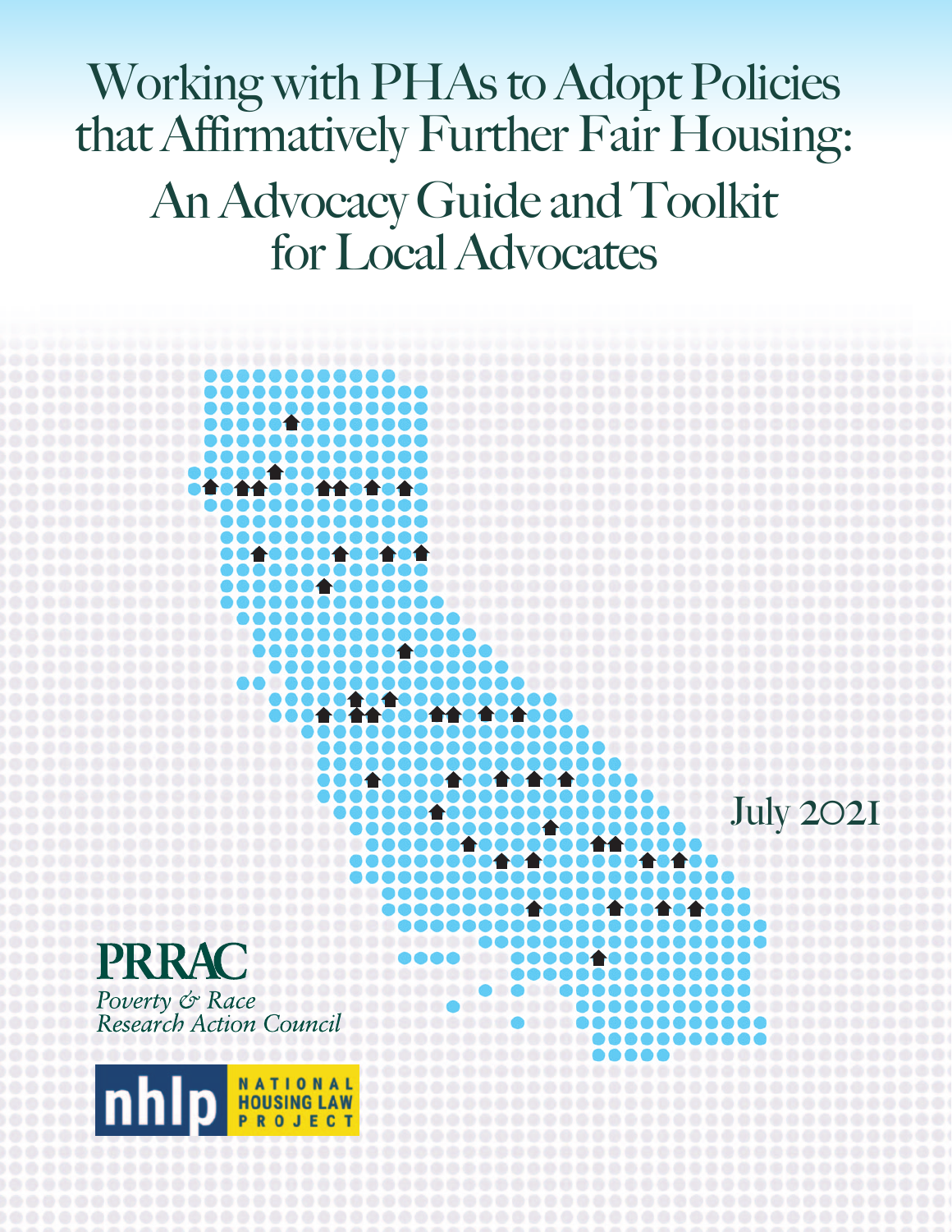# Working with PHAs to Adopt Policies that Affirmatively Further Fair Housing: An Advocacy Guide and Toolkit for Local Advocates

July 2021

**PRRAC**

*Poverty & Race Research Action Council*

nhlp NATIONAL HOUSING LAW PROJECT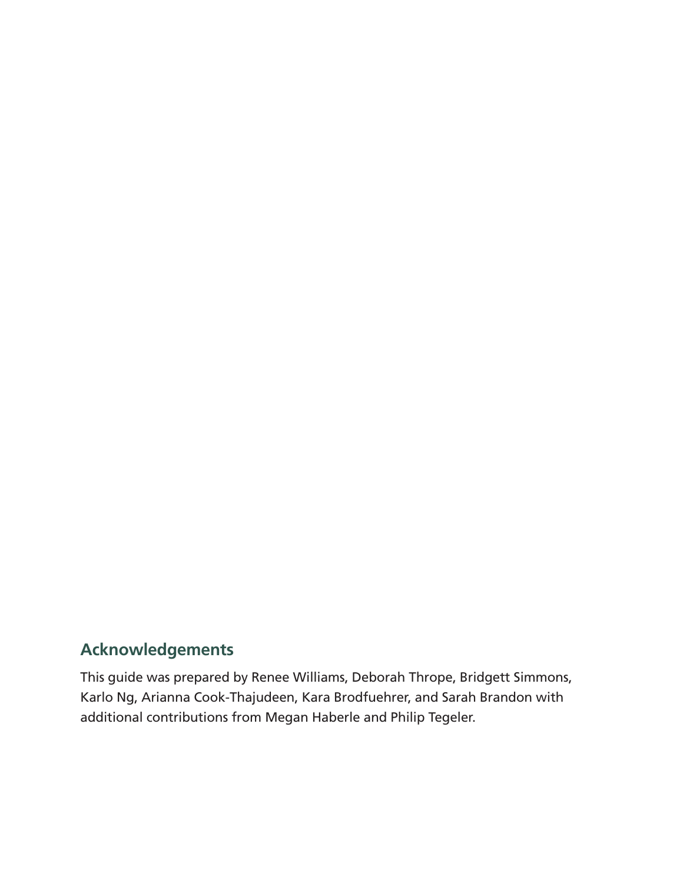## Acknowledgements

This guide was prepared by Renee Williams, Deborah Thrope, Bridgett Simmons, Karlo Ng, Arianna Cook-Thajudeen, Kara Brodfuehrer, and Sarah Brandon with additional contributions from Megan Haberle and Philip Tegeler.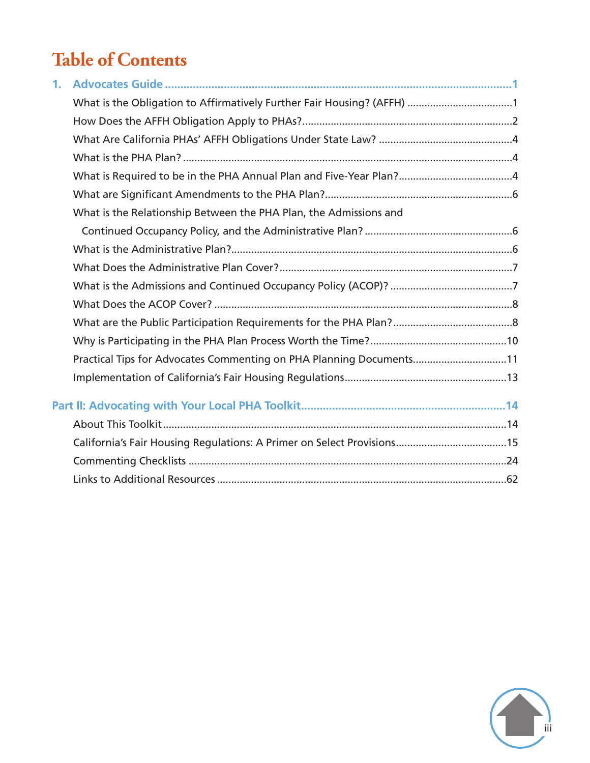# Table of Contents

**1. Advocates Guide .......... 1**

- What is the Obligation to Affirmatively Further Fair Housing? (AFFH) .......... 1
- How Does the AFFH Obligation Apply to PHAs? .......... 2
- What Are California PHAs' AFFH Obligations Under State Law? .......... 4
- What is the PHA Plan? .......... 4
- What is Required to be in the PHA Annual Plan and Five-Year Plan? .......... 4
- What are Significant Amendments to the PHA Plan? .......... 6
- What is the Relationship Between the PHA Plan, the Admissions and Continued Occupancy Policy, and the Administrative Plan? .......... 6
- What is the Administrative Plan? .......... 6
- What Does the Administrative Plan Cover? .......... 7
- What is the Admissions and Continued Occupancy Policy (ACOP)? .......... 7
- What Does the ACOP Cover? .......... 8
- What are the Public Participation Requirements for the PHA Plan? .......... 8
- Why is Participating in the PHA Plan Process Worth the Time? .......... 10
- Practical Tips for Advocates Commenting on PHA Planning Documents .......... 11
- Implementation of California's Fair Housing Regulations .......... 13

**Part II: Advocating with Your Local PHA Toolkit .......... 14**

- About This Toolkit .......... 14
- California's Fair Housing Regulations: A Primer on Select Provisions .......... 15
- Commenting Checklists .......... 24
- Links to Additional Resources .......... 62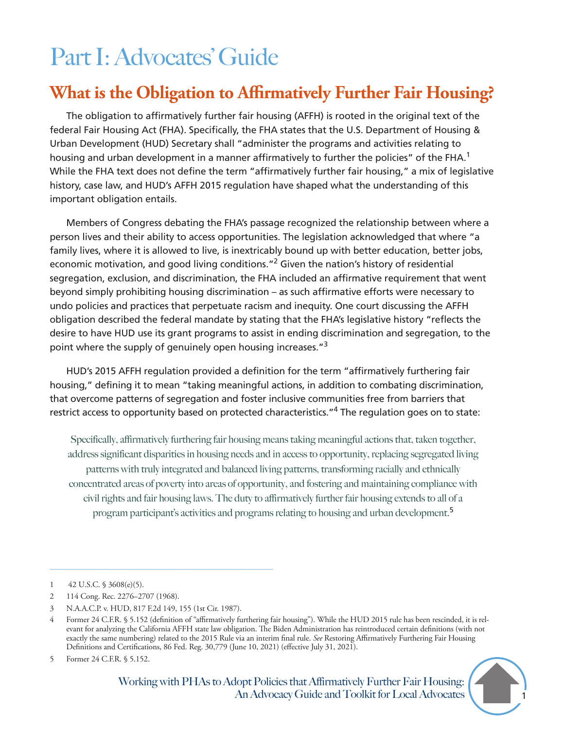# Part I: Advocates' Guide

## What is the Obligation to Affirmatively Further Fair Housing?

The obligation to affirmatively further fair housing (AFFH) is rooted in the original text of the federal Fair Housing Act (FHA). Specifically, the FHA states that the U.S. Department of Housing & Urban Development (HUD) Secretary shall "administer the programs and activities relating to housing and urban development in a manner affirmatively to further the policies" of the FHA.[1] While the FHA text does not define the term "affirmatively further fair housing," a mix of legislative history, case law, and HUD's AFFH 2015 regulation have shaped what the understanding of this important obligation entails.

Members of Congress debating the FHA's passage recognized the relationship between where a person lives and their ability to access opportunities. The legislation acknowledged that where "a family lives, where it is allowed to live, is inextricably bound up with better education, better jobs, economic motivation, and good living conditions."[2] Given the nation's history of residential segregation, exclusion, and discrimination, the FHA included an affirmative requirement that went beyond simply prohibiting housing discrimination – as such affirmative efforts were necessary to undo policies and practices that perpetuate racism and inequity. One court discussing the AFFH obligation described the federal mandate by stating that the FHA's legislative history "reflects the desire to have HUD use its grant programs to assist in ending discrimination and segregation, to the point where the supply of genuinely open housing increases."[3]

HUD's 2015 AFFH regulation provided a definition for the term "affirmatively furthering fair housing," defining it to mean "taking meaningful actions, in addition to combating discrimination, that overcome patterns of segregation and foster inclusive communities free from barriers that restrict access to opportunity based on protected characteristics."[4] The regulation goes on to state:

> Specifically, affirmatively furthering fair housing means taking meaningful actions that, taken together, address significant disparities in housing needs and in access to opportunity, replacing segregated living patterns with truly integrated and balanced living patterns, transforming racially and ethnically concentrated areas of poverty into areas of opportunity, and fostering and maintaining compliance with civil rights and fair housing laws. The duty to affirmatively further fair housing extends to all of a program participant's activities and programs relating to housing and urban development.[5]

---

1 42 U.S.C. § 3608(e)(5).

2 114 Cong. Rec. 2276–2707 (1968).

3 N.A.A.C.P. v. HUD, 817 F.2d 149, 155 (1st Cir. 1987).

4 Former 24 C.F.R. § 5.152 (definition of "affirmatively furthering fair housing"). While the HUD 2015 rule has been rescinded, it is relevant for analyzing the California AFFH state law obligation. The Biden Administration has reintroduced certain definitions (with not exactly the same numbering) related to the 2015 Rule via an interim final rule. *See* Restoring Affirmatively Furthering Fair Housing Definitions and Certifications, 86 Fed. Reg. 30,779 (June 10, 2021) (effective July 31, 2021).

5 Former 24 C.F.R. § 5.152.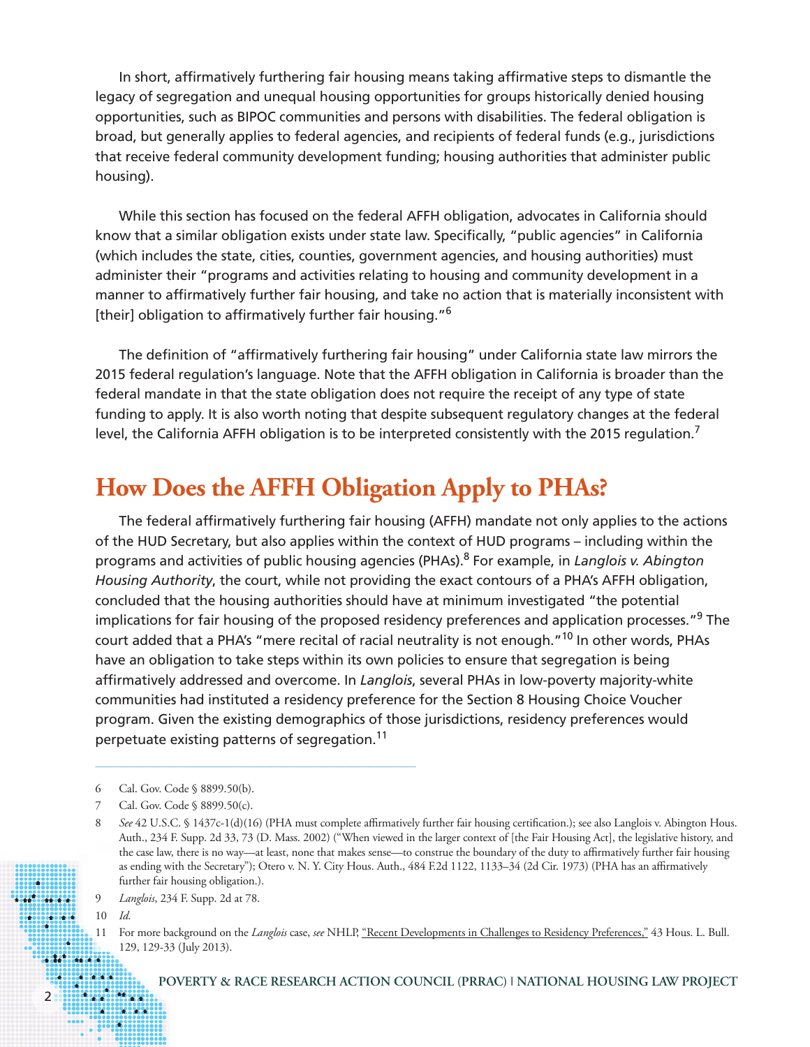In short, affirmatively furthering fair housing means taking affirmative steps to dismantle the legacy of segregation and unequal housing opportunities for groups historically denied housing opportunities, such as BIPOC communities and persons with disabilities. The federal obligation is broad, but generally applies to federal agencies, and recipients of federal funds (e.g., jurisdictions that receive federal community development funding; housing authorities that administer public housing).

While this section has focused on the federal AFFH obligation, advocates in California should know that a similar obligation exists under state law. Specifically, "public agencies" in California (which includes the state, cities, counties, government agencies, and housing authorities) must administer their "programs and activities relating to housing and community development in a manner to affirmatively further fair housing, and take no action that is materially inconsistent with [their] obligation to affirmatively further fair housing."[6]

The definition of "affirmatively furthering fair housing" under California state law mirrors the 2015 federal regulation's language. Note that the AFFH obligation in California is broader than the federal mandate in that the state obligation does not require the receipt of any type of state funding to apply. It is also worth noting that despite subsequent regulatory changes at the federal level, the California AFFH obligation is to be interpreted consistently with the 2015 regulation.[7]

## How Does the AFFH Obligation Apply to PHAs?

The federal affirmatively furthering fair housing (AFFH) mandate not only applies to the actions of the HUD Secretary, but also applies within the context of HUD programs – including within the programs and activities of public housing agencies (PHAs).[8] For example, in *Langlois v. Abington Housing Authority*, the court, while not providing the exact contours of a PHA's AFFH obligation, concluded that the housing authorities should have at minimum investigated "the potential implications for fair housing of the proposed residency preferences and application processes."[9] The court added that a PHA's "mere recital of racial neutrality is not enough."[10] In other words, PHAs have an obligation to take steps within its own policies to ensure that segregation is being affirmatively addressed and overcome. In *Langlois*, several PHAs in low-poverty majority-white communities had instituted a residency preference for the Section 8 Housing Choice Voucher program. Given the existing demographics of those jurisdictions, residency preferences would perpetuate existing patterns of segregation.[11]

---

6 Cal. Gov. Code § 8899.50(b).

7 Cal. Gov. Code § 8899.50(c).

8 *See* 42 U.S.C. § 1437c-1(d)(16) (PHA must complete affirmatively further fair housing certification.); see also Langlois v. Abington Hous. Auth., 234 F. Supp. 2d 33, 73 (D. Mass. 2002) ("When viewed in the larger context of [the Fair Housing Act], the legislative history, and the case law, there is no way—at least, none that makes sense—to construe the boundary of the duty to affirmatively further fair housing as ending with the Secretary"); Otero v. N. Y. City Hous. Auth., 484 F.2d 1122, 1133–34 (2d Cir. 1973) (PHA has an affirmatively further fair housing obligation.).

9 *Langlois*, 234 F. Supp. 2d at 78.

10 *Id.*

11 For more background on the *Langlois* case, *see* NHLP, "Recent Developments in Challenges to Residency Preferences," 43 Hous. L. Bull. 129, 129-33 (July 2013).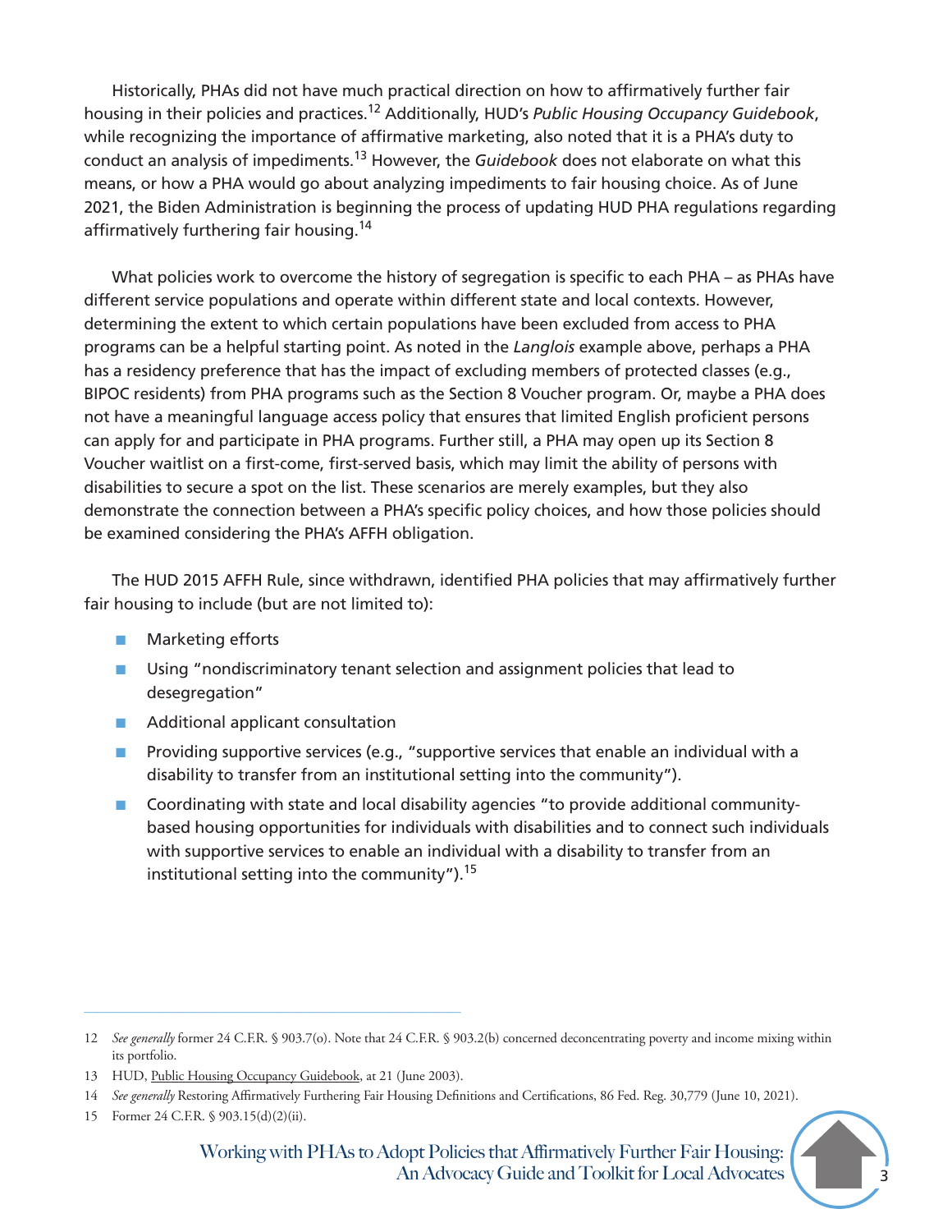Historically, PHAs did not have much practical direction on how to affirmatively further fair housing in their policies and practices.[12] Additionally, HUD's *Public Housing Occupancy Guidebook*, while recognizing the importance of affirmative marketing, also noted that it is a PHA's duty to conduct an analysis of impediments.[13] However, the *Guidebook* does not elaborate on what this means, or how a PHA would go about analyzing impediments to fair housing choice. As of June 2021, the Biden Administration is beginning the process of updating HUD PHA regulations regarding affirmatively furthering fair housing.[14]

What policies work to overcome the history of segregation is specific to each PHA – as PHAs have different service populations and operate within different state and local contexts. However, determining the extent to which certain populations have been excluded from access to PHA programs can be a helpful starting point. As noted in the *Langlois* example above, perhaps a PHA has a residency preference that has the impact of excluding members of protected classes (e.g., BIPOC residents) from PHA programs such as the Section 8 Voucher program. Or, maybe a PHA does not have a meaningful language access policy that ensures that limited English proficient persons can apply for and participate in PHA programs. Further still, a PHA may open up its Section 8 Voucher waitlist on a first-come, first-served basis, which may limit the ability of persons with disabilities to secure a spot on the list. These scenarios are merely examples, but they also demonstrate the connection between a PHA's specific policy choices, and how those policies should be examined considering the PHA's AFFH obligation.

The HUD 2015 AFFH Rule, since withdrawn, identified PHA policies that may affirmatively further fair housing to include (but are not limited to):

- Marketing efforts
- Using "nondiscriminatory tenant selection and assignment policies that lead to desegregation"
- Additional applicant consultation
- Providing supportive services (e.g., "supportive services that enable an individual with a disability to transfer from an institutional setting into the community").
- Coordinating with state and local disability agencies "to provide additional community-based housing opportunities for individuals with disabilities and to connect such individuals with supportive services to enable an individual with a disability to transfer from an institutional setting into the community").[15]

---

12 *See generally* former 24 C.F.R. § 903.7(o). Note that 24 C.F.R. § 903.2(b) concerned deconcentrating poverty and income mixing within its portfolio.

13 HUD, Public Housing Occupancy Guidebook, at 21 (June 2003).

14 *See generally* Restoring Affirmatively Furthering Fair Housing Definitions and Certifications, 86 Fed. Reg. 30,779 (June 10, 2021).

15 Former 24 C.F.R. § 903.15(d)(2)(ii).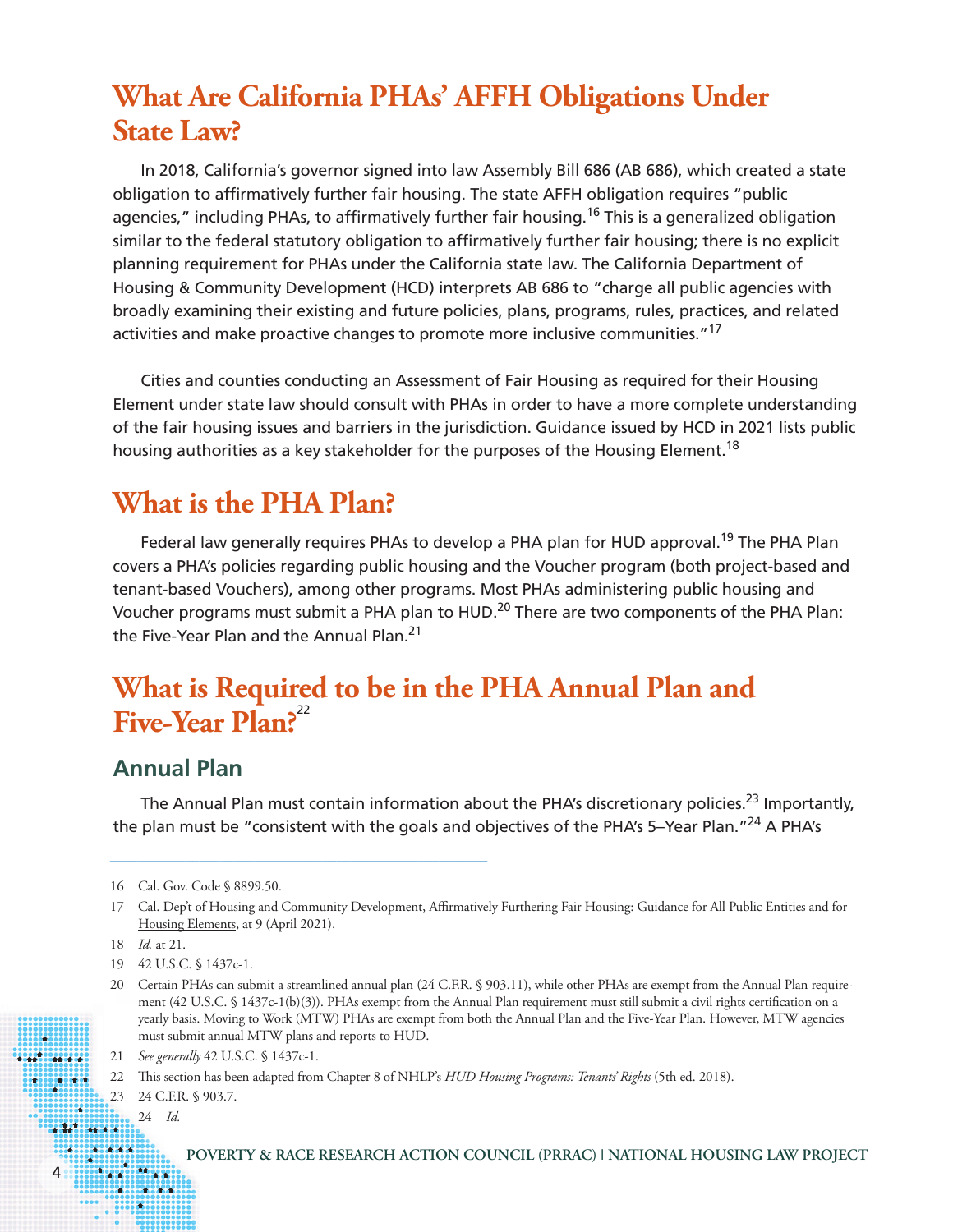# What Are California PHAs' AFFH Obligations Under State Law?

In 2018, California's governor signed into law Assembly Bill 686 (AB 686), which created a state obligation to affirmatively further fair housing. The state AFFH obligation requires "public agencies," including PHAs, to affirmatively further fair housing.[16] This is a generalized obligation similar to the federal statutory obligation to affirmatively further fair housing; there is no explicit planning requirement for PHAs under the California state law. The California Department of Housing & Community Development (HCD) interprets AB 686 to "charge all public agencies with broadly examining their existing and future policies, plans, programs, rules, practices, and related activities and make proactive changes to promote more inclusive communities."[17]

Cities and counties conducting an Assessment of Fair Housing as required for their Housing Element under state law should consult with PHAs in order to have a more complete understanding of the fair housing issues and barriers in the jurisdiction. Guidance issued by HCD in 2021 lists public housing authorities as a key stakeholder for the purposes of the Housing Element.[18]

# What is the PHA Plan?

Federal law generally requires PHAs to develop a PHA plan for HUD approval.[19] The PHA Plan covers a PHA's policies regarding public housing and the Voucher program (both project-based and tenant-based Vouchers), among other programs. Most PHAs administering public housing and Voucher programs must submit a PHA plan to HUD.[20] There are two components of the PHA Plan: the Five-Year Plan and the Annual Plan.[21]

# What is Required to be in the PHA Annual Plan and Five-Year Plan?[22]

## Annual Plan

The Annual Plan must contain information about the PHA's discretionary policies.[23] Importantly, the plan must be "consistent with the goals and objectives of the PHA's 5–Year Plan."[24] A PHA's

---

16 Cal. Gov. Code § 8899.50.

17 Cal. Dep't of Housing and Community Development, Affirmatively Furthering Fair Housing: Guidance for All Public Entities and for Housing Elements, at 9 (April 2021).

18 *Id.* at 21.

19 42 U.S.C. § 1437c-1.

20 Certain PHAs can submit a streamlined annual plan (24 C.F.R. § 903.11), while other PHAs are exempt from the Annual Plan requirement (42 U.S.C. § 1437c-1(b)(3)). PHAs exempt from the Annual Plan requirement must still submit a civil rights certification on a yearly basis. Moving to Work (MTW) PHAs are exempt from both the Annual Plan and the Five-Year Plan. However, MTW agencies must submit annual MTW plans and reports to HUD.

21 *See generally* 42 U.S.C. § 1437c-1.

22 This section has been adapted from Chapter 8 of NHLP's *HUD Housing Programs: Tenants' Rights* (5th ed. 2018).

23 24 C.F.R. § 903.7.

24 *Id.*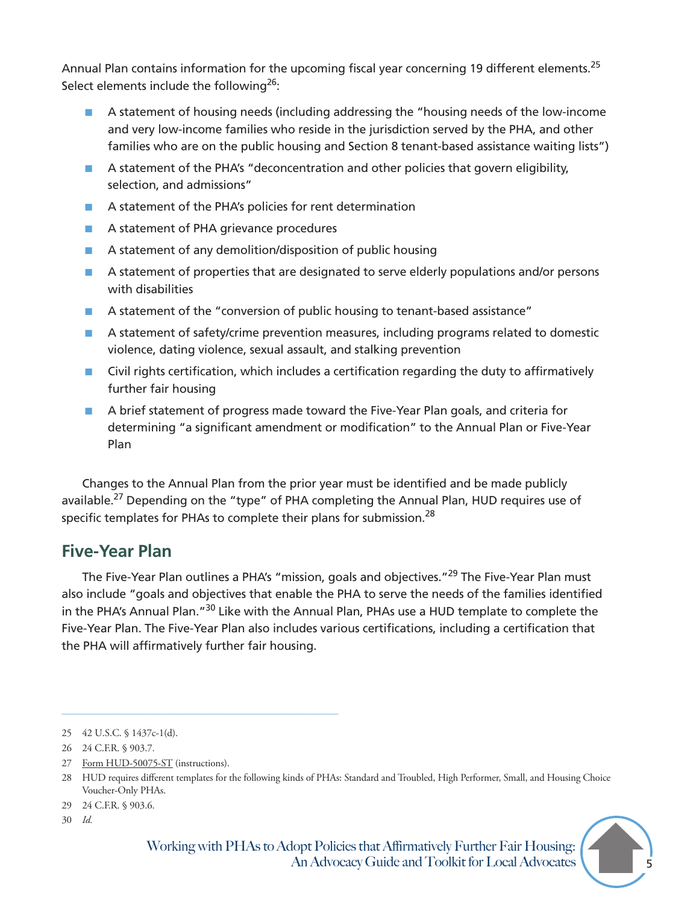Annual Plan contains information for the upcoming fiscal year concerning 19 different elements.[25] Select elements include the following[26]:

- A statement of housing needs (including addressing the "housing needs of the low-income and very low-income families who reside in the jurisdiction served by the PHA, and other families who are on the public housing and Section 8 tenant-based assistance waiting lists")
- A statement of the PHA's "deconcentration and other policies that govern eligibility, selection, and admissions"
- A statement of the PHA's policies for rent determination
- A statement of PHA grievance procedures
- A statement of any demolition/disposition of public housing
- A statement of properties that are designated to serve elderly populations and/or persons with disabilities
- A statement of the "conversion of public housing to tenant-based assistance"
- A statement of safety/crime prevention measures, including programs related to domestic violence, dating violence, sexual assault, and stalking prevention
- Civil rights certification, which includes a certification regarding the duty to affirmatively further fair housing
- A brief statement of progress made toward the Five-Year Plan goals, and criteria for determining "a significant amendment or modification" to the Annual Plan or Five-Year Plan

Changes to the Annual Plan from the prior year must be identified and be made publicly available.[27] Depending on the "type" of PHA completing the Annual Plan, HUD requires use of specific templates for PHAs to complete their plans for submission.[28]

## Five-Year Plan

The Five-Year Plan outlines a PHA's "mission, goals and objectives."[29] The Five-Year Plan must also include "goals and objectives that enable the PHA to serve the needs of the families identified in the PHA's Annual Plan."[30] Like with the Annual Plan, PHAs use a HUD template to complete the Five-Year Plan. The Five-Year Plan also includes various certifications, including a certification that the PHA will affirmatively further fair housing.

---

25 42 U.S.C. § 1437c-1(d).

26 24 C.F.R. § 903.7.

27 Form HUD-50075-ST (instructions).

28 HUD requires different templates for the following kinds of PHAs: Standard and Troubled, High Performer, Small, and Housing Choice Voucher-Only PHAs.

29 24 C.F.R. § 903.6.

30 *Id.*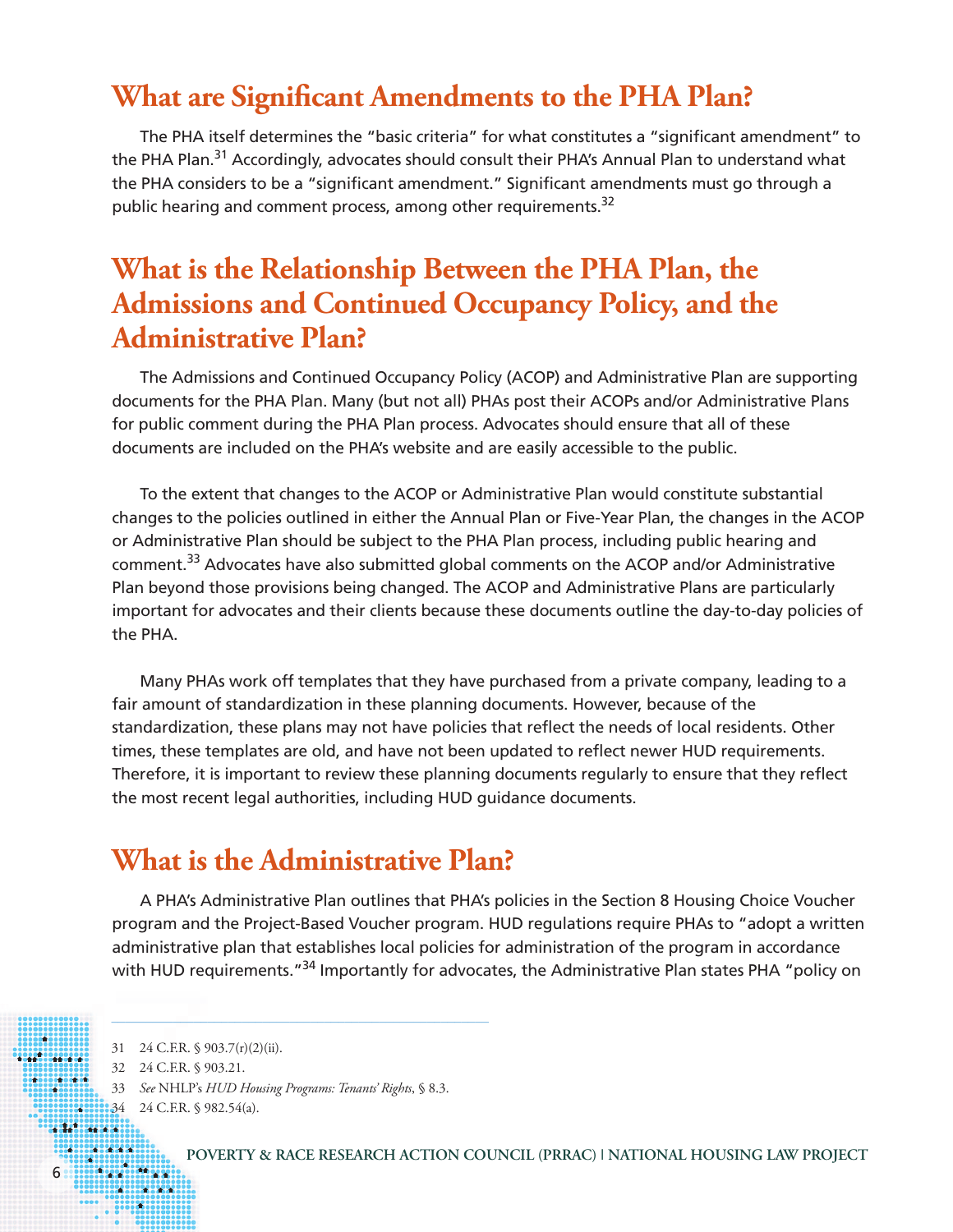## What are Significant Amendments to the PHA Plan?

The PHA itself determines the "basic criteria" for what constitutes a "significant amendment" to the PHA Plan.[31] Accordingly, advocates should consult their PHA's Annual Plan to understand what the PHA considers to be a "significant amendment." Significant amendments must go through a public hearing and comment process, among other requirements.[32]

## What is the Relationship Between the PHA Plan, the Admissions and Continued Occupancy Policy, and the Administrative Plan?

The Admissions and Continued Occupancy Policy (ACOP) and Administrative Plan are supporting documents for the PHA Plan. Many (but not all) PHAs post their ACOPs and/or Administrative Plans for public comment during the PHA Plan process. Advocates should ensure that all of these documents are included on the PHA's website and are easily accessible to the public.

To the extent that changes to the ACOP or Administrative Plan would constitute substantial changes to the policies outlined in either the Annual Plan or Five-Year Plan, the changes in the ACOP or Administrative Plan should be subject to the PHA Plan process, including public hearing and comment.[33] Advocates have also submitted global comments on the ACOP and/or Administrative Plan beyond those provisions being changed. The ACOP and Administrative Plans are particularly important for advocates and their clients because these documents outline the day-to-day policies of the PHA.

Many PHAs work off templates that they have purchased from a private company, leading to a fair amount of standardization in these planning documents. However, because of the standardization, these plans may not have policies that reflect the needs of local residents. Other times, these templates are old, and have not been updated to reflect newer HUD requirements. Therefore, it is important to review these planning documents regularly to ensure that they reflect the most recent legal authorities, including HUD guidance documents.

## What is the Administrative Plan?

A PHA's Administrative Plan outlines that PHA's policies in the Section 8 Housing Choice Voucher program and the Project-Based Voucher program. HUD regulations require PHAs to "adopt a written administrative plan that establishes local policies for administration of the program in accordance with HUD requirements."[34] Importantly for advocates, the Administrative Plan states PHA "policy on

---

31 24 C.F.R. § 903.7(r)(2)(ii).

32 24 C.F.R. § 903.21.

33 *See* NHLP's *HUD Housing Programs: Tenants' Rights*, § 8.3.

34 24 C.F.R. § 982.54(a).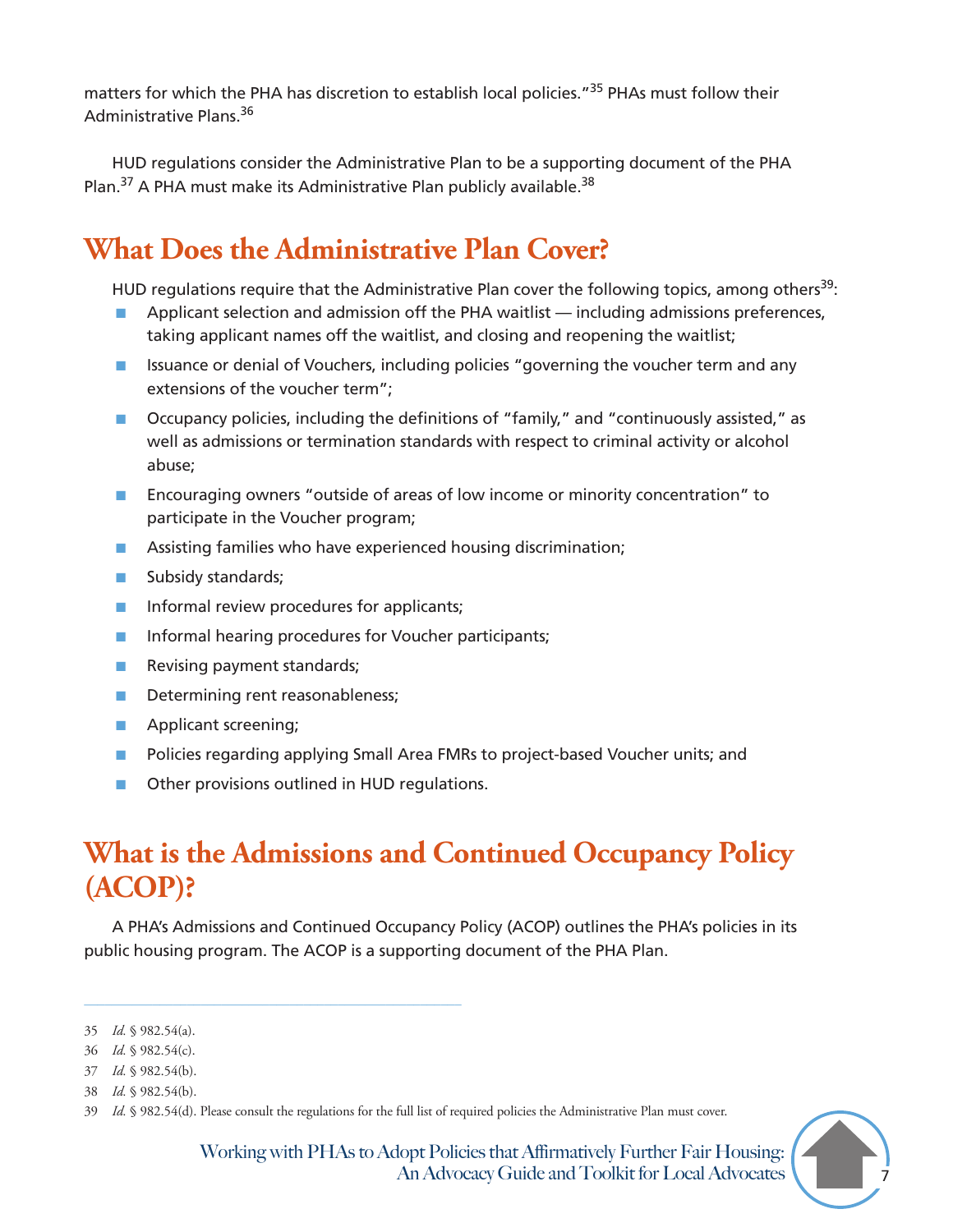matters for which the PHA has discretion to establish local policies."[35] PHAs must follow their Administrative Plans.[36]

HUD regulations consider the Administrative Plan to be a supporting document of the PHA Plan.[37] A PHA must make its Administrative Plan publicly available.[38]

## What Does the Administrative Plan Cover?

HUD regulations require that the Administrative Plan cover the following topics, among others[39]:

- Applicant selection and admission off the PHA waitlist — including admissions preferences, taking applicant names off the waitlist, and closing and reopening the waitlist;
- Issuance or denial of Vouchers, including policies "governing the voucher term and any extensions of the voucher term";
- Occupancy policies, including the definitions of "family," and "continuously assisted," as well as admissions or termination standards with respect to criminal activity or alcohol abuse;
- Encouraging owners "outside of areas of low income or minority concentration" to participate in the Voucher program;
- Assisting families who have experienced housing discrimination;
- Subsidy standards;
- Informal review procedures for applicants;
- Informal hearing procedures for Voucher participants;
- Revising payment standards;
- Determining rent reasonableness;
- Applicant screening;
- Policies regarding applying Small Area FMRs to project-based Voucher units; and
- Other provisions outlined in HUD regulations.

## What is the Admissions and Continued Occupancy Policy (ACOP)?

A PHA's Admissions and Continued Occupancy Policy (ACOP) outlines the PHA's policies in its public housing program. The ACOP is a supporting document of the PHA Plan.

---

35 *Id.* § 982.54(a).

36 *Id.* § 982.54(c).

37 *Id.* § 982.54(b).

38 *Id.* § 982.54(b).

39 *Id.* § 982.54(d). Please consult the regulations for the full list of required policies the Administrative Plan must cover.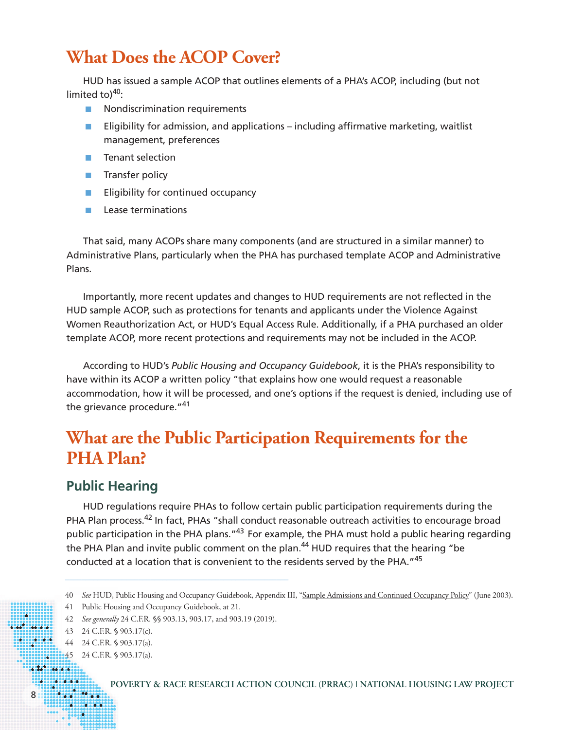# What Does the ACOP Cover?

HUD has issued a sample ACOP that outlines elements of a PHA's ACOP, including (but not limited to)[40]:

- Nondiscrimination requirements
- Eligibility for admission, and applications – including affirmative marketing, waitlist management, preferences
- Tenant selection
- Transfer policy
- Eligibility for continued occupancy
- Lease terminations

That said, many ACOPs share many components (and are structured in a similar manner) to Administrative Plans, particularly when the PHA has purchased template ACOP and Administrative Plans.

Importantly, more recent updates and changes to HUD requirements are not reflected in the HUD sample ACOP, such as protections for tenants and applicants under the Violence Against Women Reauthorization Act, or HUD's Equal Access Rule. Additionally, if a PHA purchased an older template ACOP, more recent protections and requirements may not be included in the ACOP.

According to HUD's *Public Housing and Occupancy Guidebook*, it is the PHA's responsibility to have within its ACOP a written policy "that explains how one would request a reasonable accommodation, how it will be processed, and one's options if the request is denied, including use of the grievance procedure."[41]

# What are the Public Participation Requirements for the PHA Plan?

## Public Hearing

HUD regulations require PHAs to follow certain public participation requirements during the PHA Plan process.[42] In fact, PHAs "shall conduct reasonable outreach activities to encourage broad public participation in the PHA plans."[43] For example, the PHA must hold a public hearing regarding the PHA Plan and invite public comment on the plan.[44] HUD requires that the hearing "be conducted at a location that is convenient to the residents served by the PHA."[45]

---

40 *See* HUD, Public Housing and Occupancy Guidebook, Appendix III, "Sample Admissions and Continued Occupancy Policy" (June 2003).

41 Public Housing and Occupancy Guidebook, at 21.

42 *See generally* 24 C.F.R. §§ 903.13, 903.17, and 903.19 (2019).

43 24 C.F.R. § 903.17(c).

44 24 C.F.R. § 903.17(a).

45 24 C.F.R. § 903.17(a).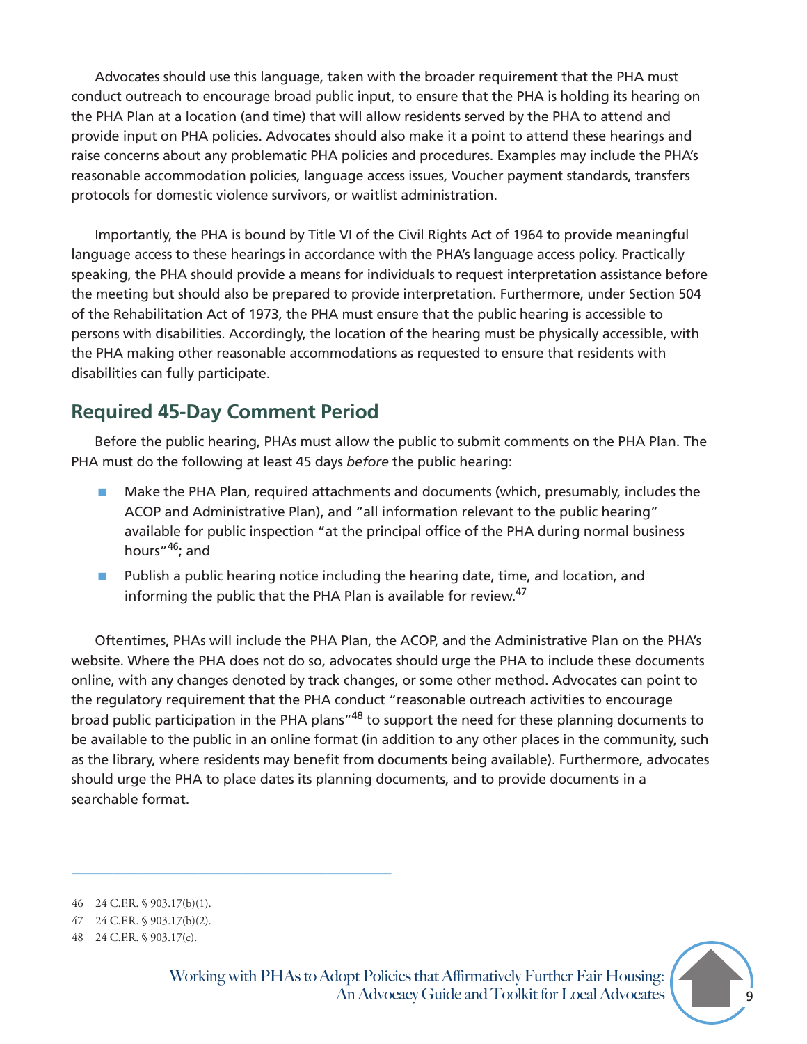Advocates should use this language, taken with the broader requirement that the PHA must conduct outreach to encourage broad public input, to ensure that the PHA is holding its hearing on the PHA Plan at a location (and time) that will allow residents served by the PHA to attend and provide input on PHA policies. Advocates should also make it a point to attend these hearings and raise concerns about any problematic PHA policies and procedures. Examples may include the PHA's reasonable accommodation policies, language access issues, Voucher payment standards, transfers protocols for domestic violence survivors, or waitlist administration.

Importantly, the PHA is bound by Title VI of the Civil Rights Act of 1964 to provide meaningful language access to these hearings in accordance with the PHA's language access policy. Practically speaking, the PHA should provide a means for individuals to request interpretation assistance before the meeting but should also be prepared to provide interpretation. Furthermore, under Section 504 of the Rehabilitation Act of 1973, the PHA must ensure that the public hearing is accessible to persons with disabilities. Accordingly, the location of the hearing must be physically accessible, with the PHA making other reasonable accommodations as requested to ensure that residents with disabilities can fully participate.

## Required 45-Day Comment Period

Before the public hearing, PHAs must allow the public to submit comments on the PHA Plan. The PHA must do the following at least 45 days *before* the public hearing:

- Make the PHA Plan, required attachments and documents (which, presumably, includes the ACOP and Administrative Plan), and "all information relevant to the public hearing" available for public inspection "at the principal office of the PHA during normal business hours"[46]; and
- Publish a public hearing notice including the hearing date, time, and location, and informing the public that the PHA Plan is available for review.[47]

Oftentimes, PHAs will include the PHA Plan, the ACOP, and the Administrative Plan on the PHA's website. Where the PHA does not do so, advocates should urge the PHA to include these documents online, with any changes denoted by track changes, or some other method. Advocates can point to the regulatory requirement that the PHA conduct "reasonable outreach activities to encourage broad public participation in the PHA plans"[48] to support the need for these planning documents to be available to the public in an online format (in addition to any other places in the community, such as the library, where residents may benefit from documents being available). Furthermore, advocates should urge the PHA to place dates its planning documents, and to provide documents in a searchable format.

---

46 24 C.F.R. § 903.17(b)(1).

47 24 C.F.R. § 903.17(b)(2).

48 24 C.F.R. § 903.17(c).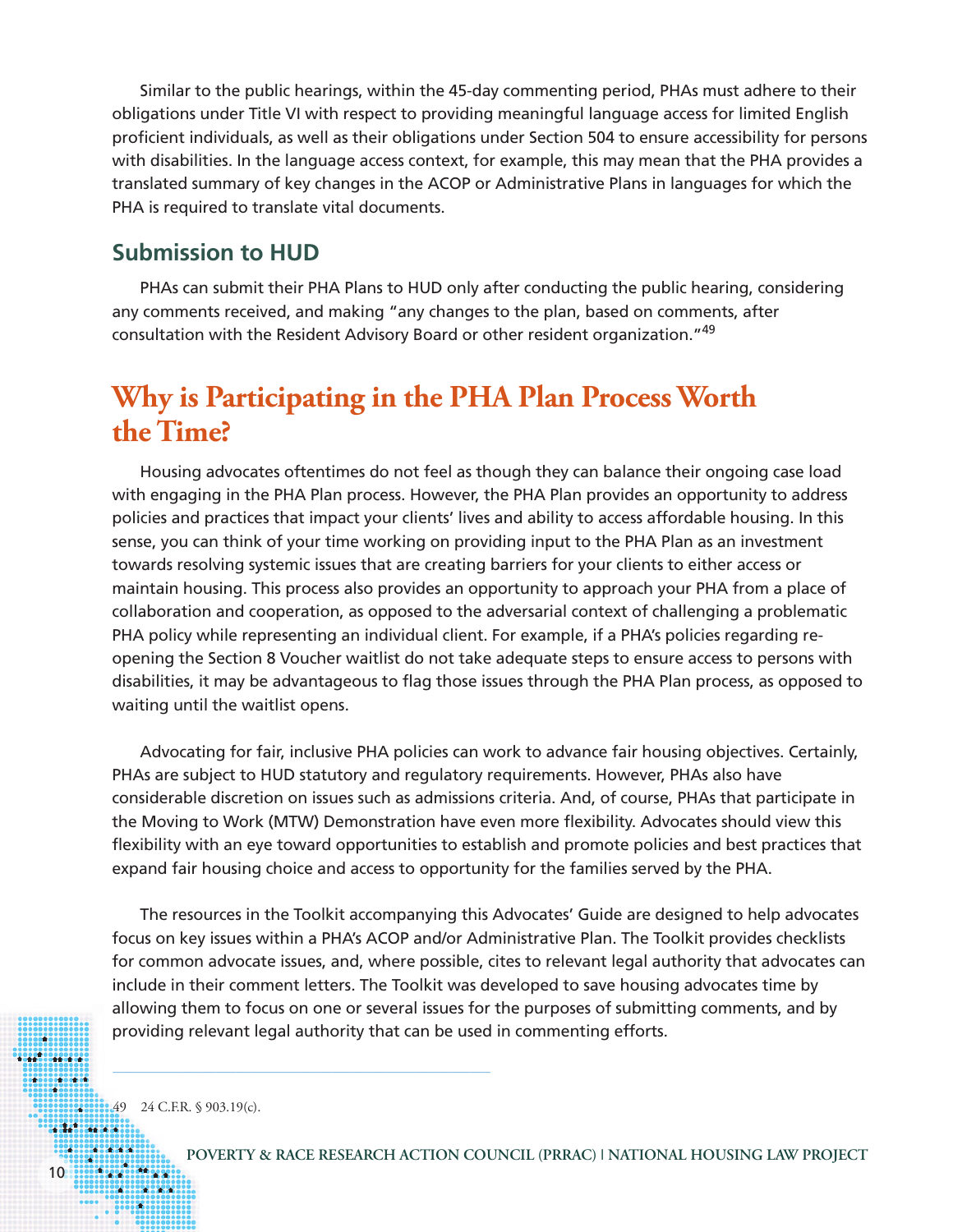Similar to the public hearings, within the 45-day commenting period, PHAs must adhere to their obligations under Title VI with respect to providing meaningful language access for limited English proficient individuals, as well as their obligations under Section 504 to ensure accessibility for persons with disabilities. In the language access context, for example, this may mean that the PHA provides a translated summary of key changes in the ACOP or Administrative Plans in languages for which the PHA is required to translate vital documents.

### Submission to HUD

PHAs can submit their PHA Plans to HUD only after conducting the public hearing, considering any comments received, and making "any changes to the plan, based on comments, after consultation with the Resident Advisory Board or other resident organization."[49]

## Why is Participating in the PHA Plan Process Worth the Time?

Housing advocates oftentimes do not feel as though they can balance their ongoing case load with engaging in the PHA Plan process. However, the PHA Plan provides an opportunity to address policies and practices that impact your clients' lives and ability to access affordable housing. In this sense, you can think of your time working on providing input to the PHA Plan as an investment towards resolving systemic issues that are creating barriers for your clients to either access or maintain housing. This process also provides an opportunity to approach your PHA from a place of collaboration and cooperation, as opposed to the adversarial context of challenging a problematic PHA policy while representing an individual client. For example, if a PHA's policies regarding re-opening the Section 8 Voucher waitlist do not take adequate steps to ensure access to persons with disabilities, it may be advantageous to flag those issues through the PHA Plan process, as opposed to waiting until the waitlist opens.

Advocating for fair, inclusive PHA policies can work to advance fair housing objectives. Certainly, PHAs are subject to HUD statutory and regulatory requirements. However, PHAs also have considerable discretion on issues such as admissions criteria. And, of course, PHAs that participate in the Moving to Work (MTW) Demonstration have even more flexibility. Advocates should view this flexibility with an eye toward opportunities to establish and promote policies and best practices that expand fair housing choice and access to opportunity for the families served by the PHA.

The resources in the Toolkit accompanying this Advocates' Guide are designed to help advocates focus on key issues within a PHA's ACOP and/or Administrative Plan. The Toolkit provides checklists for common advocate issues, and, where possible, cites to relevant legal authority that advocates can include in their comment letters. The Toolkit was developed to save housing advocates time by allowing them to focus on one or several issues for the purposes of submitting comments, and by providing relevant legal authority that can be used in commenting efforts.

---

49 24 C.F.R. § 903.19(c).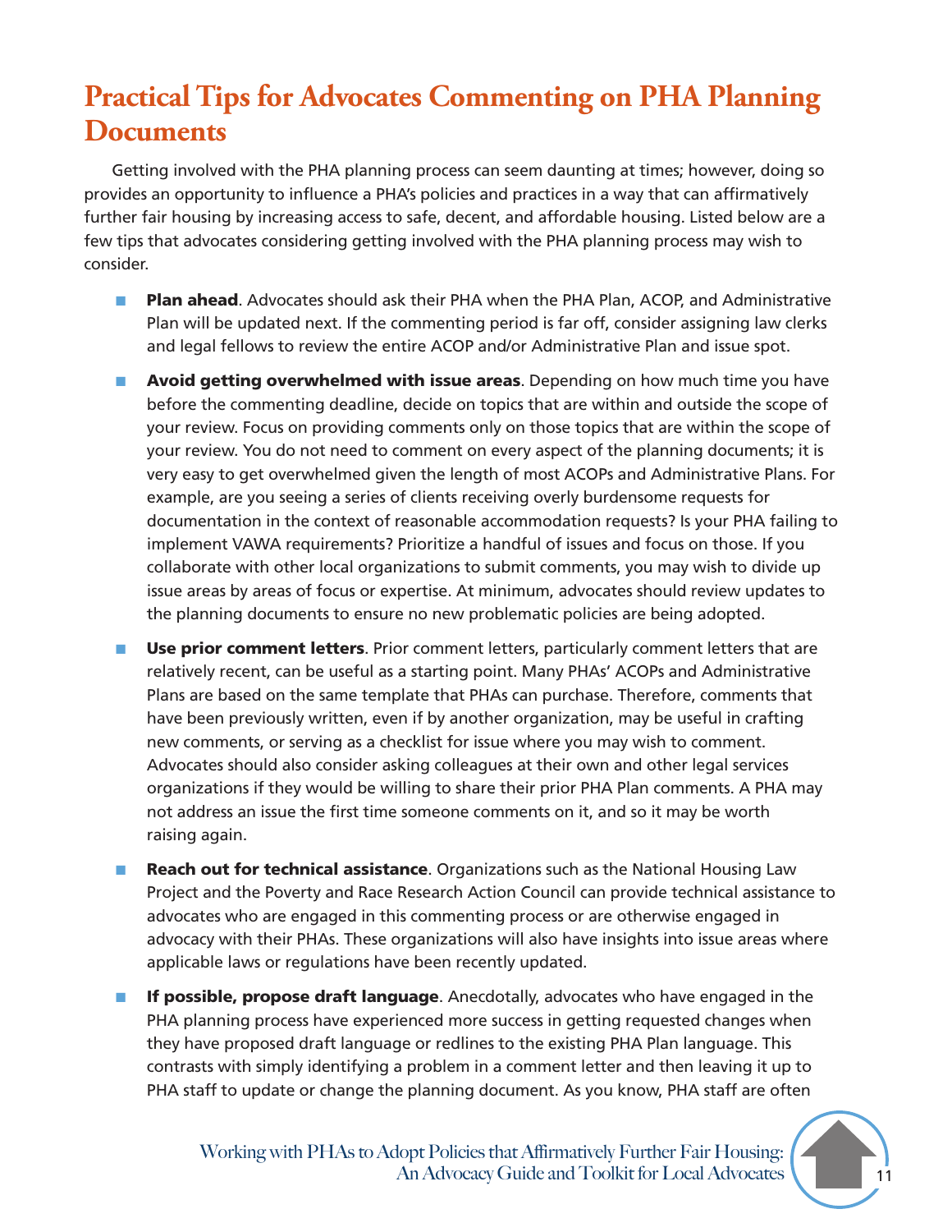# Practical Tips for Advocates Commenting on PHA Planning Documents

Getting involved with the PHA planning process can seem daunting at times; however, doing so provides an opportunity to influence a PHA's policies and practices in a way that can affirmatively further fair housing by increasing access to safe, decent, and affordable housing. Listed below are a few tips that advocates considering getting involved with the PHA planning process may wish to consider.

- **Plan ahead**. Advocates should ask their PHA when the PHA Plan, ACOP, and Administrative Plan will be updated next. If the commenting period is far off, consider assigning law clerks and legal fellows to review the entire ACOP and/or Administrative Plan and issue spot.
- **Avoid getting overwhelmed with issue areas**. Depending on how much time you have before the commenting deadline, decide on topics that are within and outside the scope of your review. Focus on providing comments only on those topics that are within the scope of your review. You do not need to comment on every aspect of the planning documents; it is very easy to get overwhelmed given the length of most ACOPs and Administrative Plans. For example, are you seeing a series of clients receiving overly burdensome requests for documentation in the context of reasonable accommodation requests? Is your PHA failing to implement VAWA requirements? Prioritize a handful of issues and focus on those. If you collaborate with other local organizations to submit comments, you may wish to divide up issue areas by areas of focus or expertise. At minimum, advocates should review updates to the planning documents to ensure no new problematic policies are being adopted.
- **Use prior comment letters**. Prior comment letters, particularly comment letters that are relatively recent, can be useful as a starting point. Many PHAs' ACOPs and Administrative Plans are based on the same template that PHAs can purchase. Therefore, comments that have been previously written, even if by another organization, may be useful in crafting new comments, or serving as a checklist for issue where you may wish to comment. Advocates should also consider asking colleagues at their own and other legal services organizations if they would be willing to share their prior PHA Plan comments. A PHA may not address an issue the first time someone comments on it, and so it may be worth raising again.
- **Reach out for technical assistance**. Organizations such as the National Housing Law Project and the Poverty and Race Research Action Council can provide technical assistance to advocates who are engaged in this commenting process or are otherwise engaged in advocacy with their PHAs. These organizations will also have insights into issue areas where applicable laws or regulations have been recently updated.
- **If possible, propose draft language**. Anecdotally, advocates who have engaged in the PHA planning process have experienced more success in getting requested changes when they have proposed draft language or redlines to the existing PHA Plan language. This contrasts with simply identifying a problem in a comment letter and then leaving it up to PHA staff to update or change the planning document. As you know, PHA staff are often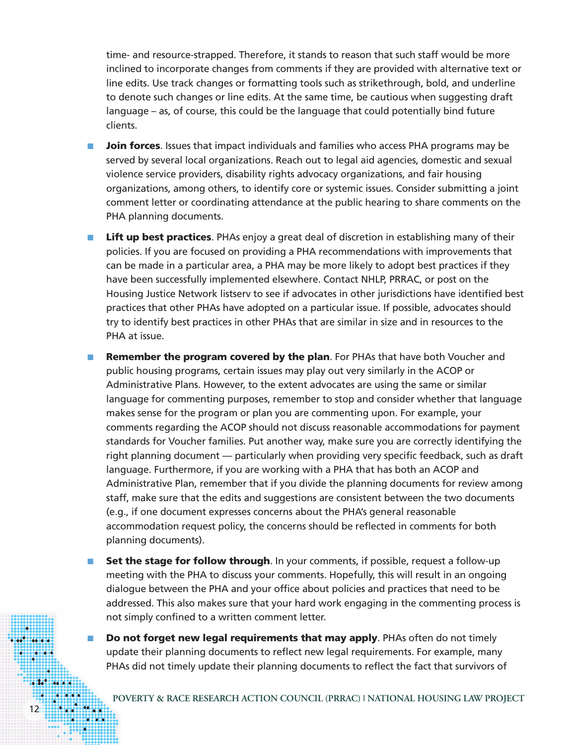time- and resource-strapped. Therefore, it stands to reason that such staff would be more inclined to incorporate changes from comments if they are provided with alternative text or line edits. Use track changes or formatting tools such as strikethrough, bold, and underline to denote such changes or line edits. At the same time, be cautious when suggesting draft language – as, of course, this could be the language that could potentially bind future clients.

- **Join forces**. Issues that impact individuals and families who access PHA programs may be served by several local organizations. Reach out to legal aid agencies, domestic and sexual violence service providers, disability rights advocacy organizations, and fair housing organizations, among others, to identify core or systemic issues. Consider submitting a joint comment letter or coordinating attendance at the public hearing to share comments on the PHA planning documents.

- **Lift up best practices**. PHAs enjoy a great deal of discretion in establishing many of their policies. If you are focused on providing a PHA recommendations with improvements that can be made in a particular area, a PHA may be more likely to adopt best practices if they have been successfully implemented elsewhere. Contact NHLP, PRRAC, or post on the Housing Justice Network listserv to see if advocates in other jurisdictions have identified best practices that other PHAs have adopted on a particular issue. If possible, advocates should try to identify best practices in other PHAs that are similar in size and in resources to the PHA at issue.

- **Remember the program covered by the plan**. For PHAs that have both Voucher and public housing programs, certain issues may play out very similarly in the ACOP or Administrative Plans. However, to the extent advocates are using the same or similar language for commenting purposes, remember to stop and consider whether that language makes sense for the program or plan you are commenting upon. For example, your comments regarding the ACOP should not discuss reasonable accommodations for payment standards for Voucher families. Put another way, make sure you are correctly identifying the right planning document — particularly when providing very specific feedback, such as draft language. Furthermore, if you are working with a PHA that has both an ACOP and Administrative Plan, remember that if you divide the planning documents for review among staff, make sure that the edits and suggestions are consistent between the two documents (e.g., if one document expresses concerns about the PHA's general reasonable accommodation request policy, the concerns should be reflected in comments for both planning documents).

- **Set the stage for follow through**. In your comments, if possible, request a follow-up meeting with the PHA to discuss your comments. Hopefully, this will result in an ongoing dialogue between the PHA and your office about policies and practices that need to be addressed. This also makes sure that your hard work engaging in the commenting process is not simply confined to a written comment letter.

- **Do not forget new legal requirements that may apply**. PHAs often do not timely update their planning documents to reflect new legal requirements. For example, many PHAs did not timely update their planning documents to reflect the fact that survivors of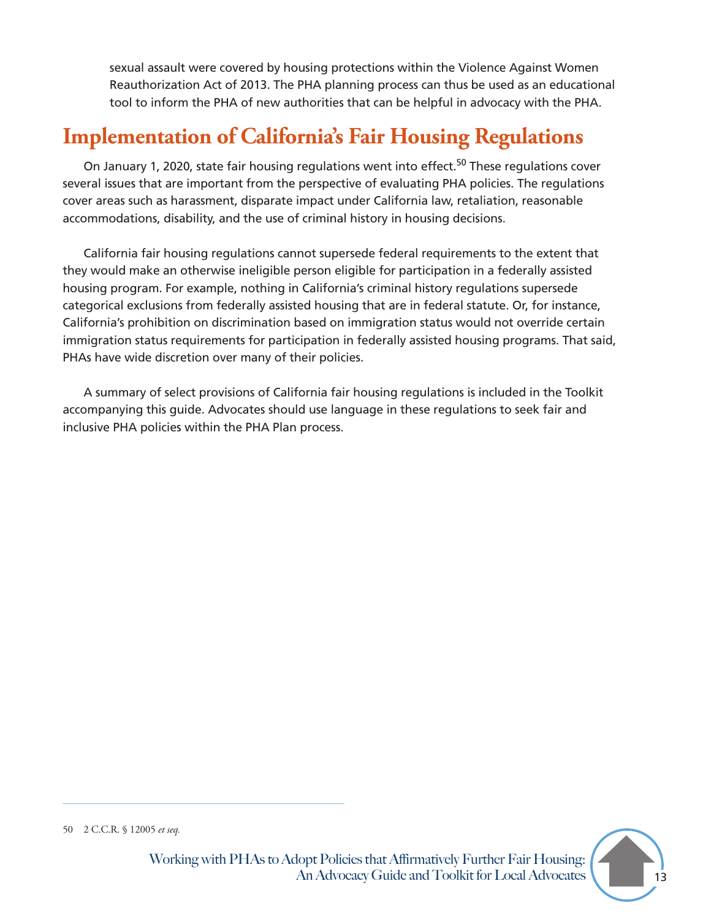sexual assault were covered by housing protections within the Violence Against Women Reauthorization Act of 2013. The PHA planning process can thus be used as an educational tool to inform the PHA of new authorities that can be helpful in advocacy with the PHA.

## Implementation of California's Fair Housing Regulations

On January 1, 2020, state fair housing regulations went into effect.[50] These regulations cover several issues that are important from the perspective of evaluating PHA policies. The regulations cover areas such as harassment, disparate impact under California law, retaliation, reasonable accommodations, disability, and the use of criminal history in housing decisions.

California fair housing regulations cannot supersede federal requirements to the extent that they would make an otherwise ineligible person eligible for participation in a federally assisted housing program. For example, nothing in California's criminal history regulations supersede categorical exclusions from federally assisted housing that are in federal statute. Or, for instance, California's prohibition on discrimination based on immigration status would not override certain immigration status requirements for participation in federally assisted housing programs. That said, PHAs have wide discretion over many of their policies.

A summary of select provisions of California fair housing regulations is included in the Toolkit accompanying this guide. Advocates should use language in these regulations to seek fair and inclusive PHA policies within the PHA Plan process.

---

50 2 C.C.R. § 12005 *et seq.*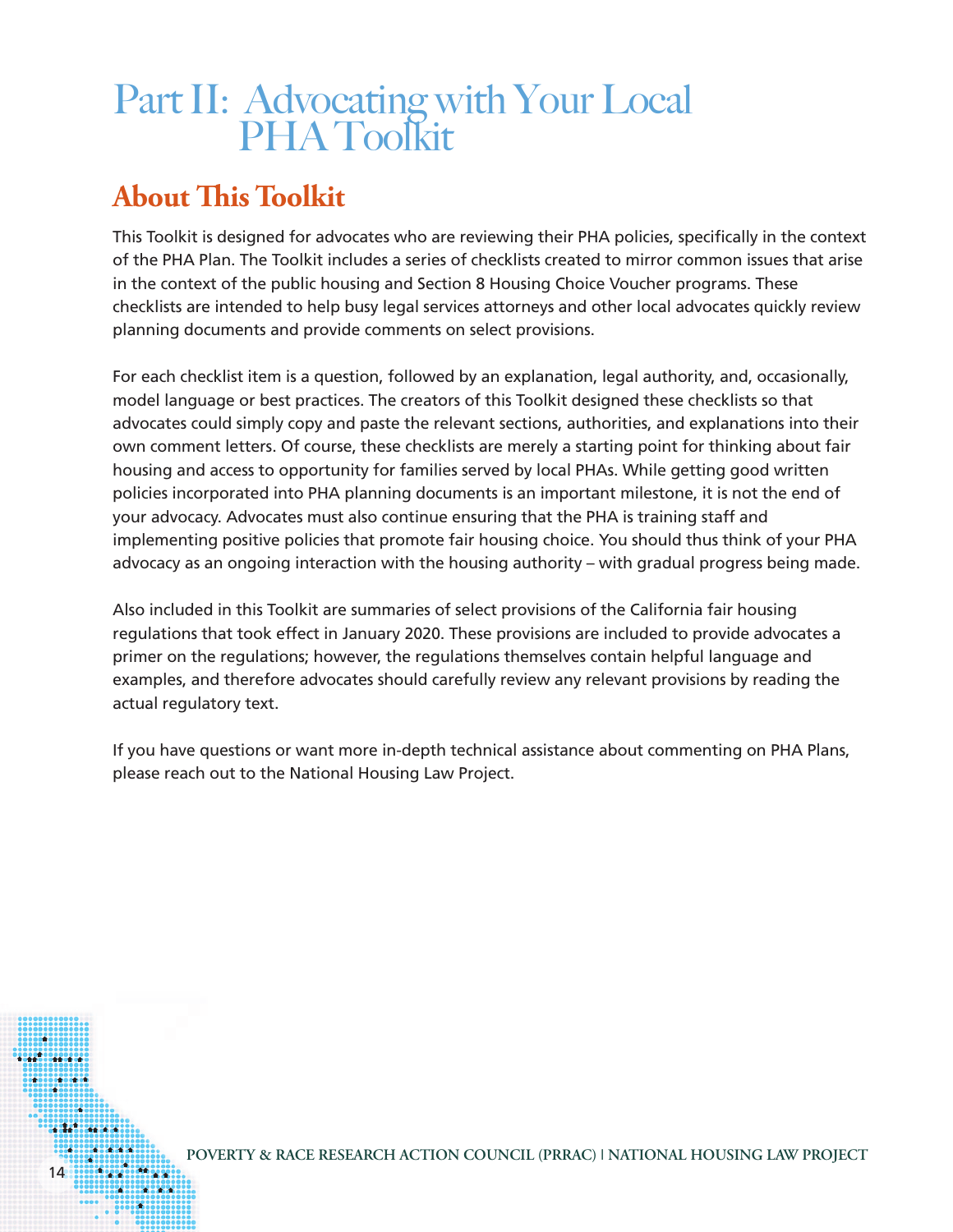# Part II: Advocating with Your Local PHA Toolkit

## About This Toolkit

This Toolkit is designed for advocates who are reviewing their PHA policies, specifically in the context of the PHA Plan. The Toolkit includes a series of checklists created to mirror common issues that arise in the context of the public housing and Section 8 Housing Choice Voucher programs. These checklists are intended to help busy legal services attorneys and other local advocates quickly review planning documents and provide comments on select provisions.

For each checklist item is a question, followed by an explanation, legal authority, and, occasionally, model language or best practices. The creators of this Toolkit designed these checklists so that advocates could simply copy and paste the relevant sections, authorities, and explanations into their own comment letters. Of course, these checklists are merely a starting point for thinking about fair housing and access to opportunity for families served by local PHAs. While getting good written policies incorporated into PHA planning documents is an important milestone, it is not the end of your advocacy. Advocates must also continue ensuring that the PHA is training staff and implementing positive policies that promote fair housing choice. You should thus think of your PHA advocacy as an ongoing interaction with the housing authority – with gradual progress being made.

Also included in this Toolkit are summaries of select provisions of the California fair housing regulations that took effect in January 2020. These provisions are included to provide advocates a primer on the regulations; however, the regulations themselves contain helpful language and examples, and therefore advocates should carefully review any relevant provisions by reading the actual regulatory text.

If you have questions or want more in-depth technical assistance about commenting on PHA Plans, please reach out to the National Housing Law Project.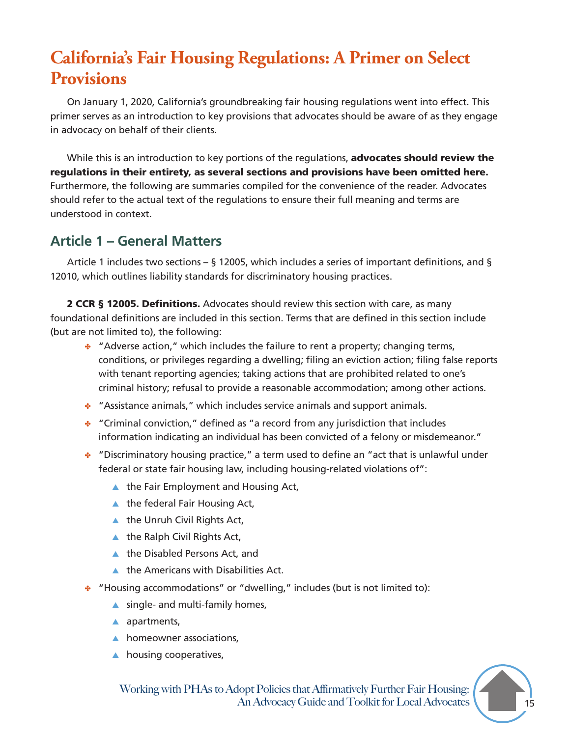# California's Fair Housing Regulations: A Primer on Select Provisions

On January 1, 2020, California's groundbreaking fair housing regulations went into effect. This primer serves as an introduction to key provisions that advocates should be aware of as they engage in advocacy on behalf of their clients.

While this is an introduction to key portions of the regulations, **advocates should review the regulations in their entirety, as several sections and provisions have been omitted here.** Furthermore, the following are summaries compiled for the convenience of the reader. Advocates should refer to the actual text of the regulations to ensure their full meaning and terms are understood in context.

## Article 1 – General Matters

Article 1 includes two sections – § 12005, which includes a series of important definitions, and § 12010, which outlines liability standards for discriminatory housing practices.

**2 CCR § 12005. Definitions.** Advocates should review this section with care, as many foundational definitions are included in this section. Terms that are defined in this section include (but are not limited to), the following:

- "Adverse action," which includes the failure to rent a property; changing terms, conditions, or privileges regarding a dwelling; filing an eviction action; filing false reports with tenant reporting agencies; taking actions that are prohibited related to one's criminal history; refusal to provide a reasonable accommodation; among other actions.
- "Assistance animals," which includes service animals and support animals.
- "Criminal conviction," defined as "a record from any jurisdiction that includes information indicating an individual has been convicted of a felony or misdemeanor."
- "Discriminatory housing practice," a term used to define an "act that is unlawful under federal or state fair housing law, including housing-related violations of":
  - the Fair Employment and Housing Act,
  - the federal Fair Housing Act,
  - the Unruh Civil Rights Act,
  - the Ralph Civil Rights Act,
  - the Disabled Persons Act, and
  - the Americans with Disabilities Act.
- "Housing accommodations" or "dwelling," includes (but is not limited to):
  - single- and multi-family homes,
  - apartments,
  - homeowner associations,
  - housing cooperatives,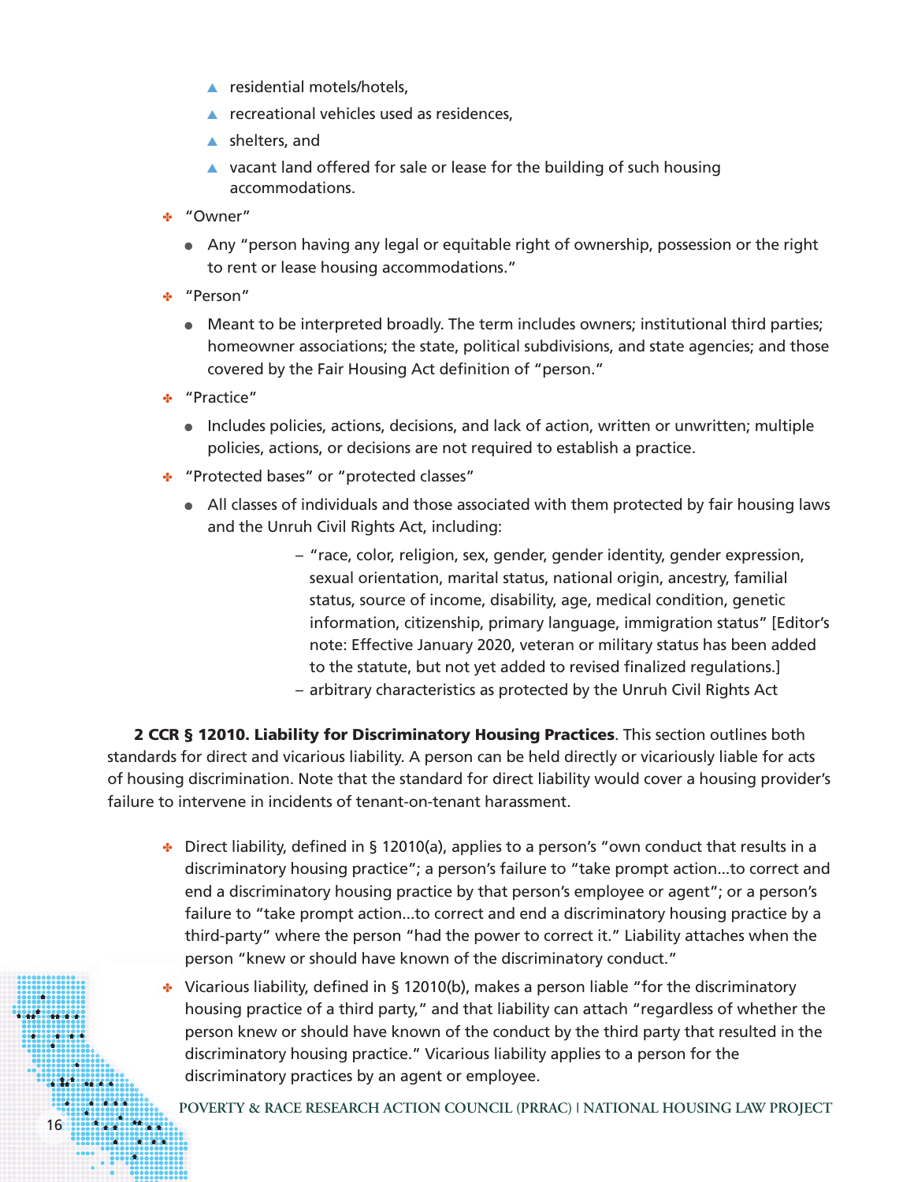- residential motels/hotels,
- recreational vehicles used as residences,
- shelters, and
- vacant land offered for sale or lease for the building of such housing accommodations.

- "Owner"
  - Any "person having any legal or equitable right of ownership, possession or the right to rent or lease housing accommodations."
- "Person"
  - Meant to be interpreted broadly. The term includes owners; institutional third parties; homeowner associations; the state, political subdivisions, and state agencies; and those covered by the Fair Housing Act definition of "person."
- "Practice"
  - Includes policies, actions, decisions, and lack of action, written or unwritten; multiple policies, actions, or decisions are not required to establish a practice.
- "Protected bases" or "protected classes"
  - All classes of individuals and those associated with them protected by fair housing laws and the Unruh Civil Rights Act, including:
    - "race, color, religion, sex, gender, gender identity, gender expression, sexual orientation, marital status, national origin, ancestry, familial status, source of income, disability, age, medical condition, genetic information, citizenship, primary language, immigration status" [Editor's note: Effective January 2020, veteran or military status has been added to the statute, but not yet added to revised finalized regulations.]
    - arbitrary characteristics as protected by the Unruh Civil Rights Act

**2 CCR § 12010. Liability for Discriminatory Housing Practices**. This section outlines both standards for direct and vicarious liability. A person can be held directly or vicariously liable for acts of housing discrimination. Note that the standard for direct liability would cover a housing provider's failure to intervene in incidents of tenant-on-tenant harassment.

- Direct liability, defined in § 12010(a), applies to a person's "own conduct that results in a discriminatory housing practice"; a person's failure to "take prompt action…to correct and end a discriminatory housing practice by that person's employee or agent"; or a person's failure to "take prompt action…to correct and end a discriminatory housing practice by a third-party" where the person "had the power to correct it." Liability attaches when the person "knew or should have known of the discriminatory conduct."
- Vicarious liability, defined in § 12010(b), makes a person liable "for the discriminatory housing practice of a third party," and that liability can attach "regardless of whether the person knew or should have known of the conduct by the third party that resulted in the discriminatory housing practice." Vicarious liability applies to a person for the discriminatory practices by an agent or employee.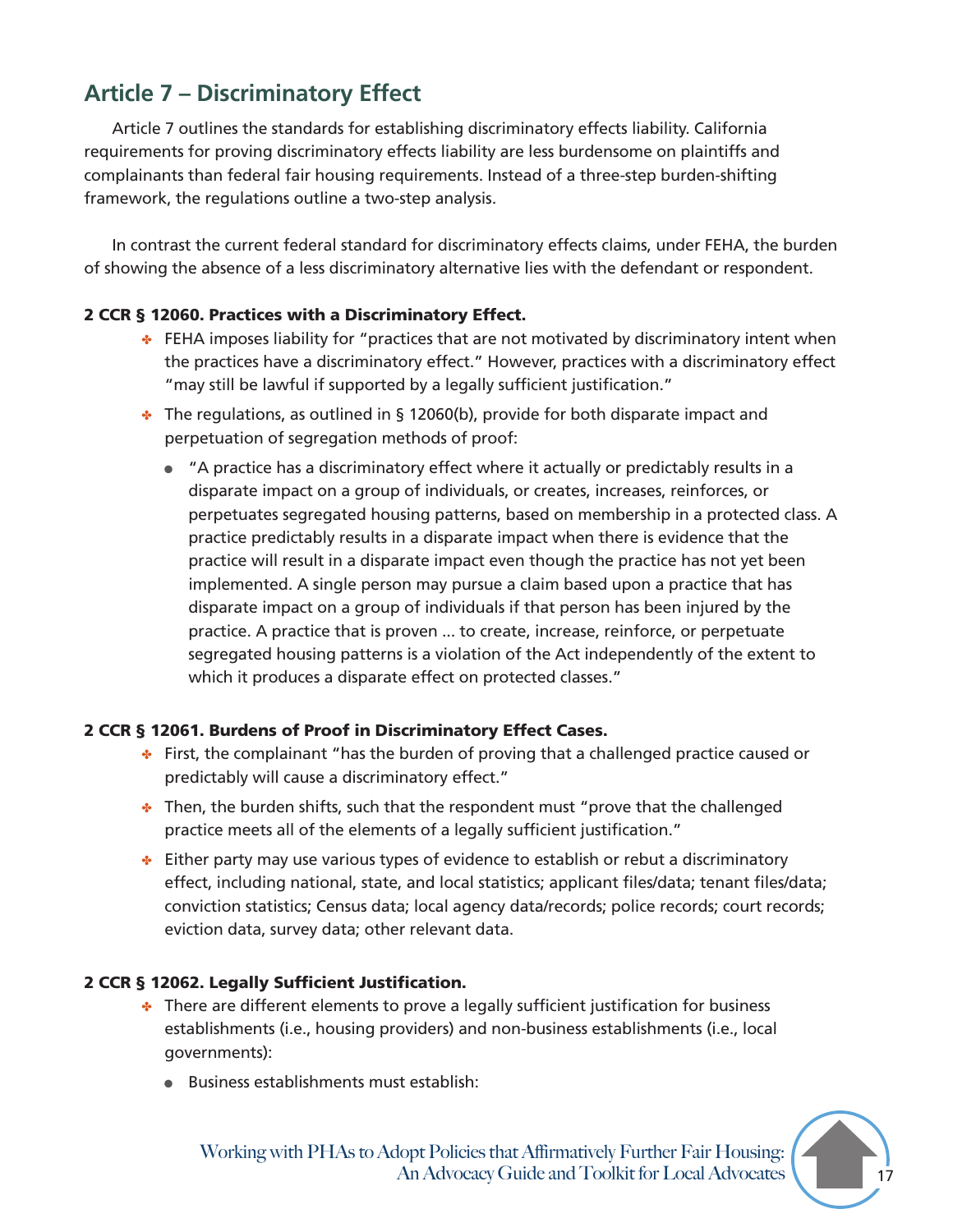## Article 7 – Discriminatory Effect

Article 7 outlines the standards for establishing discriminatory effects liability. California requirements for proving discriminatory effects liability are less burdensome on plaintiffs and complainants than federal fair housing requirements. Instead of a three-step burden-shifting framework, the regulations outline a two-step analysis.

In contrast the current federal standard for discriminatory effects claims, under FEHA, the burden of showing the absence of a less discriminatory alternative lies with the defendant or respondent.

**2 CCR § 12060. Practices with a Discriminatory Effect.**

- FEHA imposes liability for "practices that are not motivated by discriminatory intent when the practices have a discriminatory effect." However, practices with a discriminatory effect "may still be lawful if supported by a legally sufficient justification."
- The regulations, as outlined in § 12060(b), provide for both disparate impact and perpetuation of segregation methods of proof:
  - "A practice has a discriminatory effect where it actually or predictably results in a disparate impact on a group of individuals, or creates, increases, reinforces, or perpetuates segregated housing patterns, based on membership in a protected class. A practice predictably results in a disparate impact when there is evidence that the practice will result in a disparate impact even though the practice has not yet been implemented. A single person may pursue a claim based upon a practice that has disparate impact on a group of individuals if that person has been injured by the practice. A practice that is proven ... to create, increase, reinforce, or perpetuate segregated housing patterns is a violation of the Act independently of the extent to which it produces a disparate effect on protected classes."

**2 CCR § 12061. Burdens of Proof in Discriminatory Effect Cases.**

- First, the complainant "has the burden of proving that a challenged practice caused or predictably will cause a discriminatory effect."
- Then, the burden shifts, such that the respondent must "prove that the challenged practice meets all of the elements of a legally sufficient justification."
- Either party may use various types of evidence to establish or rebut a discriminatory effect, including national, state, and local statistics; applicant files/data; tenant files/data; conviction statistics; Census data; local agency data/records; police records; court records; eviction data, survey data; other relevant data.

**2 CCR § 12062. Legally Sufficient Justification.**

- There are different elements to prove a legally sufficient justification for business establishments (i.e., housing providers) and non-business establishments (i.e., local governments):
  - Business establishments must establish: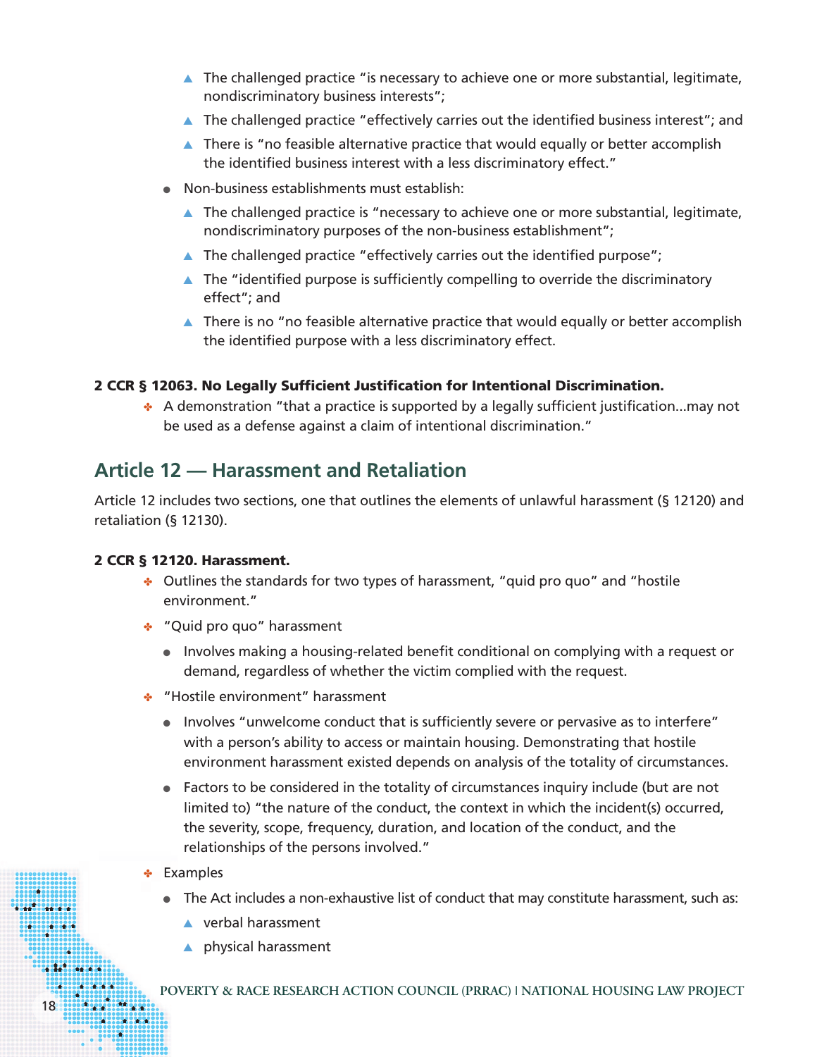- The challenged practice "is necessary to achieve one or more substantial, legitimate, nondiscriminatory business interests";
    - The challenged practice "effectively carries out the identified business interest"; and
    - There is "no feasible alternative practice that would equally or better accomplish the identified business interest with a less discriminatory effect."
  - Non-business establishments must establish:
    - The challenged practice is "necessary to achieve one or more substantial, legitimate, nondiscriminatory purposes of the non-business establishment";
    - The challenged practice "effectively carries out the identified purpose";
    - The "identified purpose is sufficiently compelling to override the discriminatory effect"; and
    - There is no "no feasible alternative practice that would equally or better accomplish the identified purpose with a less discriminatory effect.

**2 CCR § 12063. No Legally Sufficient Justification for Intentional Discrimination.**

- A demonstration "that a practice is supported by a legally sufficient justification...may not be used as a defense against a claim of intentional discrimination."

## Article 12 — Harassment and Retaliation

Article 12 includes two sections, one that outlines the elements of unlawful harassment (§ 12120) and retaliation (§ 12130).

**2 CCR § 12120. Harassment.**

- Outlines the standards for two types of harassment, "quid pro quo" and "hostile environment."
- "Quid pro quo" harassment
  - Involves making a housing-related benefit conditional on complying with a request or demand, regardless of whether the victim complied with the request.
- "Hostile environment" harassment
  - Involves "unwelcome conduct that is sufficiently severe or pervasive as to interfere" with a person's ability to access or maintain housing. Demonstrating that hostile environment harassment existed depends on analysis of the totality of circumstances.
  - Factors to be considered in the totality of circumstances inquiry include (but are not limited to) "the nature of the conduct, the context in which the incident(s) occurred, the severity, scope, frequency, duration, and location of the conduct, and the relationships of the persons involved."
- Examples
  - The Act includes a non-exhaustive list of conduct that may constitute harassment, such as:
    - verbal harassment
    - physical harassment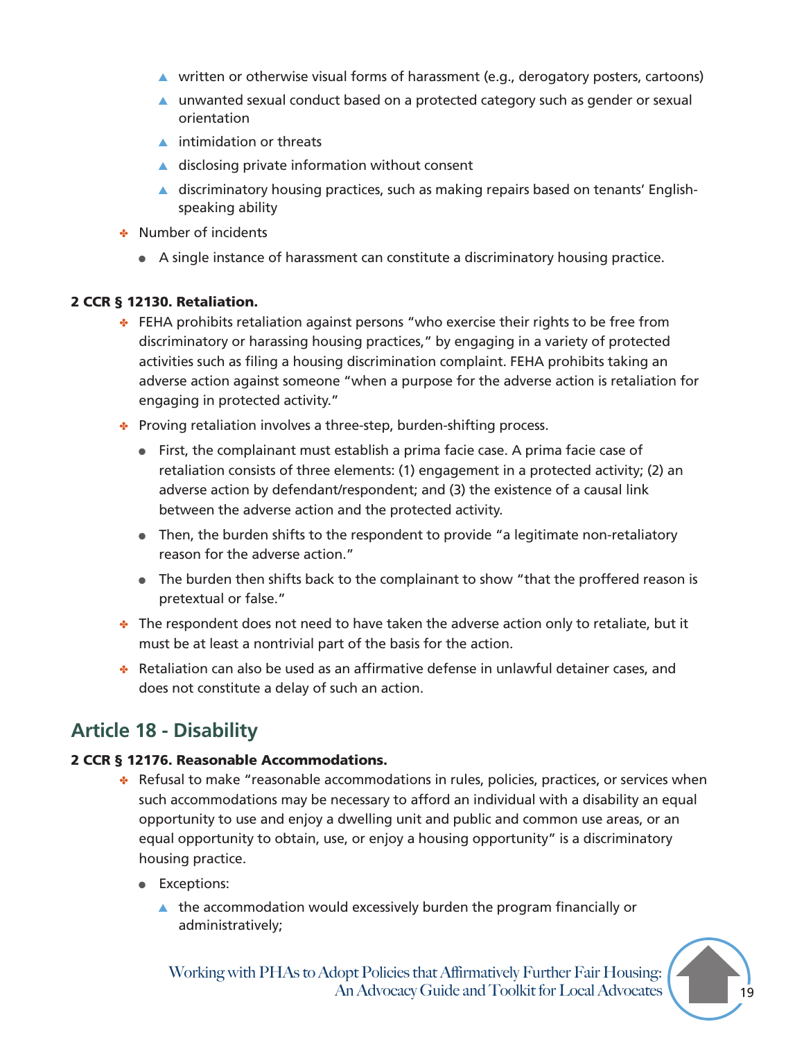- written or otherwise visual forms of harassment (e.g., derogatory posters, cartoons)
    - unwanted sexual conduct based on a protected category such as gender or sexual orientation
    - intimidation or threats
    - disclosing private information without consent
    - discriminatory housing practices, such as making repairs based on tenants' English-speaking ability
- Number of incidents
  - A single instance of harassment can constitute a discriminatory housing practice.

**2 CCR § 12130. Retaliation.**

- FEHA prohibits retaliation against persons "who exercise their rights to be free from discriminatory or harassing housing practices," by engaging in a variety of protected activities such as filing a housing discrimination complaint. FEHA prohibits taking an adverse action against someone "when a purpose for the adverse action is retaliation for engaging in protected activity."
- Proving retaliation involves a three-step, burden-shifting process.
  - First, the complainant must establish a prima facie case. A prima facie case of retaliation consists of three elements: (1) engagement in a protected activity; (2) an adverse action by defendant/respondent; and (3) the existence of a causal link between the adverse action and the protected activity.
  - Then, the burden shifts to the respondent to provide "a legitimate non-retaliatory reason for the adverse action."
  - The burden then shifts back to the complainant to show "that the proffered reason is pretextual or false."
- The respondent does not need to have taken the adverse action only to retaliate, but it must be at least a nontrivial part of the basis for the action.
- Retaliation can also be used as an affirmative defense in unlawful detainer cases, and does not constitute a delay of such an action.

## Article 18 - Disability

**2 CCR § 12176. Reasonable Accommodations.**

- Refusal to make "reasonable accommodations in rules, policies, practices, or services when such accommodations may be necessary to afford an individual with a disability an equal opportunity to use and enjoy a dwelling unit and public and common use areas, or an equal opportunity to obtain, use, or enjoy a housing opportunity" is a discriminatory housing practice.
  - Exceptions:
    - the accommodation would excessively burden the program financially or administratively;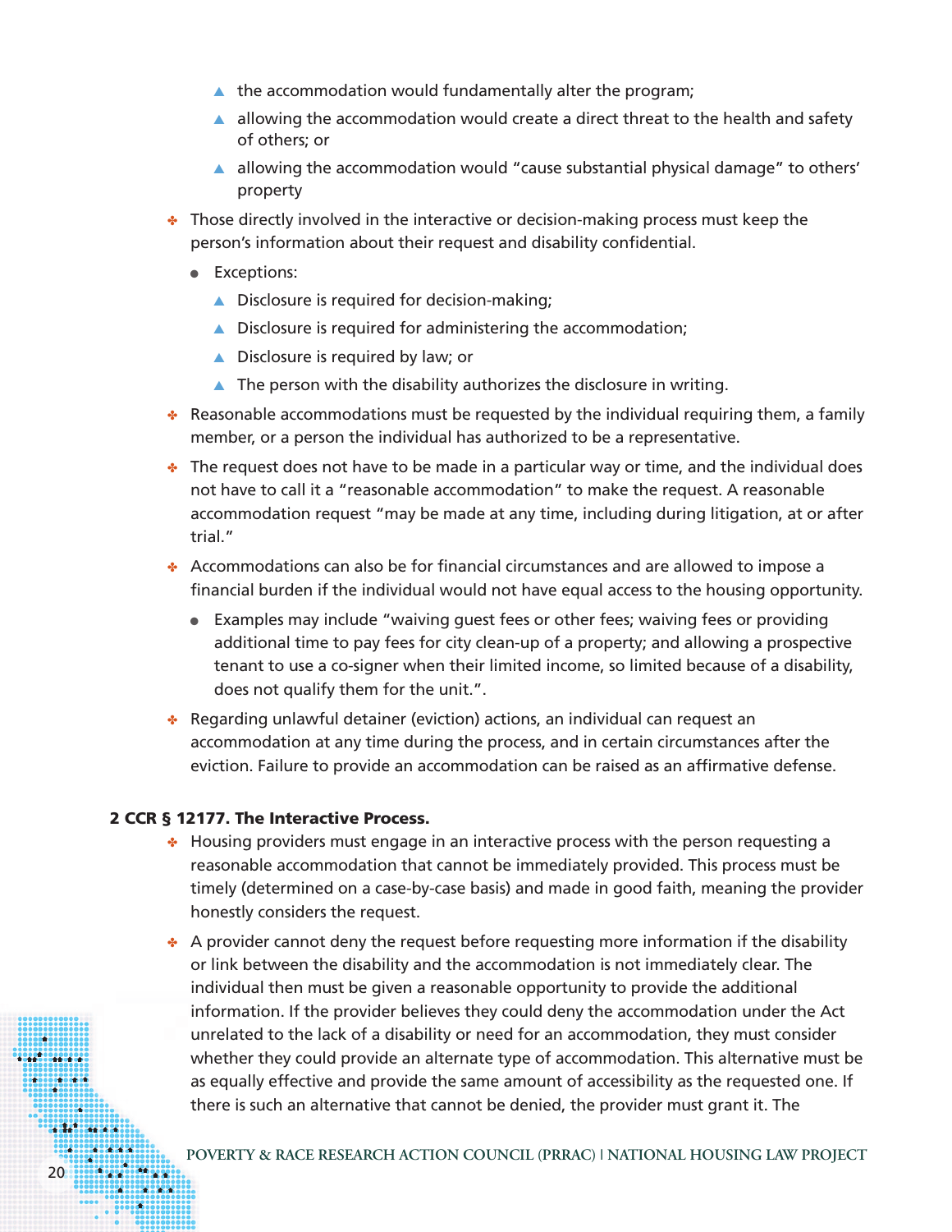- the accommodation would fundamentally alter the program;
    - allowing the accommodation would create a direct threat to the health and safety of others; or
    - allowing the accommodation would "cause substantial physical damage" to others' property
- Those directly involved in the interactive or decision-making process must keep the person's information about their request and disability confidential.
  - Exceptions:
    - Disclosure is required for decision-making;
    - Disclosure is required for administering the accommodation;
    - Disclosure is required by law; or
    - The person with the disability authorizes the disclosure in writing.
- Reasonable accommodations must be requested by the individual requiring them, a family member, or a person the individual has authorized to be a representative.
- The request does not have to be made in a particular way or time, and the individual does not have to call it a "reasonable accommodation" to make the request. A reasonable accommodation request "may be made at any time, including during litigation, at or after trial."
- Accommodations can also be for financial circumstances and are allowed to impose a financial burden if the individual would not have equal access to the housing opportunity.
  - Examples may include "waiving guest fees or other fees; waiving fees or providing additional time to pay fees for city clean-up of a property; and allowing a prospective tenant to use a co-signer when their limited income, so limited because of a disability, does not qualify them for the unit.".
- Regarding unlawful detainer (eviction) actions, an individual can request an accommodation at any time during the process, and in certain circumstances after the eviction. Failure to provide an accommodation can be raised as an affirmative defense.

**2 CCR § 12177. The Interactive Process.**

- Housing providers must engage in an interactive process with the person requesting a reasonable accommodation that cannot be immediately provided. This process must be timely (determined on a case-by-case basis) and made in good faith, meaning the provider honestly considers the request.
- A provider cannot deny the request before requesting more information if the disability or link between the disability and the accommodation is not immediately clear. The individual then must be given a reasonable opportunity to provide the additional information. If the provider believes they could deny the accommodation under the Act unrelated to the lack of a disability or need for an accommodation, they must consider whether they could provide an alternate type of accommodation. This alternative must be as equally effective and provide the same amount of accessibility as the requested one. If there is such an alternative that cannot be denied, the provider must grant it. The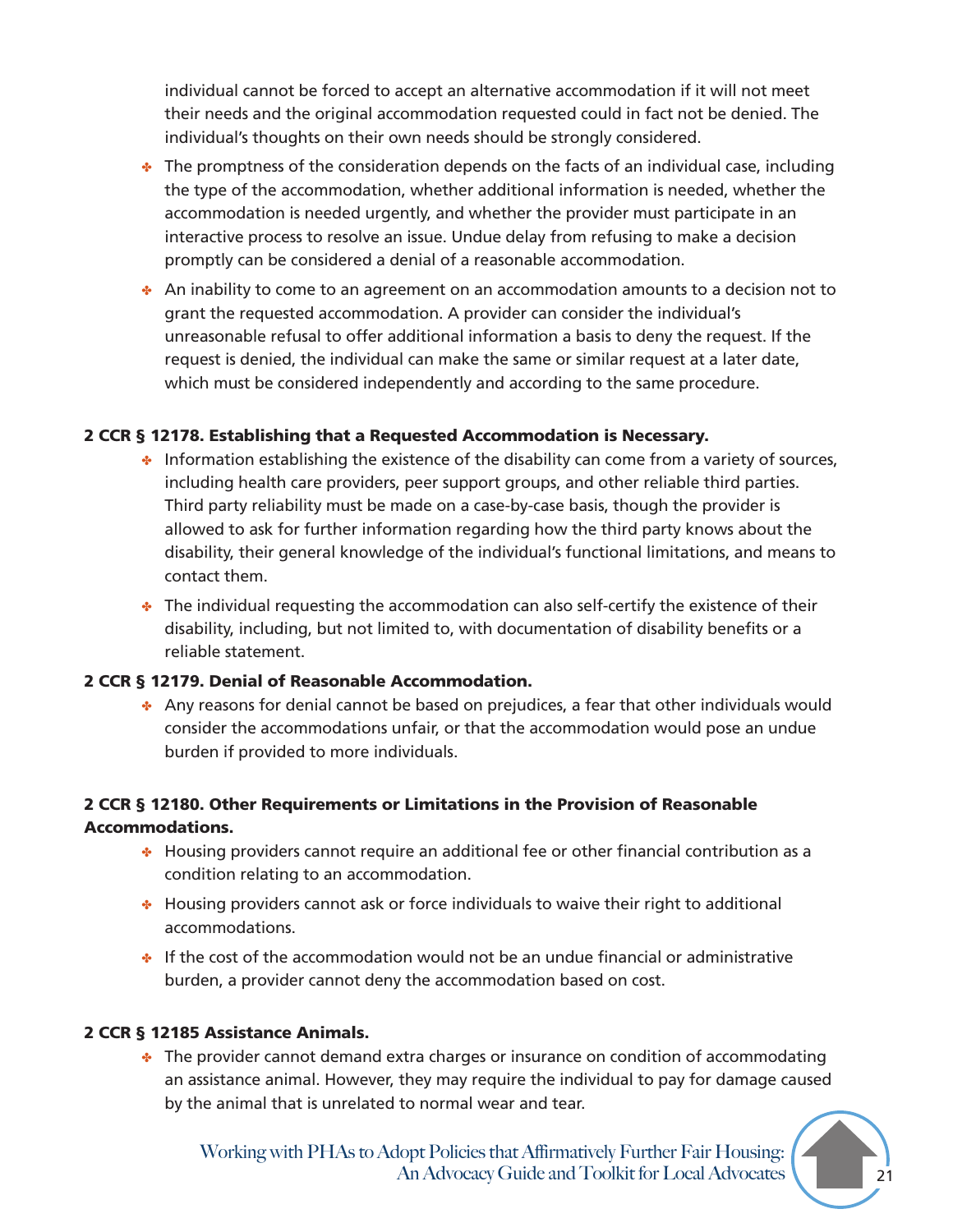individual cannot be forced to accept an alternative accommodation if it will not meet their needs and the original accommodation requested could in fact not be denied. The individual's thoughts on their own needs should be strongly considered.

- The promptness of the consideration depends on the facts of an individual case, including the type of the accommodation, whether additional information is needed, whether the accommodation is needed urgently, and whether the provider must participate in an interactive process to resolve an issue. Undue delay from refusing to make a decision promptly can be considered a denial of a reasonable accommodation.
- An inability to come to an agreement on an accommodation amounts to a decision not to grant the requested accommodation. A provider can consider the individual's unreasonable refusal to offer additional information a basis to deny the request. If the request is denied, the individual can make the same or similar request at a later date, which must be considered independently and according to the same procedure.

**2 CCR § 12178. Establishing that a Requested Accommodation is Necessary.**

- Information establishing the existence of the disability can come from a variety of sources, including health care providers, peer support groups, and other reliable third parties. Third party reliability must be made on a case-by-case basis, though the provider is allowed to ask for further information regarding how the third party knows about the disability, their general knowledge of the individual's functional limitations, and means to contact them.
- The individual requesting the accommodation can also self-certify the existence of their disability, including, but not limited to, with documentation of disability benefits or a reliable statement.

**2 CCR § 12179. Denial of Reasonable Accommodation.**

- Any reasons for denial cannot be based on prejudices, a fear that other individuals would consider the accommodations unfair, or that the accommodation would pose an undue burden if provided to more individuals.

**2 CCR § 12180. Other Requirements or Limitations in the Provision of Reasonable Accommodations.**

- Housing providers cannot require an additional fee or other financial contribution as a condition relating to an accommodation.
- Housing providers cannot ask or force individuals to waive their right to additional accommodations.
- If the cost of the accommodation would not be an undue financial or administrative burden, a provider cannot deny the accommodation based on cost.

**2 CCR § 12185 Assistance Animals.**

- The provider cannot demand extra charges or insurance on condition of accommodating an assistance animal. However, they may require the individual to pay for damage caused by the animal that is unrelated to normal wear and tear.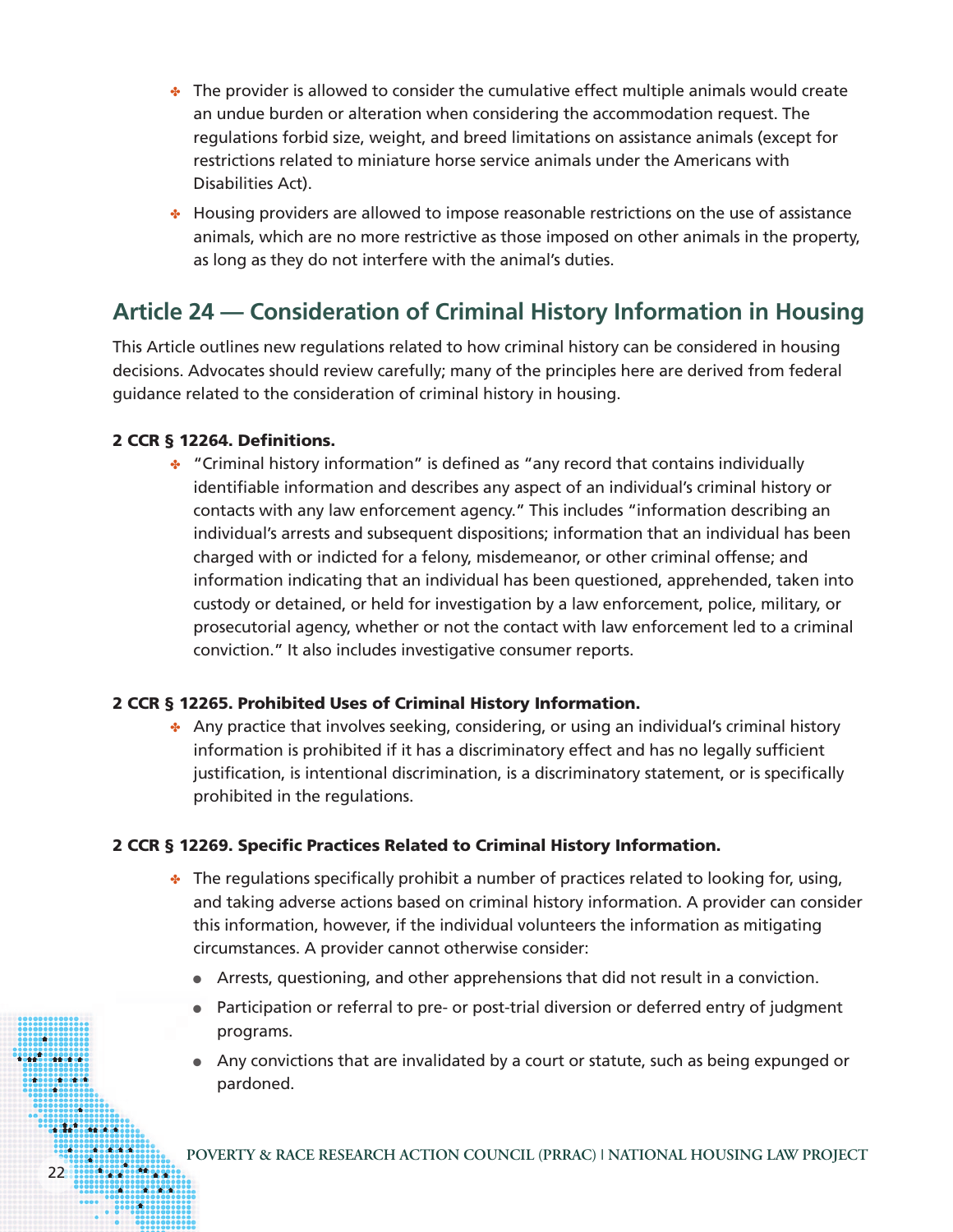- The provider is allowed to consider the cumulative effect multiple animals would create an undue burden or alteration when considering the accommodation request. The regulations forbid size, weight, and breed limitations on assistance animals (except for restrictions related to miniature horse service animals under the Americans with Disabilities Act).
- Housing providers are allowed to impose reasonable restrictions on the use of assistance animals, which are no more restrictive as those imposed on other animals in the property, as long as they do not interfere with the animal's duties.

## Article 24 — Consideration of Criminal History Information in Housing

This Article outlines new regulations related to how criminal history can be considered in housing decisions. Advocates should review carefully; many of the principles here are derived from federal guidance related to the consideration of criminal history in housing.

**2 CCR § 12264. Definitions.**

- "Criminal history information" is defined as "any record that contains individually identifiable information and describes any aspect of an individual's criminal history or contacts with any law enforcement agency." This includes "information describing an individual's arrests and subsequent dispositions; information that an individual has been charged with or indicted for a felony, misdemeanor, or other criminal offense; and information indicating that an individual has been questioned, apprehended, taken into custody or detained, or held for investigation by a law enforcement, police, military, or prosecutorial agency, whether or not the contact with law enforcement led to a criminal conviction." It also includes investigative consumer reports.

**2 CCR § 12265. Prohibited Uses of Criminal History Information.**

- Any practice that involves seeking, considering, or using an individual's criminal history information is prohibited if it has a discriminatory effect and has no legally sufficient justification, is intentional discrimination, is a discriminatory statement, or is specifically prohibited in the regulations.

**2 CCR § 12269. Specific Practices Related to Criminal History Information.**

- The regulations specifically prohibit a number of practices related to looking for, using, and taking adverse actions based on criminal history information. A provider can consider this information, however, if the individual volunteers the information as mitigating circumstances. A provider cannot otherwise consider:
  - Arrests, questioning, and other apprehensions that did not result in a conviction.
  - Participation or referral to pre- or post-trial diversion or deferred entry of judgment programs.
  - Any convictions that are invalidated by a court or statute, such as being expunged or pardoned.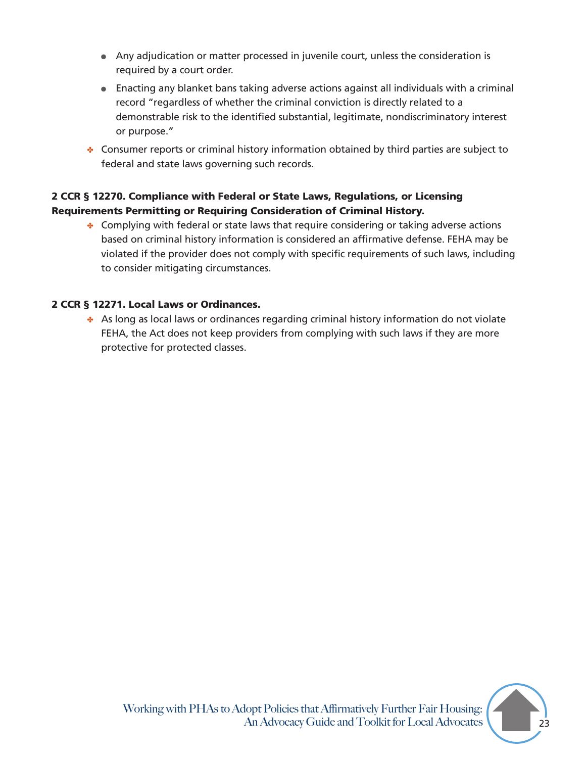- Any adjudication or matter processed in juvenile court, unless the consideration is required by a court order.
    - Enacting any blanket bans taking adverse actions against all individuals with a criminal record "regardless of whether the criminal conviction is directly related to a demonstrable risk to the identified substantial, legitimate, nondiscriminatory interest or purpose."
- Consumer reports or criminal history information obtained by third parties are subject to federal and state laws governing such records.

**2 CCR § 12270. Compliance with Federal or State Laws, Regulations, or Licensing Requirements Permitting or Requiring Consideration of Criminal History.**

- Complying with federal or state laws that require considering or taking adverse actions based on criminal history information is considered an affirmative defense. FEHA may be violated if the provider does not comply with specific requirements of such laws, including to consider mitigating circumstances.

**2 CCR § 12271. Local Laws or Ordinances.**

- As long as local laws or ordinances regarding criminal history information do not violate FEHA, the Act does not keep providers from complying with such laws if they are more protective for protected classes.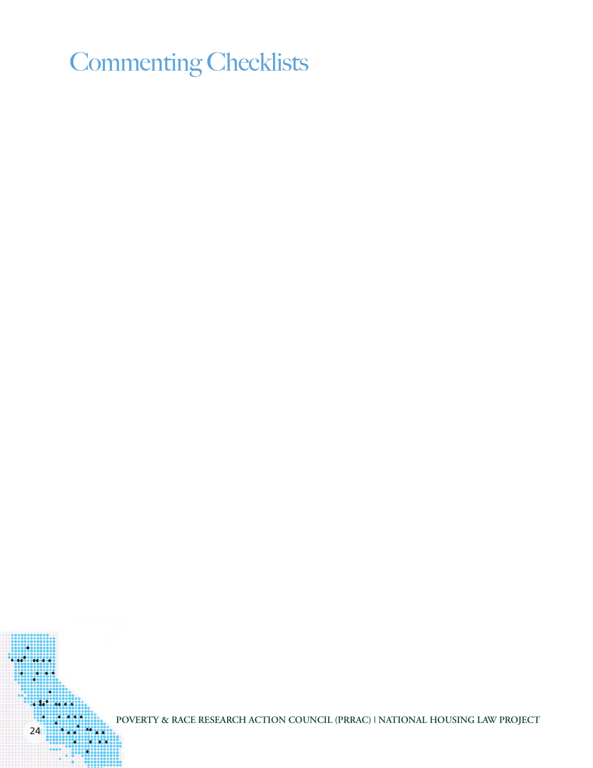# Commenting Checklists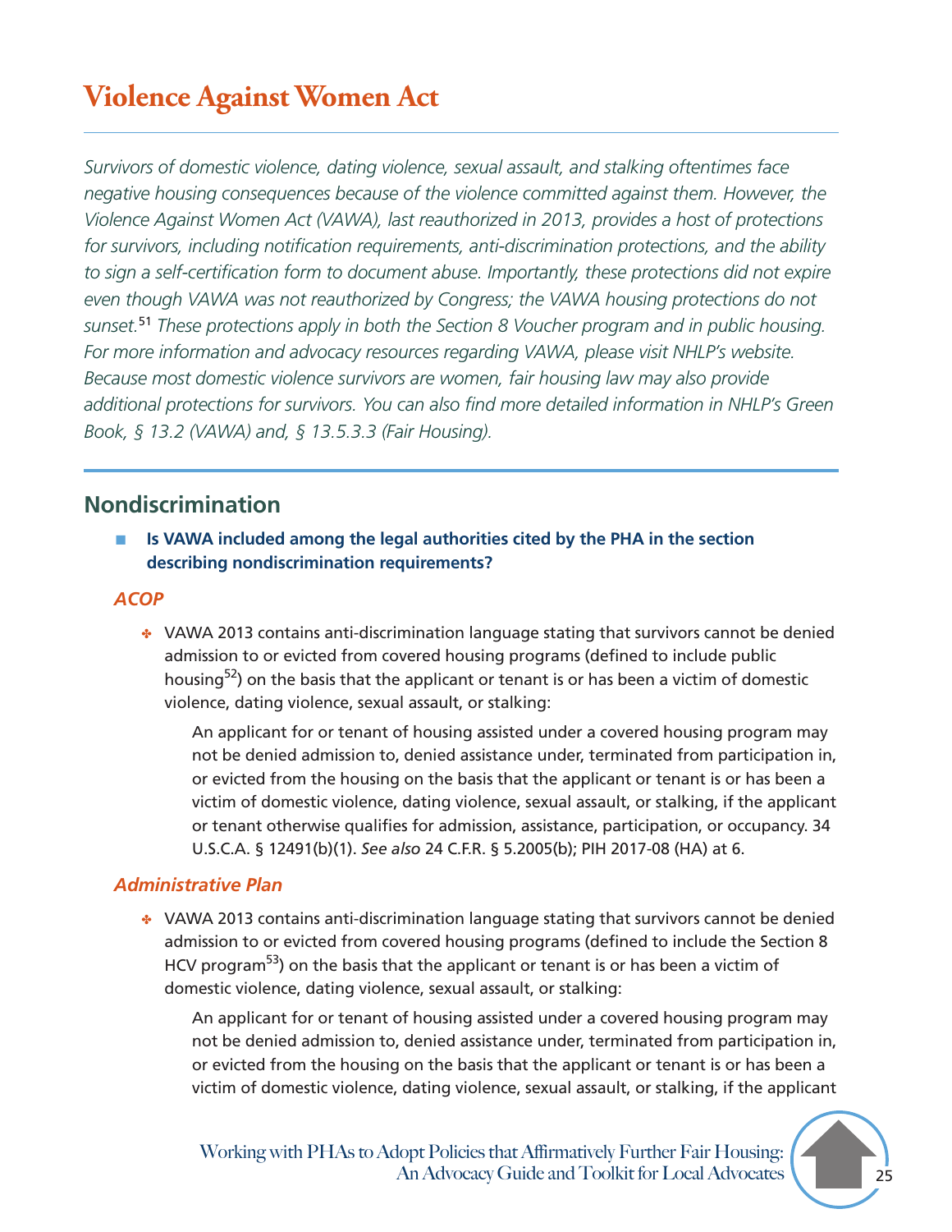# Violence Against Women Act

*Survivors of domestic violence, dating violence, sexual assault, and stalking oftentimes face negative housing consequences because of the violence committed against them. However, the Violence Against Women Act (VAWA), last reauthorized in 2013, provides a host of protections for survivors, including notification requirements, anti-discrimination protections, and the ability to sign a self-certification form to document abuse. Importantly, these protections did not expire even though VAWA was not reauthorized by Congress; the VAWA housing protections do not sunset.*[51] *These protections apply in both the Section 8 Voucher program and in public housing. For more information and advocacy resources regarding VAWA, please visit NHLP's website. Because most domestic violence survivors are women, fair housing law may also provide additional protections for survivors. You can also find more detailed information in NHLP's Green Book, § 13.2 (VAWA) and, § 13.5.3.3 (Fair Housing).*

## Nondiscrimination

- **Is VAWA included among the legal authorities cited by the PHA in the section describing nondiscrimination requirements?**

### *ACOP*

- VAWA 2013 contains anti-discrimination language stating that survivors cannot be denied admission to or evicted from covered housing programs (defined to include public housing[52]) on the basis that the applicant or tenant is or has been a victim of domestic violence, dating violence, sexual assault, or stalking:

  An applicant for or tenant of housing assisted under a covered housing program may not be denied admission to, denied assistance under, terminated from participation in, or evicted from the housing on the basis that the applicant or tenant is or has been a victim of domestic violence, dating violence, sexual assault, or stalking, if the applicant or tenant otherwise qualifies for admission, assistance, participation, or occupancy. 34 U.S.C.A. § 12491(b)(1). *See also* 24 C.F.R. § 5.2005(b); PIH 2017-08 (HA) at 6.

### *Administrative Plan*

- VAWA 2013 contains anti-discrimination language stating that survivors cannot be denied admission to or evicted from covered housing programs (defined to include the Section 8 HCV program[53]) on the basis that the applicant or tenant is or has been a victim of domestic violence, dating violence, sexual assault, or stalking:

  An applicant for or tenant of housing assisted under a covered housing program may not be denied admission to, denied assistance under, terminated from participation in, or evicted from the housing on the basis that the applicant or tenant is or has been a victim of domestic violence, dating violence, sexual assault, or stalking, if the applicant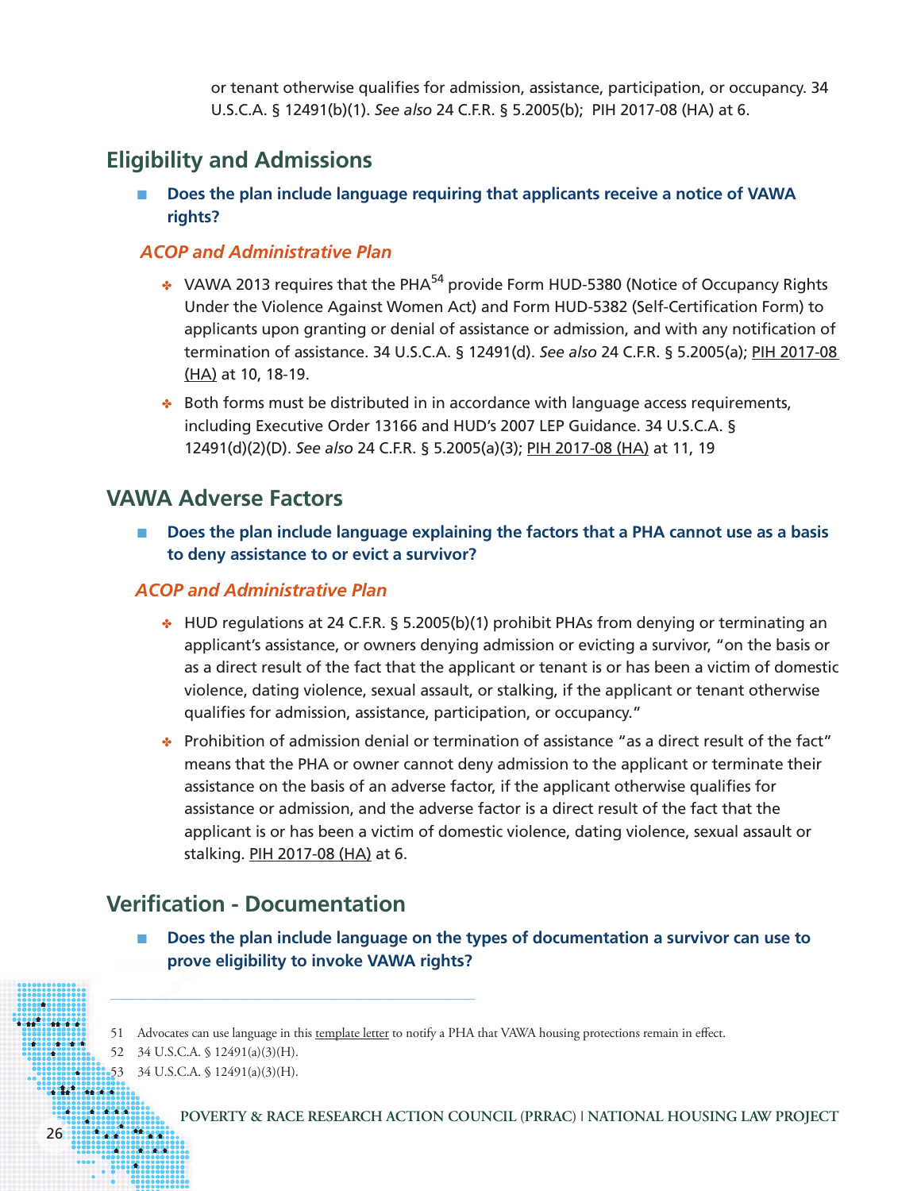or tenant otherwise qualifies for admission, assistance, participation, or occupancy. 34 U.S.C.A. § 12491(b)(1). *See also* 24 C.F.R. § 5.2005(b); PIH 2017-08 (HA) at 6.

## Eligibility and Admissions

- **Does the plan include language requiring that applicants receive a notice of VAWA rights?**

### *ACOP and Administrative Plan*

- VAWA 2013 requires that the PHA[54] provide Form HUD-5380 (Notice of Occupancy Rights Under the Violence Against Women Act) and Form HUD-5382 (Self-Certification Form) to applicants upon granting or denial of assistance or admission, and with any notification of termination of assistance. 34 U.S.C.A. § 12491(d). *See also* 24 C.F.R. § 5.2005(a); PIH 2017-08 (HA) at 10, 18-19.
- Both forms must be distributed in in accordance with language access requirements, including Executive Order 13166 and HUD's 2007 LEP Guidance. 34 U.S.C.A. § 12491(d)(2)(D). *See also* 24 C.F.R. § 5.2005(a)(3); PIH 2017-08 (HA) at 11, 19

## VAWA Adverse Factors

- **Does the plan include language explaining the factors that a PHA cannot use as a basis to deny assistance to or evict a survivor?**

### *ACOP and Administrative Plan*

- HUD regulations at 24 C.F.R. § 5.2005(b)(1) prohibit PHAs from denying or terminating an applicant's assistance, or owners denying admission or evicting a survivor, "on the basis or as a direct result of the fact that the applicant or tenant is or has been a victim of domestic violence, dating violence, sexual assault, or stalking, if the applicant or tenant otherwise qualifies for admission, assistance, participation, or occupancy."
- Prohibition of admission denial or termination of assistance "as a direct result of the fact" means that the PHA or owner cannot deny admission to the applicant or terminate their assistance on the basis of an adverse factor, if the applicant otherwise qualifies for assistance or admission, and the adverse factor is a direct result of the fact that the applicant is or has been a victim of domestic violence, dating violence, sexual assault or stalking. PIH 2017-08 (HA) at 6.

## Verification - Documentation

- **Does the plan include language on the types of documentation a survivor can use to prove eligibility to invoke VAWA rights?**

---

51 Advocates can use language in this template letter to notify a PHA that VAWA housing protections remain in effect.

52 34 U.S.C.A. § 12491(a)(3)(H).

53 34 U.S.C.A. § 12491(a)(3)(H).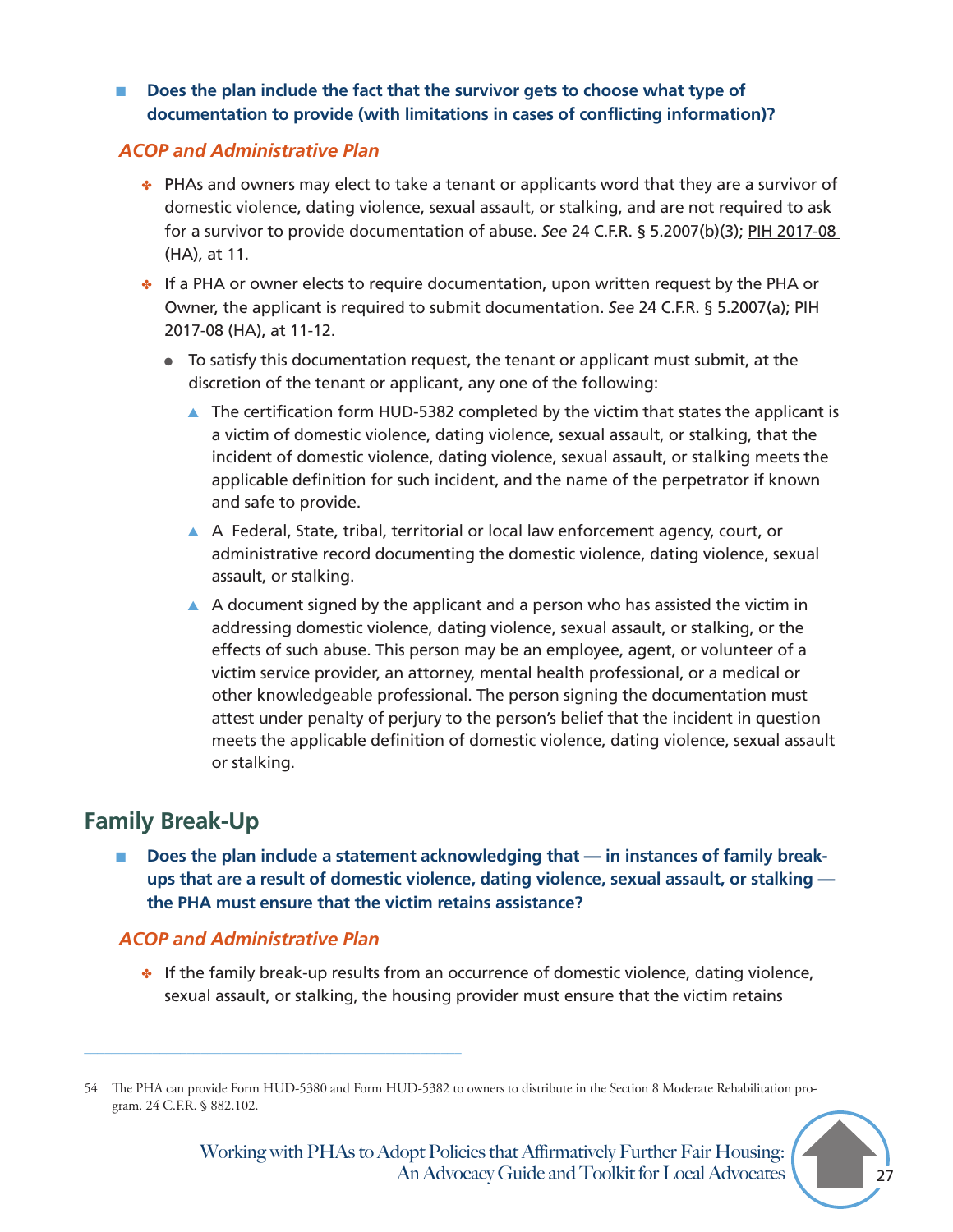- **Does the plan include the fact that the survivor gets to choose what type of documentation to provide (with limitations in cases of conflicting information)?**

### *ACOP and Administrative Plan*

- PHAs and owners may elect to take a tenant or applicants word that they are a survivor of domestic violence, dating violence, sexual assault, or stalking, and are not required to ask for a survivor to provide documentation of abuse. *See* 24 C.F.R. § 5.2007(b)(3); PIH 2017-08 (HA), at 11.
- If a PHA or owner elects to require documentation, upon written request by the PHA or Owner, the applicant is required to submit documentation. *See* 24 C.F.R. § 5.2007(a); PIH 2017-08 (HA), at 11-12.
  - To satisfy this documentation request, the tenant or applicant must submit, at the discretion of the tenant or applicant, any one of the following:
    - The certification form HUD-5382 completed by the victim that states the applicant is a victim of domestic violence, dating violence, sexual assault, or stalking, that the incident of domestic violence, dating violence, sexual assault, or stalking meets the applicable definition for such incident, and the name of the perpetrator if known and safe to provide.
    - A Federal, State, tribal, territorial or local law enforcement agency, court, or administrative record documenting the domestic violence, dating violence, sexual assault, or stalking.
    - A document signed by the applicant and a person who has assisted the victim in addressing domestic violence, dating violence, sexual assault, or stalking, or the effects of such abuse. This person may be an employee, agent, or volunteer of a victim service provider, an attorney, mental health professional, or a medical or other knowledgeable professional. The person signing the documentation must attest under penalty of perjury to the person's belief that the incident in question meets the applicable definition of domestic violence, dating violence, sexual assault or stalking.

## Family Break-Up

- **Does the plan include a statement acknowledging that — in instances of family break-ups that are a result of domestic violence, dating violence, sexual assault, or stalking — the PHA must ensure that the victim retains assistance?**

### *ACOP and Administrative Plan*

- If the family break-up results from an occurrence of domestic violence, dating violence, sexual assault, or stalking, the housing provider must ensure that the victim retains

---

54 The PHA can provide Form HUD-5380 and Form HUD-5382 to owners to distribute in the Section 8 Moderate Rehabilitation program. 24 C.F.R. § 882.102.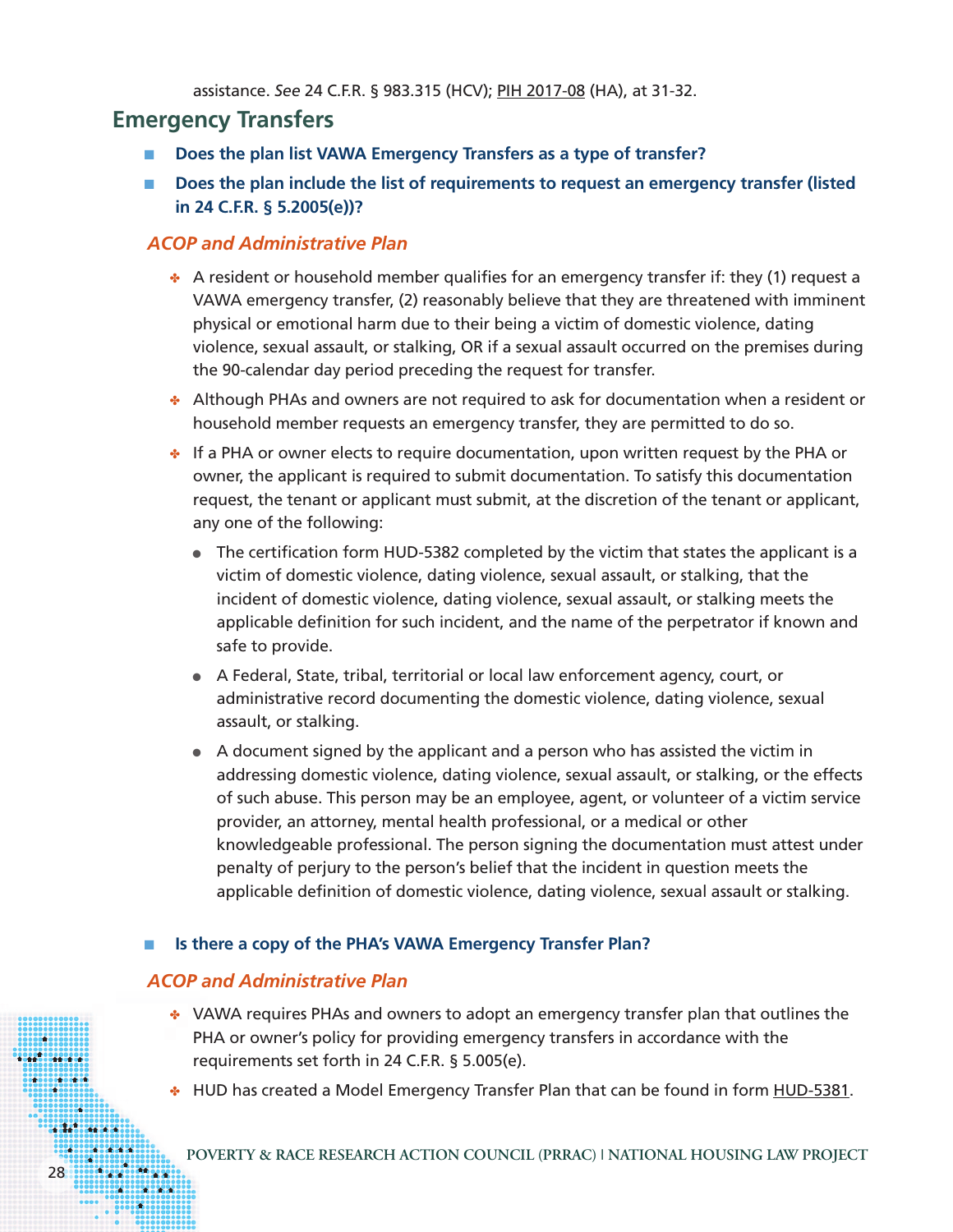assistance. *See* 24 C.F.R. § 983.315 (HCV); PIH 2017-08 (HA), at 31-32.

## Emergency Transfers

- **Does the plan list VAWA Emergency Transfers as a type of transfer?**
- **Does the plan include the list of requirements to request an emergency transfer (listed in 24 C.F.R. § 5.2005(e))?**

### *ACOP and Administrative Plan*

- A resident or household member qualifies for an emergency transfer if: they (1) request a VAWA emergency transfer, (2) reasonably believe that they are threatened with imminent physical or emotional harm due to their being a victim of domestic violence, dating violence, sexual assault, or stalking, OR if a sexual assault occurred on the premises during the 90-calendar day period preceding the request for transfer.
- Although PHAs and owners are not required to ask for documentation when a resident or household member requests an emergency transfer, they are permitted to do so.
- If a PHA or owner elects to require documentation, upon written request by the PHA or owner, the applicant is required to submit documentation. To satisfy this documentation request, the tenant or applicant must submit, at the discretion of the tenant or applicant, any one of the following:
  - The certification form HUD-5382 completed by the victim that states the applicant is a victim of domestic violence, dating violence, sexual assault, or stalking, that the incident of domestic violence, dating violence, sexual assault, or stalking meets the applicable definition for such incident, and the name of the perpetrator if known and safe to provide.
  - A Federal, State, tribal, territorial or local law enforcement agency, court, or administrative record documenting the domestic violence, dating violence, sexual assault, or stalking.
  - A document signed by the applicant and a person who has assisted the victim in addressing domestic violence, dating violence, sexual assault, or stalking, or the effects of such abuse. This person may be an employee, agent, or volunteer of a victim service provider, an attorney, mental health professional, or a medical or other knowledgeable professional. The person signing the documentation must attest under penalty of perjury to the person's belief that the incident in question meets the applicable definition of domestic violence, dating violence, sexual assault or stalking.

- **Is there a copy of the PHA's VAWA Emergency Transfer Plan?**

### *ACOP and Administrative Plan*

- VAWA requires PHAs and owners to adopt an emergency transfer plan that outlines the PHA or owner's policy for providing emergency transfers in accordance with the requirements set forth in 24 C.F.R. § 5.005(e).
- HUD has created a Model Emergency Transfer Plan that can be found in form HUD-5381.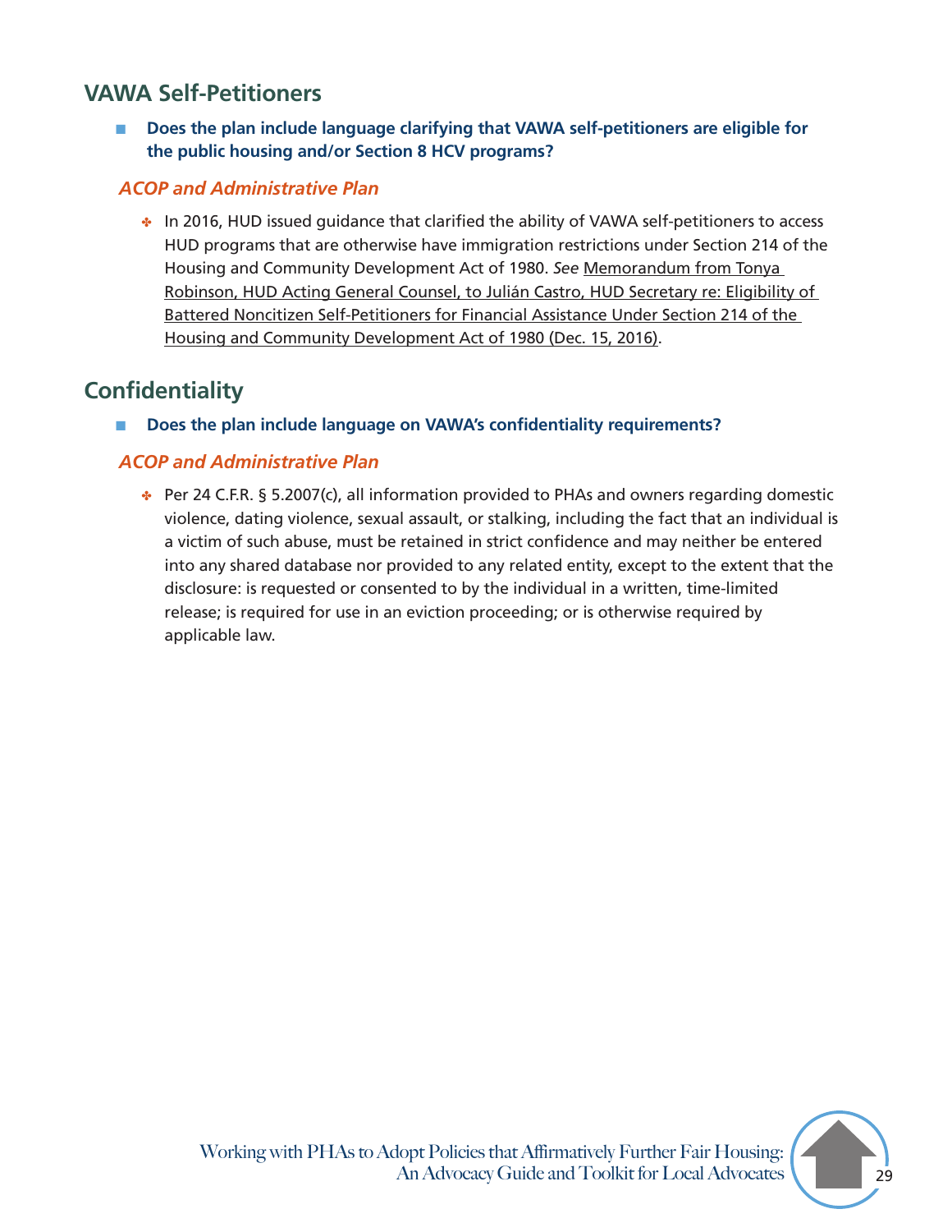## VAWA Self-Petitioners

- **Does the plan include language clarifying that VAWA self-petitioners are eligible for the public housing and/or Section 8 HCV programs?**

### *ACOP and Administrative Plan*

- In 2016, HUD issued guidance that clarified the ability of VAWA self-petitioners to access HUD programs that are otherwise have immigration restrictions under Section 214 of the Housing and Community Development Act of 1980. *See* Memorandum from Tonya Robinson, HUD Acting General Counsel, to Julián Castro, HUD Secretary re: Eligibility of Battered Noncitizen Self-Petitioners for Financial Assistance Under Section 214 of the Housing and Community Development Act of 1980 (Dec. 15, 2016).

## Confidentiality

- **Does the plan include language on VAWA's confidentiality requirements?**

### *ACOP and Administrative Plan*

- Per 24 C.F.R. § 5.2007(c), all information provided to PHAs and owners regarding domestic violence, dating violence, sexual assault, or stalking, including the fact that an individual is a victim of such abuse, must be retained in strict confidence and may neither be entered into any shared database nor provided to any related entity, except to the extent that the disclosure: is requested or consented to by the individual in a written, time-limited release; is required for use in an eviction proceeding; or is otherwise required by applicable law.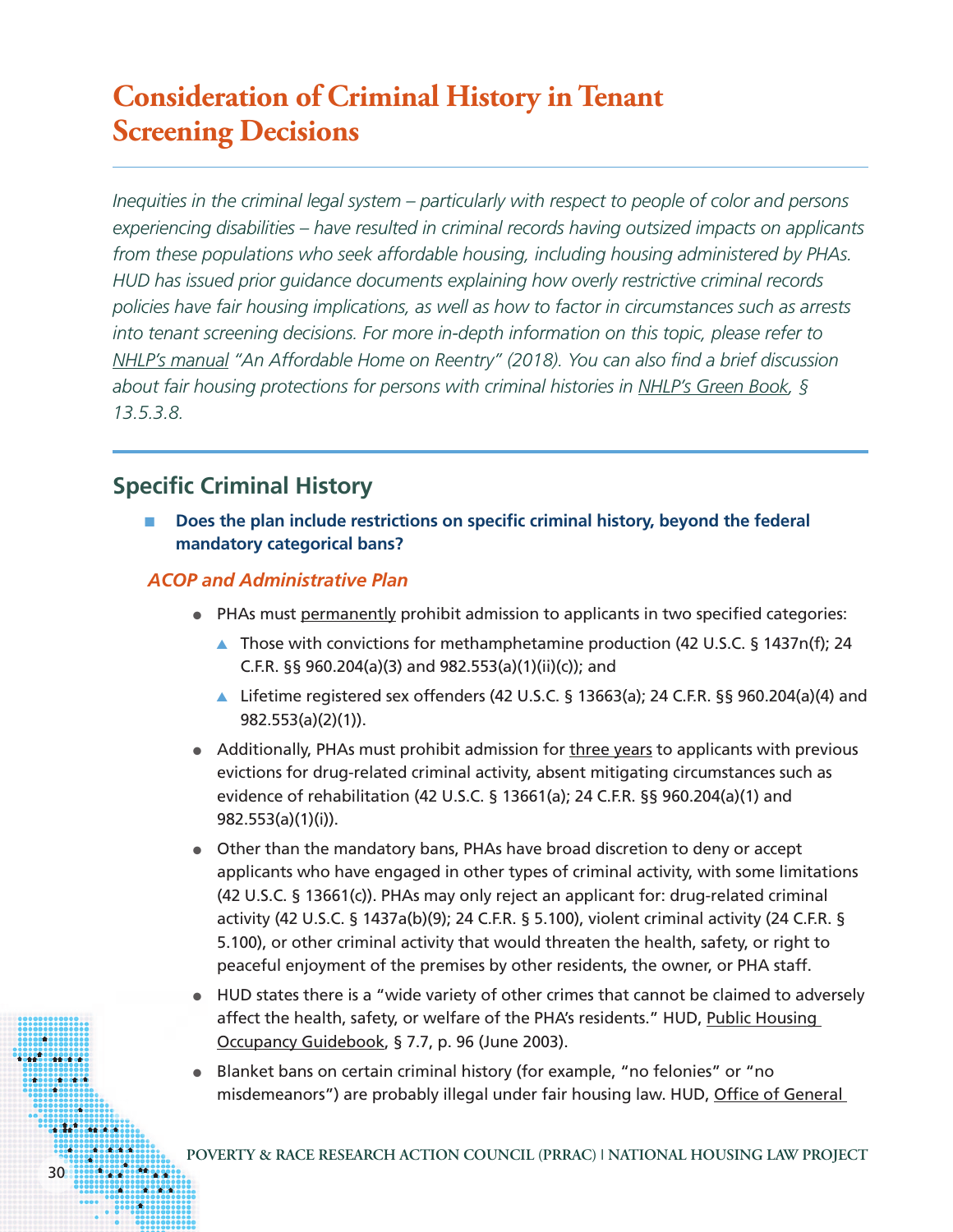# Consideration of Criminal History in Tenant Screening Decisions

*Inequities in the criminal legal system – particularly with respect to people of color and persons experiencing disabilities – have resulted in criminal records having outsized impacts on applicants from these populations who seek affordable housing, including housing administered by PHAs. HUD has issued prior guidance documents explaining how overly restrictive criminal records policies have fair housing implications, as well as how to factor in circumstances such as arrests into tenant screening decisions. For more in-depth information on this topic, please refer to NHLP's manual "An Affordable Home on Reentry" (2018). You can also find a brief discussion about fair housing protections for persons with criminal histories in NHLP's Green Book, § 13.5.3.8.*

## Specific Criminal History

- **Does the plan include restrictions on specific criminal history, beyond the federal mandatory categorical bans?**

### *ACOP and Administrative Plan*

- PHAs must permanently prohibit admission to applicants in two specified categories:
  - Those with convictions for methamphetamine production (42 U.S.C. § 1437n(f); 24 C.F.R. §§ 960.204(a)(3) and 982.553(a)(1)(ii)(c)); and
  - Lifetime registered sex offenders (42 U.S.C. § 13663(a); 24 C.F.R. §§ 960.204(a)(4) and 982.553(a)(2)(1)).
- Additionally, PHAs must prohibit admission for three years to applicants with previous evictions for drug-related criminal activity, absent mitigating circumstances such as evidence of rehabilitation (42 U.S.C. § 13661(a); 24 C.F.R. §§ 960.204(a)(1) and 982.553(a)(1)(i)).
- Other than the mandatory bans, PHAs have broad discretion to deny or accept applicants who have engaged in other types of criminal activity, with some limitations (42 U.S.C. § 13661(c)). PHAs may only reject an applicant for: drug-related criminal activity (42 U.S.C. § 1437a(b)(9); 24 C.F.R. § 5.100), violent criminal activity (24 C.F.R. § 5.100), or other criminal activity that would threaten the health, safety, or right to peaceful enjoyment of the premises by other residents, the owner, or PHA staff.
- HUD states there is a "wide variety of other crimes that cannot be claimed to adversely affect the health, safety, or welfare of the PHA's residents." HUD, Public Housing Occupancy Guidebook, § 7.7, p. 96 (June 2003).
- Blanket bans on certain criminal history (for example, "no felonies" or "no misdemeanors") are probably illegal under fair housing law. HUD, Office of General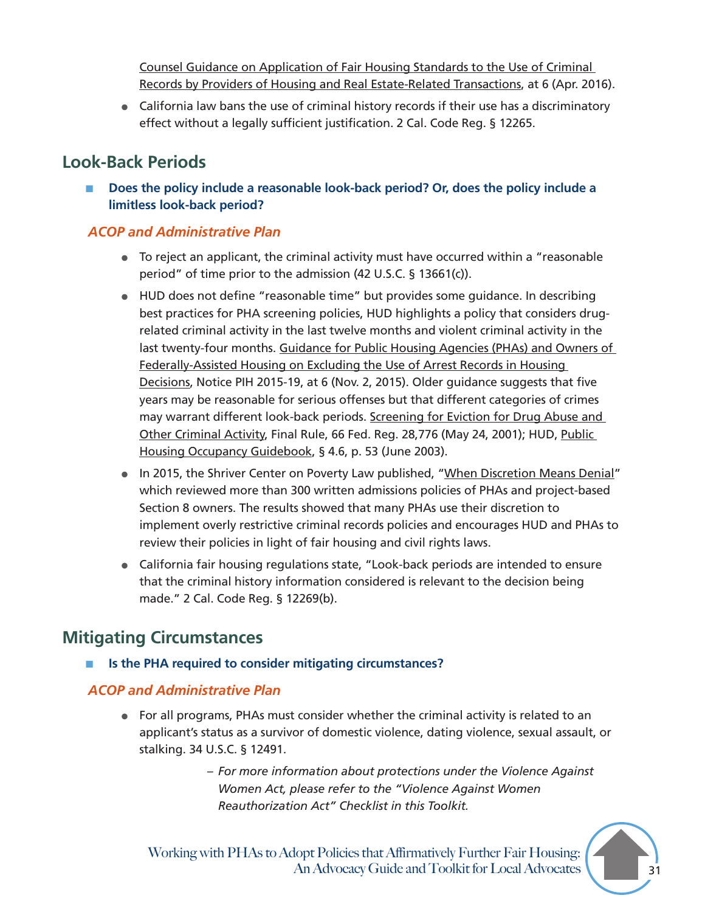Counsel Guidance on Application of Fair Housing Standards to the Use of Criminal Records by Providers of Housing and Real Estate-Related Transactions, at 6 (Apr. 2016).

- California law bans the use of criminal history records if their use has a discriminatory effect without a legally sufficient justification. 2 Cal. Code Reg. § 12265.

## Look-Back Periods

- **Does the policy include a reasonable look-back period? Or, does the policy include a limitless look-back period?**

### *ACOP and Administrative Plan*

- To reject an applicant, the criminal activity must have occurred within a "reasonable period" of time prior to the admission (42 U.S.C. § 13661(c)).
- HUD does not define "reasonable time" but provides some guidance. In describing best practices for PHA screening policies, HUD highlights a policy that considers drug-related criminal activity in the last twelve months and violent criminal activity in the last twenty-four months. Guidance for Public Housing Agencies (PHAs) and Owners of Federally-Assisted Housing on Excluding the Use of Arrest Records in Housing Decisions, Notice PIH 2015-19, at 6 (Nov. 2, 2015). Older guidance suggests that five years may be reasonable for serious offenses but that different categories of crimes may warrant different look-back periods. Screening for Eviction for Drug Abuse and Other Criminal Activity, Final Rule, 66 Fed. Reg. 28,776 (May 24, 2001); HUD, Public Housing Occupancy Guidebook, § 4.6, p. 53 (June 2003).
- In 2015, the Shriver Center on Poverty Law published, "When Discretion Means Denial" which reviewed more than 300 written admissions policies of PHAs and project-based Section 8 owners. The results showed that many PHAs use their discretion to implement overly restrictive criminal records policies and encourages HUD and PHAs to review their policies in light of fair housing and civil rights laws.
- California fair housing regulations state, "Look-back periods are intended to ensure that the criminal history information considered is relevant to the decision being made." 2 Cal. Code Reg. § 12269(b).

## Mitigating Circumstances

- **Is the PHA required to consider mitigating circumstances?**

### *ACOP and Administrative Plan*

- For all programs, PHAs must consider whether the criminal activity is related to an applicant's status as a survivor of domestic violence, dating violence, sexual assault, or stalking. 34 U.S.C. § 12491.
  - *For more information about protections under the Violence Against Women Act, please refer to the "Violence Against Women Reauthorization Act" Checklist in this Toolkit.*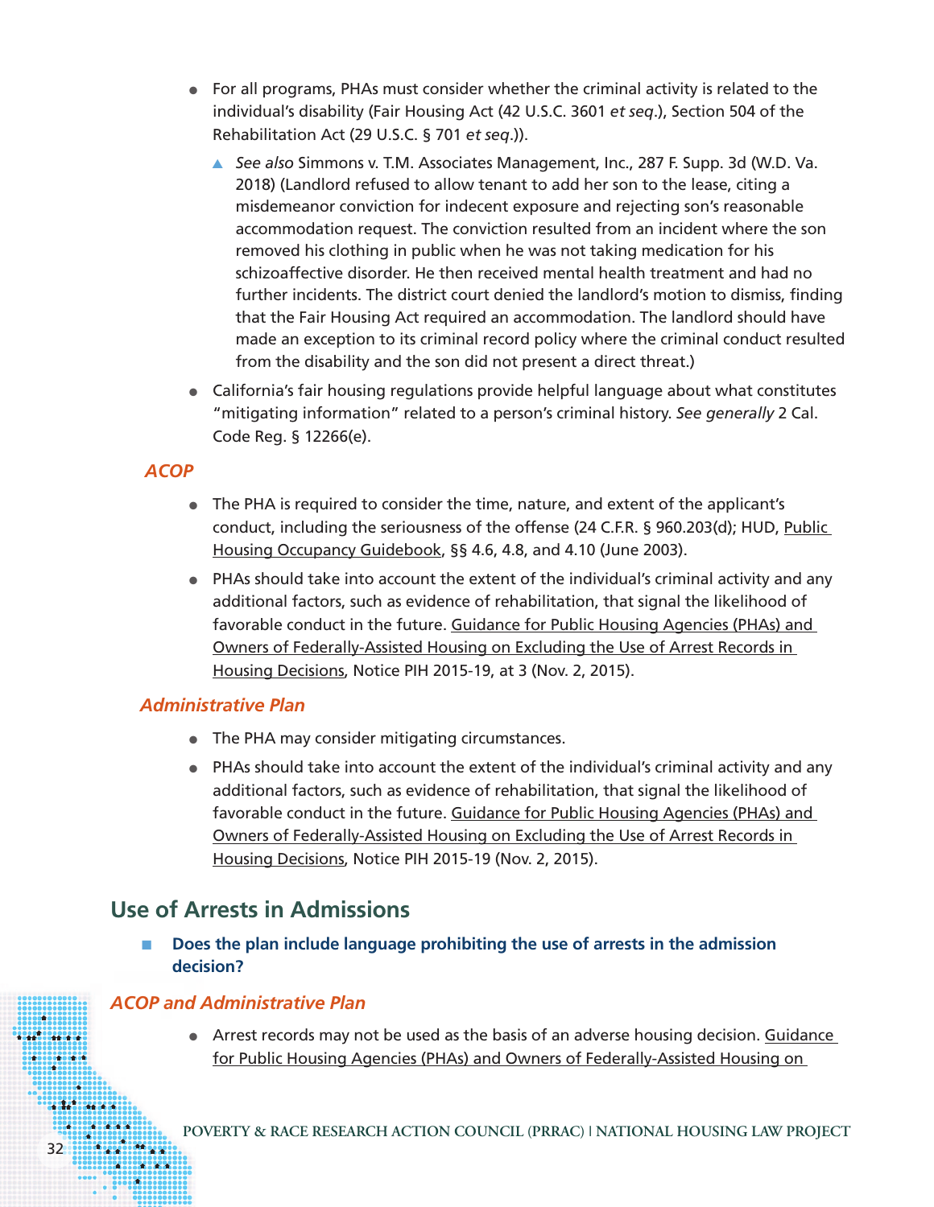- For all programs, PHAs must consider whether the criminal activity is related to the individual's disability (Fair Housing Act (42 U.S.C. 3601 *et seq*.), Section 504 of the Rehabilitation Act (29 U.S.C. § 701 *et seq*.)).
  - *See also* Simmons v. T.M. Associates Management, Inc., 287 F. Supp. 3d (W.D. Va. 2018) (Landlord refused to allow tenant to add her son to the lease, citing a misdemeanor conviction for indecent exposure and rejecting son's reasonable accommodation request. The conviction resulted from an incident where the son removed his clothing in public when he was not taking medication for his schizoaffective disorder. He then received mental health treatment and had no further incidents. The district court denied the landlord's motion to dismiss, finding that the Fair Housing Act required an accommodation. The landlord should have made an exception to its criminal record policy where the criminal conduct resulted from the disability and the son did not present a direct threat.)
- California's fair housing regulations provide helpful language about what constitutes "mitigating information" related to a person's criminal history. *See generally* 2 Cal. Code Reg. § 12266(e).

### *ACOP*

- The PHA is required to consider the time, nature, and extent of the applicant's conduct, including the seriousness of the offense (24 C.F.R. § 960.203(d); HUD, Public Housing Occupancy Guidebook, §§ 4.6, 4.8, and 4.10 (June 2003).
- PHAs should take into account the extent of the individual's criminal activity and any additional factors, such as evidence of rehabilitation, that signal the likelihood of favorable conduct in the future. Guidance for Public Housing Agencies (PHAs) and Owners of Federally-Assisted Housing on Excluding the Use of Arrest Records in Housing Decisions, Notice PIH 2015-19, at 3 (Nov. 2, 2015).

### *Administrative Plan*

- The PHA may consider mitigating circumstances.
- PHAs should take into account the extent of the individual's criminal activity and any additional factors, such as evidence of rehabilitation, that signal the likelihood of favorable conduct in the future. Guidance for Public Housing Agencies (PHAs) and Owners of Federally-Assisted Housing on Excluding the Use of Arrest Records in Housing Decisions, Notice PIH 2015-19 (Nov. 2, 2015).

## Use of Arrests in Admissions

- **Does the plan include language prohibiting the use of arrests in the admission decision?**

### *ACOP and Administrative Plan*

- Arrest records may not be used as the basis of an adverse housing decision. Guidance for Public Housing Agencies (PHAs) and Owners of Federally-Assisted Housing on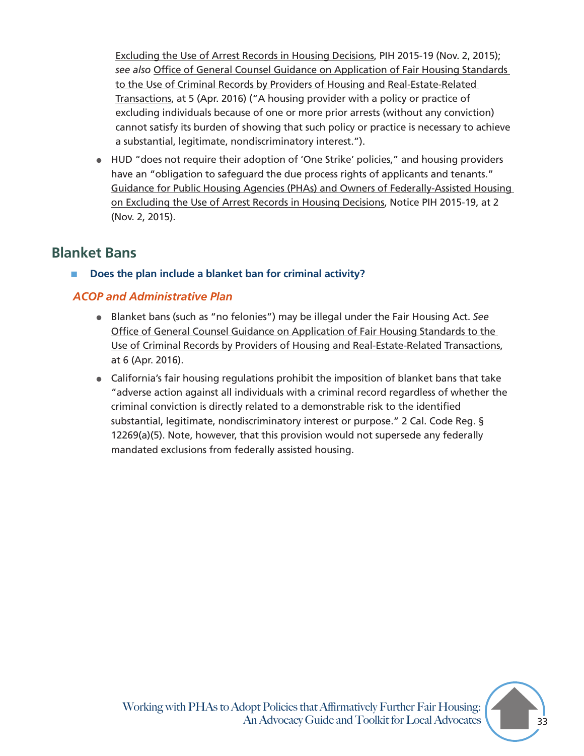Excluding the Use of Arrest Records in Housing Decisions, PIH 2015-19 (Nov. 2, 2015); *see also* Office of General Counsel Guidance on Application of Fair Housing Standards to the Use of Criminal Records by Providers of Housing and Real-Estate-Related Transactions, at 5 (Apr. 2016) ("A housing provider with a policy or practice of excluding individuals because of one or more prior arrests (without any conviction) cannot satisfy its burden of showing that such policy or practice is necessary to achieve a substantial, legitimate, nondiscriminatory interest.").

- HUD "does not require their adoption of 'One Strike' policies," and housing providers have an "obligation to safeguard the due process rights of applicants and tenants." Guidance for Public Housing Agencies (PHAs) and Owners of Federally-Assisted Housing on Excluding the Use of Arrest Records in Housing Decisions, Notice PIH 2015-19, at 2 (Nov. 2, 2015).

## Blanket Bans

- **Does the plan include a blanket ban for criminal activity?**

### *ACOP and Administrative Plan*

- Blanket bans (such as "no felonies") may be illegal under the Fair Housing Act. *See* Office of General Counsel Guidance on Application of Fair Housing Standards to the Use of Criminal Records by Providers of Housing and Real-Estate-Related Transactions, at 6 (Apr. 2016).
- California's fair housing regulations prohibit the imposition of blanket bans that take "adverse action against all individuals with a criminal record regardless of whether the criminal conviction is directly related to a demonstrable risk to the identified substantial, legitimate, nondiscriminatory interest or purpose." 2 Cal. Code Reg. § 12269(a)(5). Note, however, that this provision would not supersede any federally mandated exclusions from federally assisted housing.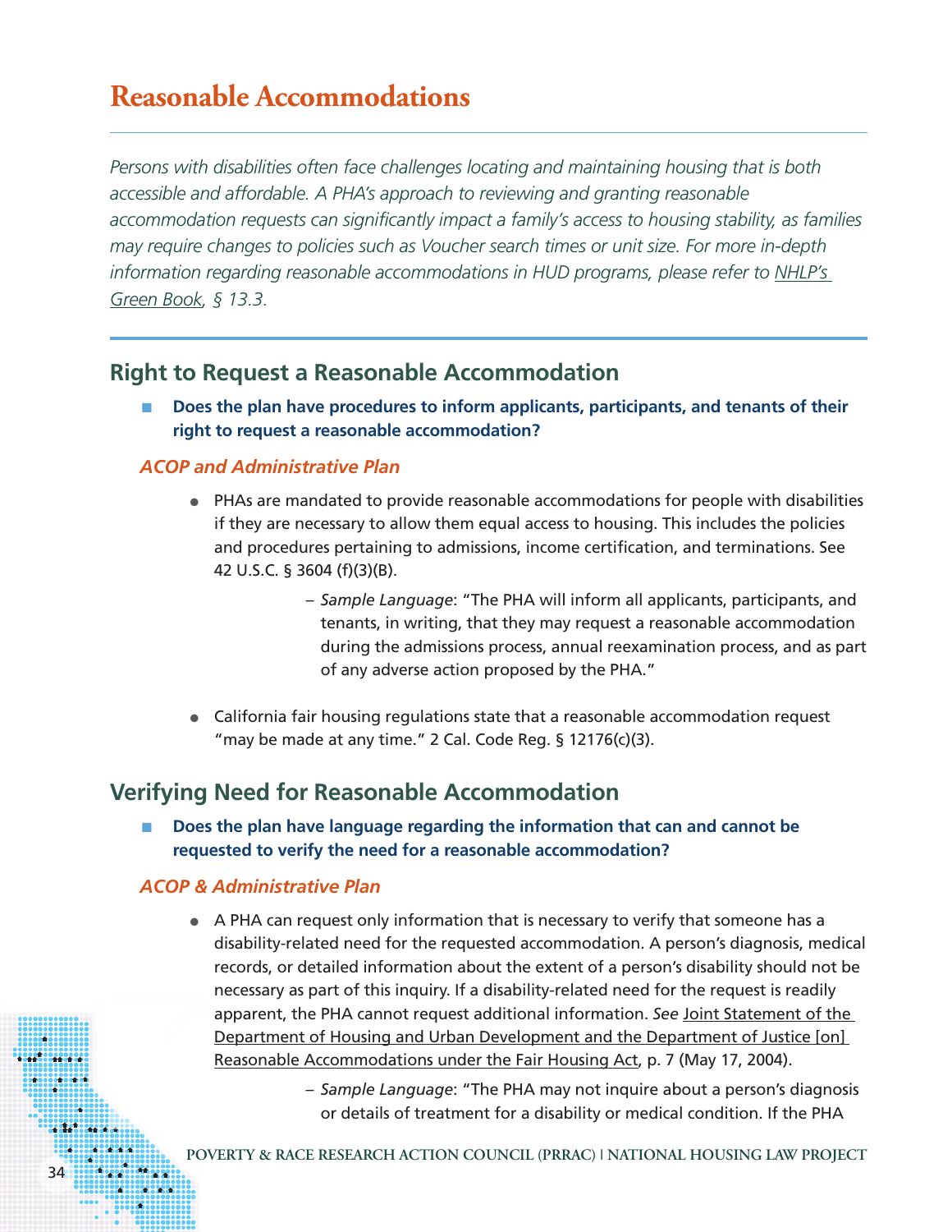# Reasonable Accommodations

*Persons with disabilities often face challenges locating and maintaining housing that is both accessible and affordable. A PHA's approach to reviewing and granting reasonable accommodation requests can significantly impact a family's access to housing stability, as families may require changes to policies such as Voucher search times or unit size. For more in-depth information regarding reasonable accommodations in HUD programs, please refer to NHLP's Green Book, § 13.3.*

## Right to Request a Reasonable Accommodation

- **Does the plan have procedures to inform applicants, participants, and tenants of their right to request a reasonable accommodation?**

### *ACOP and Administrative Plan*

- PHAs are mandated to provide reasonable accommodations for people with disabilities if they are necessary to allow them equal access to housing. This includes the policies and procedures pertaining to admissions, income certification, and terminations. See 42 U.S.C. § 3604 (f)(3)(B).
  - *Sample Language*: "The PHA will inform all applicants, participants, and tenants, in writing, that they may request a reasonable accommodation during the admissions process, annual reexamination process, and as part of any adverse action proposed by the PHA."
- California fair housing regulations state that a reasonable accommodation request "may be made at any time." 2 Cal. Code Reg. § 12176(c)(3).

## Verifying Need for Reasonable Accommodation

- **Does the plan have language regarding the information that can and cannot be requested to verify the need for a reasonable accommodation?**

### *ACOP & Administrative Plan*

- A PHA can request only information that is necessary to verify that someone has a disability-related need for the requested accommodation. A person's diagnosis, medical records, or detailed information about the extent of a person's disability should not be necessary as part of this inquiry. If a disability-related need for the request is readily apparent, the PHA cannot request additional information. *See* Joint Statement of the Department of Housing and Urban Development and the Department of Justice [on] Reasonable Accommodations under the Fair Housing Act, p. 7 (May 17, 2004).
  - *Sample Language*: "The PHA may not inquire about a person's diagnosis or details of treatment for a disability or medical condition. If the PHA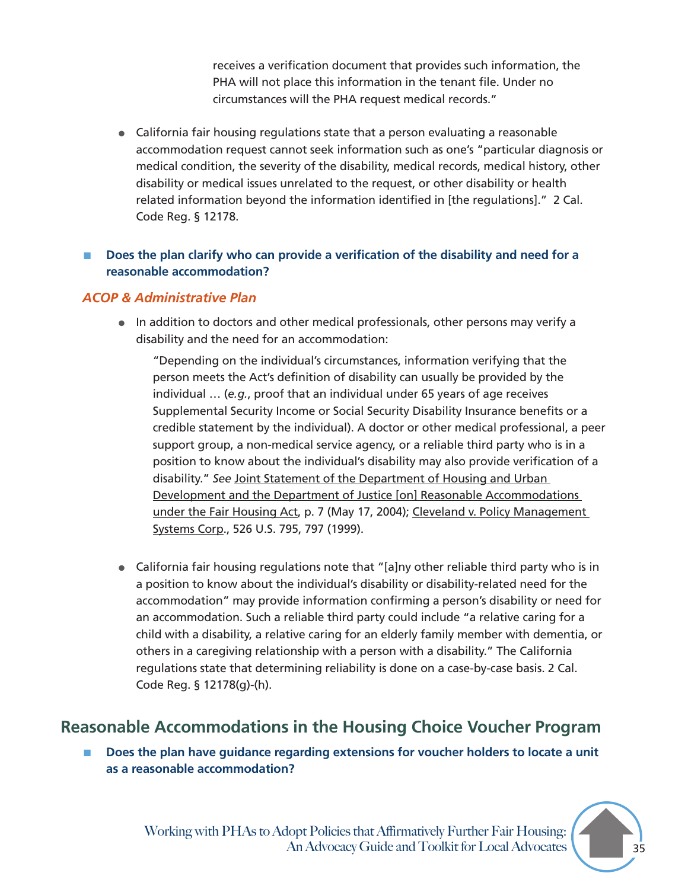receives a verification document that provides such information, the PHA will not place this information in the tenant file. Under no circumstances will the PHA request medical records."

- California fair housing regulations state that a person evaluating a reasonable accommodation request cannot seek information such as one's "particular diagnosis or medical condition, the severity of the disability, medical records, medical history, other disability or medical issues unrelated to the request, or other disability or health related information beyond the information identified in [the regulations]." 2 Cal. Code Reg. § 12178.

- **Does the plan clarify who can provide a verification of the disability and need for a reasonable accommodation?**

### *ACOP & Administrative Plan*

- In addition to doctors and other medical professionals, other persons may verify a disability and the need for an accommodation:

  "Depending on the individual's circumstances, information verifying that the person meets the Act's definition of disability can usually be provided by the individual … (*e.g.*, proof that an individual under 65 years of age receives Supplemental Security Income or Social Security Disability Insurance benefits or a credible statement by the individual). A doctor or other medical professional, a peer support group, a non-medical service agency, or a reliable third party who is in a position to know about the individual's disability may also provide verification of a disability." *See* Joint Statement of the Department of Housing and Urban Development and the Department of Justice [on] Reasonable Accommodations under the Fair Housing Act, p. 7 (May 17, 2004); Cleveland v. Policy Management Systems Corp., 526 U.S. 795, 797 (1999).

- California fair housing regulations note that "[a]ny other reliable third party who is in a position to know about the individual's disability or disability-related need for the accommodation" may provide information confirming a person's disability or need for an accommodation. Such a reliable third party could include "a relative caring for a child with a disability, a relative caring for an elderly family member with dementia, or others in a caregiving relationship with a person with a disability." The California regulations state that determining reliability is done on a case-by-case basis. 2 Cal. Code Reg. § 12178(g)-(h).

## Reasonable Accommodations in the Housing Choice Voucher Program

- **Does the plan have guidance regarding extensions for voucher holders to locate a unit as a reasonable accommodation?**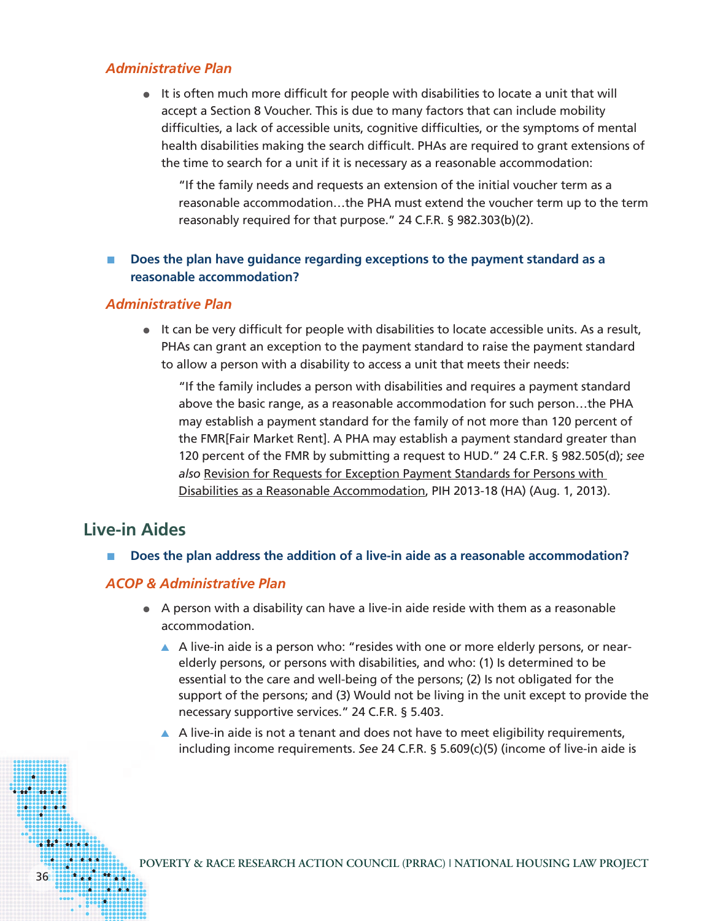### *Administrative Plan*

- It is often much more difficult for people with disabilities to locate a unit that will accept a Section 8 Voucher. This is due to many factors that can include mobility difficulties, a lack of accessible units, cognitive difficulties, or the symptoms of mental health disabilities making the search difficult. PHAs are required to grant extensions of the time to search for a unit if it is necessary as a reasonable accommodation:

  > "If the family needs and requests an extension of the initial voucher term as a reasonable accommodation…the PHA must extend the voucher term up to the term reasonably required for that purpose." 24 C.F.R. § 982.303(b)(2).

- **Does the plan have guidance regarding exceptions to the payment standard as a reasonable accommodation?**

### *Administrative Plan*

- It can be very difficult for people with disabilities to locate accessible units. As a result, PHAs can grant an exception to the payment standard to raise the payment standard to allow a person with a disability to access a unit that meets their needs:

  > "If the family includes a person with disabilities and requires a payment standard above the basic range, as a reasonable accommodation for such person…the PHA may establish a payment standard for the family of not more than 120 percent of the FMR[Fair Market Rent]. A PHA may establish a payment standard greater than 120 percent of the FMR by submitting a request to HUD." 24 C.F.R. § 982.505(d); *see also* Revision for Requests for Exception Payment Standards for Persons with Disabilities as a Reasonable Accommodation, PIH 2013-18 (HA) (Aug. 1, 2013).

## Live-in Aides

- **Does the plan address the addition of a live-in aide as a reasonable accommodation?**

### *ACOP & Administrative Plan*

- A person with a disability can have a live-in aide reside with them as a reasonable accommodation.
  - A live-in aide is a person who: "resides with one or more elderly persons, or near-elderly persons, or persons with disabilities, and who: (1) Is determined to be essential to the care and well-being of the persons; (2) Is not obligated for the support of the persons; and (3) Would not be living in the unit except to provide the necessary supportive services." 24 C.F.R. § 5.403.
  - A live-in aide is not a tenant and does not have to meet eligibility requirements, including income requirements. *See* 24 C.F.R. § 5.609(c)(5) (income of live-in aide is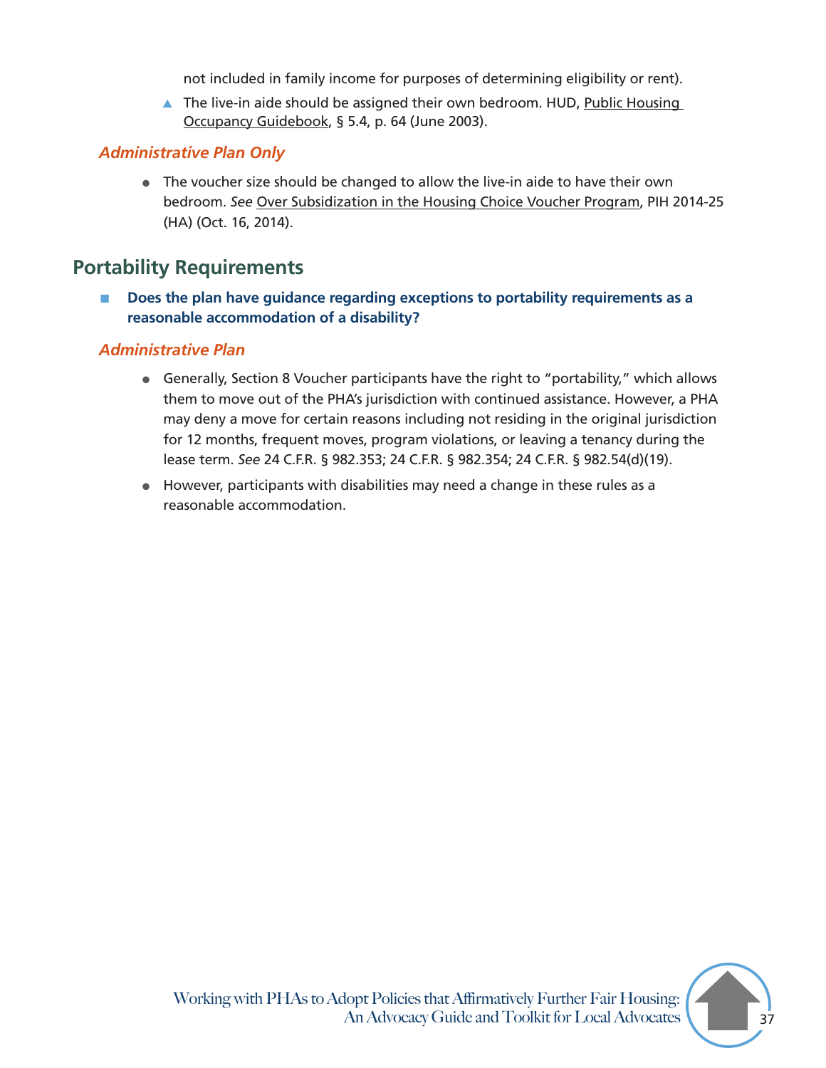not included in family income for purposes of determining eligibility or rent).

- The live-in aide should be assigned their own bedroom. HUD, Public Housing Occupancy Guidebook, § 5.4, p. 64 (June 2003).

### *Administrative Plan Only*

- The voucher size should be changed to allow the live-in aide to have their own bedroom. *See* Over Subsidization in the Housing Choice Voucher Program, PIH 2014-25 (HA) (Oct. 16, 2014).

## Portability Requirements

- **Does the plan have guidance regarding exceptions to portability requirements as a reasonable accommodation of a disability?**

### *Administrative Plan*

- Generally, Section 8 Voucher participants have the right to "portability," which allows them to move out of the PHA's jurisdiction with continued assistance. However, a PHA may deny a move for certain reasons including not residing in the original jurisdiction for 12 months, frequent moves, program violations, or leaving a tenancy during the lease term. *See* 24 C.F.R. § 982.353; 24 C.F.R. § 982.354; 24 C.F.R. § 982.54(d)(19).
- However, participants with disabilities may need a change in these rules as a reasonable accommodation.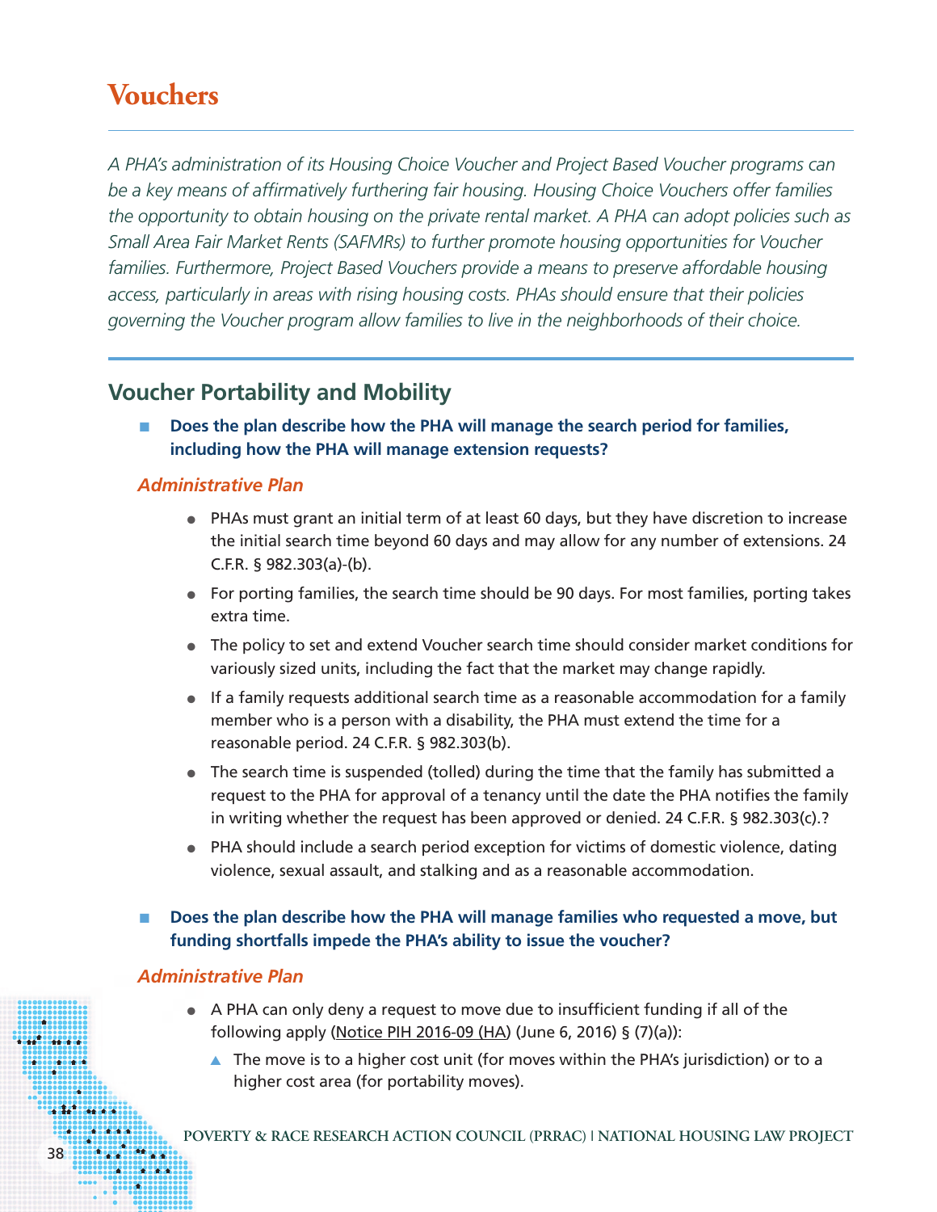# Vouchers

*A PHA's administration of its Housing Choice Voucher and Project Based Voucher programs can be a key means of affirmatively furthering fair housing. Housing Choice Vouchers offer families the opportunity to obtain housing on the private rental market. A PHA can adopt policies such as Small Area Fair Market Rents (SAFMRs) to further promote housing opportunities for Voucher families. Furthermore, Project Based Vouchers provide a means to preserve affordable housing access, particularly in areas with rising housing costs. PHAs should ensure that their policies governing the Voucher program allow families to live in the neighborhoods of their choice.*

## Voucher Portability and Mobility

- **Does the plan describe how the PHA will manage the search period for families, including how the PHA will manage extension requests?**

### *Administrative Plan*

- PHAs must grant an initial term of at least 60 days, but they have discretion to increase the initial search time beyond 60 days and may allow for any number of extensions. 24 C.F.R. § 982.303(a)-(b).
- For porting families, the search time should be 90 days. For most families, porting takes extra time.
- The policy to set and extend Voucher search time should consider market conditions for variously sized units, including the fact that the market may change rapidly.
- If a family requests additional search time as a reasonable accommodation for a family member who is a person with a disability, the PHA must extend the time for a reasonable period. 24 C.F.R. § 982.303(b).
- The search time is suspended (tolled) during the time that the family has submitted a request to the PHA for approval of a tenancy until the date the PHA notifies the family in writing whether the request has been approved or denied. 24 C.F.R. § 982.303(c).?
- PHA should include a search period exception for victims of domestic violence, dating violence, sexual assault, and stalking and as a reasonable accommodation.

- **Does the plan describe how the PHA will manage families who requested a move, but funding shortfalls impede the PHA's ability to issue the voucher?**

### *Administrative Plan*

- A PHA can only deny a request to move due to insufficient funding if all of the following apply (Notice PIH 2016-09 (HA) (June 6, 2016) § (7)(a)):
  - The move is to a higher cost unit (for moves within the PHA's jurisdiction) or to a higher cost area (for portability moves).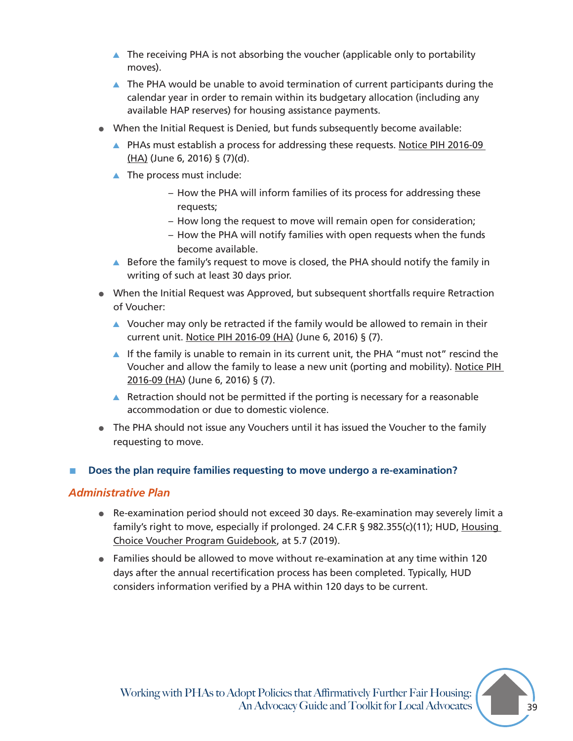- The receiving PHA is not absorbing the voucher (applicable only to portability moves).
    - The PHA would be unable to avoid termination of current participants during the calendar year in order to remain within its budgetary allocation (including any available HAP reserves) for housing assistance payments.

- When the Initial Request is Denied, but funds subsequently become available:
    - PHAs must establish a process for addressing these requests. Notice PIH 2016-09 (HA) (June 6, 2016) § (7)(d).
    - The process must include:
        - How the PHA will inform families of its process for addressing these requests;
        - How long the request to move will remain open for consideration;
        - How the PHA will notify families with open requests when the funds become available.
    - Before the family's request to move is closed, the PHA should notify the family in writing of such at least 30 days prior.
- When the Initial Request was Approved, but subsequent shortfalls require Retraction of Voucher:
    - Voucher may only be retracted if the family would be allowed to remain in their current unit. Notice PIH 2016-09 (HA) (June 6, 2016) § (7).
    - If the family is unable to remain in its current unit, the PHA "must not" rescind the Voucher and allow the family to lease a new unit (porting and mobility). Notice PIH 2016-09 (HA) (June 6, 2016) § (7).
    - Retraction should not be permitted if the porting is necessary for a reasonable accommodation or due to domestic violence.
- The PHA should not issue any Vouchers until it has issued the Voucher to the family requesting to move.

**Does the plan require families requesting to move undergo a re-examination?**

### *Administrative Plan*

- Re-examination period should not exceed 30 days. Re-examination may severely limit a family's right to move, especially if prolonged. 24 C.F.R § 982.355(c)(11); HUD, Housing Choice Voucher Program Guidebook, at 5.7 (2019).
- Families should be allowed to move without re-examination at any time within 120 days after the annual recertification process has been completed. Typically, HUD considers information verified by a PHA within 120 days to be current.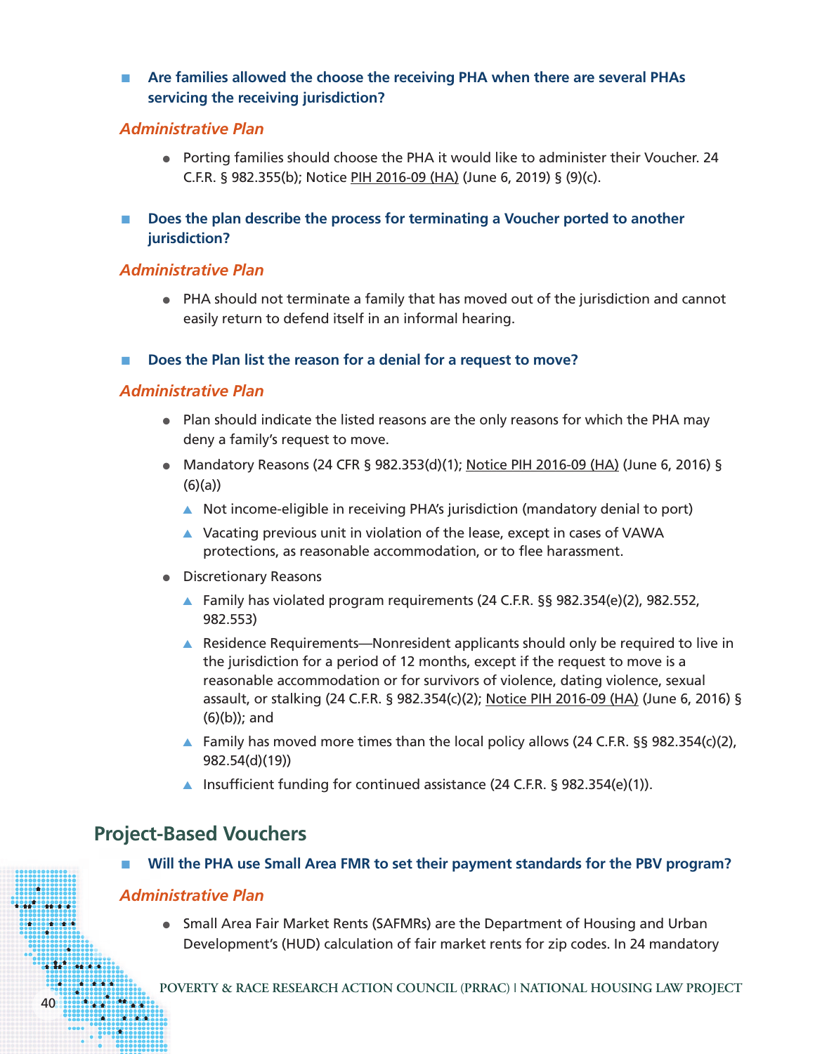- **Are families allowed the choose the receiving PHA when there are several PHAs servicing the receiving jurisdiction?**

### *Administrative Plan*

- Porting families should choose the PHA it would like to administer their Voucher. 24 C.F.R. § 982.355(b); Notice PIH 2016-09 (HA) (June 6, 2019) § (9)(c).

- **Does the plan describe the process for terminating a Voucher ported to another jurisdiction?**

### *Administrative Plan*

- PHA should not terminate a family that has moved out of the jurisdiction and cannot easily return to defend itself in an informal hearing.

- **Does the Plan list the reason for a denial for a request to move?**

### *Administrative Plan*

- Plan should indicate the listed reasons are the only reasons for which the PHA may deny a family's request to move.
- Mandatory Reasons (24 CFR § 982.353(d)(1); Notice PIH 2016-09 (HA) (June 6, 2016) § (6)(a))
  - Not income-eligible in receiving PHA's jurisdiction (mandatory denial to port)
  - Vacating previous unit in violation of the lease, except in cases of VAWA protections, as reasonable accommodation, or to flee harassment.
- Discretionary Reasons
  - Family has violated program requirements (24 C.F.R. §§ 982.354(e)(2), 982.552, 982.553)
  - Residence Requirements—Nonresident applicants should only be required to live in the jurisdiction for a period of 12 months, except if the request to move is a reasonable accommodation or for survivors of violence, dating violence, sexual assault, or stalking (24 C.F.R. § 982.354(c)(2); Notice PIH 2016-09 (HA) (June 6, 2016) § (6)(b)); and
  - Family has moved more times than the local policy allows (24 C.F.R. §§ 982.354(c)(2), 982.54(d)(19))
  - Insufficient funding for continued assistance (24 C.F.R. § 982.354(e)(1)).

## Project-Based Vouchers

- **Will the PHA use Small Area FMR to set their payment standards for the PBV program?**

### *Administrative Plan*

- Small Area Fair Market Rents (SAFMRs) are the Department of Housing and Urban Development's (HUD) calculation of fair market rents for zip codes. In 24 mandatory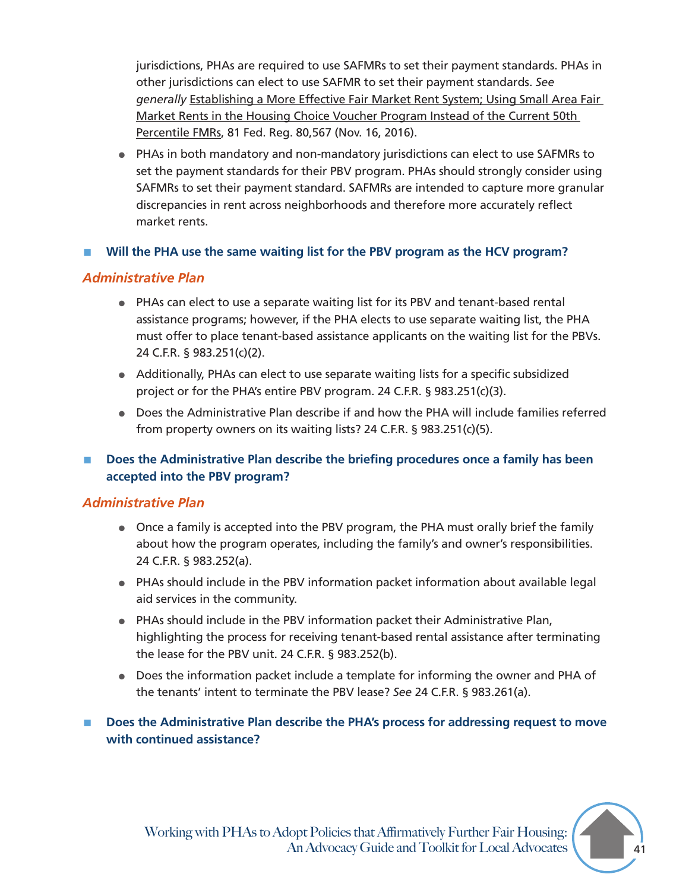jurisdictions, PHAs are required to use SAFMRs to set their payment standards. PHAs in other jurisdictions can elect to use SAFMR to set their payment standards. *See generally* Establishing a More Effective Fair Market Rent System; Using Small Area Fair Market Rents in the Housing Choice Voucher Program Instead of the Current 50th Percentile FMRs, 81 Fed. Reg. 80,567 (Nov. 16, 2016).

- PHAs in both mandatory and non-mandatory jurisdictions can elect to use SAFMRs to set the payment standards for their PBV program. PHAs should strongly consider using SAFMRs to set their payment standard. SAFMRs are intended to capture more granular discrepancies in rent across neighborhoods and therefore more accurately reflect market rents.

- **Will the PHA use the same waiting list for the PBV program as the HCV program?**

### *Administrative Plan*

- PHAs can elect to use a separate waiting list for its PBV and tenant-based rental assistance programs; however, if the PHA elects to use separate waiting list, the PHA must offer to place tenant-based assistance applicants on the waiting list for the PBVs. 24 C.F.R. § 983.251(c)(2).
- Additionally, PHAs can elect to use separate waiting lists for a specific subsidized project or for the PHA's entire PBV program. 24 C.F.R. § 983.251(c)(3).
- Does the Administrative Plan describe if and how the PHA will include families referred from property owners on its waiting lists? 24 C.F.R. § 983.251(c)(5).

- **Does the Administrative Plan describe the briefing procedures once a family has been accepted into the PBV program?**

### *Administrative Plan*

- Once a family is accepted into the PBV program, the PHA must orally brief the family about how the program operates, including the family's and owner's responsibilities. 24 C.F.R. § 983.252(a).
- PHAs should include in the PBV information packet information about available legal aid services in the community.
- PHAs should include in the PBV information packet their Administrative Plan, highlighting the process for receiving tenant-based rental assistance after terminating the lease for the PBV unit. 24 C.F.R. § 983.252(b).
- Does the information packet include a template for informing the owner and PHA of the tenants' intent to terminate the PBV lease? *See* 24 C.F.R. § 983.261(a).

- **Does the Administrative Plan describe the PHA's process for addressing request to move with continued assistance?**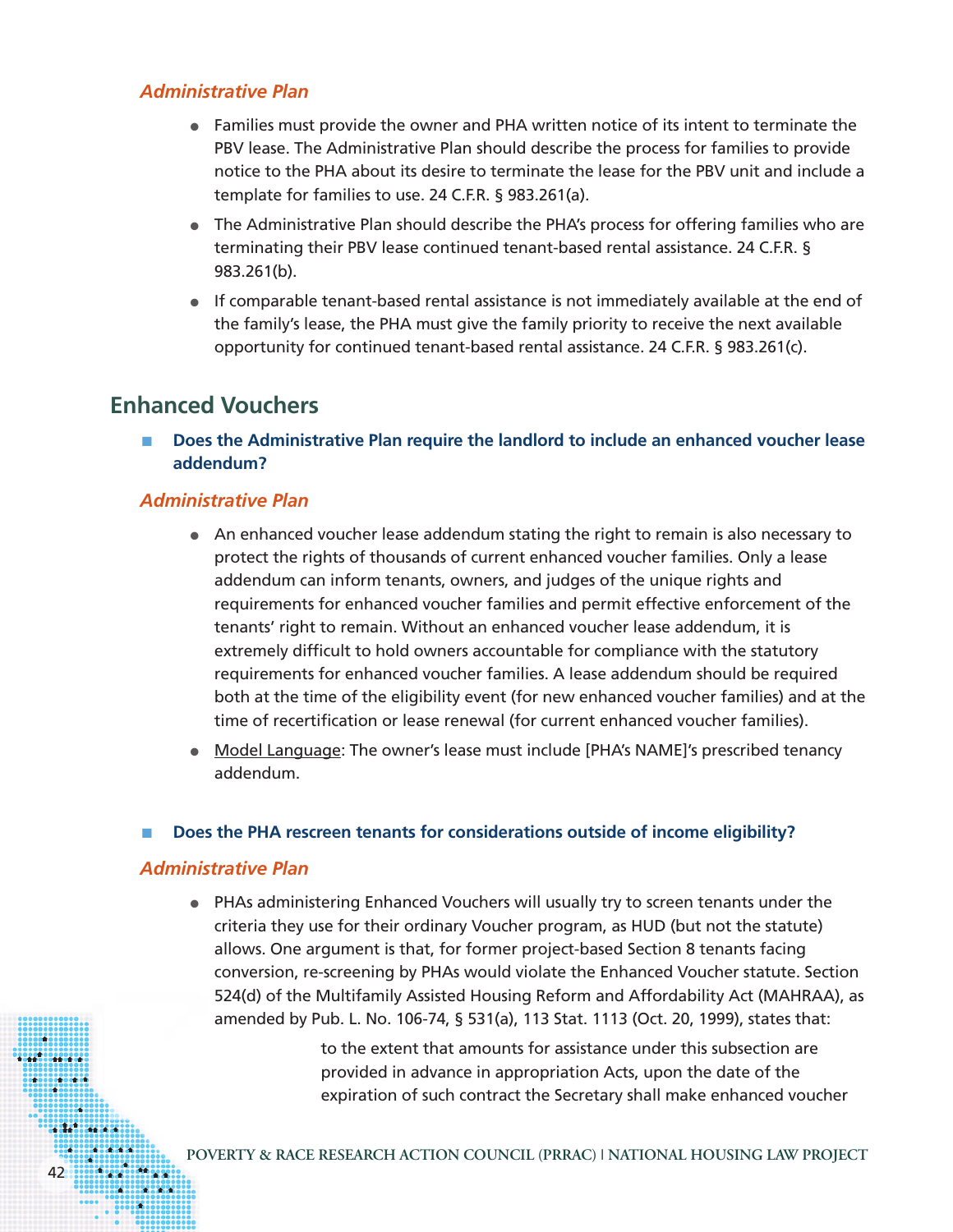### *Administrative Plan*

- Families must provide the owner and PHA written notice of its intent to terminate the PBV lease. The Administrative Plan should describe the process for families to provide notice to the PHA about its desire to terminate the lease for the PBV unit and include a template for families to use. 24 C.F.R. § 983.261(a).
- The Administrative Plan should describe the PHA's process for offering families who are terminating their PBV lease continued tenant-based rental assistance. 24 C.F.R. § 983.261(b).
- If comparable tenant-based rental assistance is not immediately available at the end of the family's lease, the PHA must give the family priority to receive the next available opportunity for continued tenant-based rental assistance. 24 C.F.R. § 983.261(c).

## Enhanced Vouchers

- **Does the Administrative Plan require the landlord to include an enhanced voucher lease addendum?**

### *Administrative Plan*

- An enhanced voucher lease addendum stating the right to remain is also necessary to protect the rights of thousands of current enhanced voucher families. Only a lease addendum can inform tenants, owners, and judges of the unique rights and requirements for enhanced voucher families and permit effective enforcement of the tenants' right to remain. Without an enhanced voucher lease addendum, it is extremely difficult to hold owners accountable for compliance with the statutory requirements for enhanced voucher families. A lease addendum should be required both at the time of the eligibility event (for new enhanced voucher families) and at the time of recertification or lease renewal (for current enhanced voucher families).
- Model Language: The owner's lease must include [PHA's NAME]'s prescribed tenancy addendum.

- **Does the PHA rescreen tenants for considerations outside of income eligibility?**

### *Administrative Plan*

- PHAs administering Enhanced Vouchers will usually try to screen tenants under the criteria they use for their ordinary Voucher program, as HUD (but not the statute) allows. One argument is that, for former project-based Section 8 tenants facing conversion, re-screening by PHAs would violate the Enhanced Voucher statute. Section 524(d) of the Multifamily Assisted Housing Reform and Affordability Act (MAHRAA), as amended by Pub. L. No. 106-74, § 531(a), 113 Stat. 1113 (Oct. 20, 1999), states that:

  > to the extent that amounts for assistance under this subsection are provided in advance in appropriation Acts, upon the date of the expiration of such contract the Secretary shall make enhanced voucher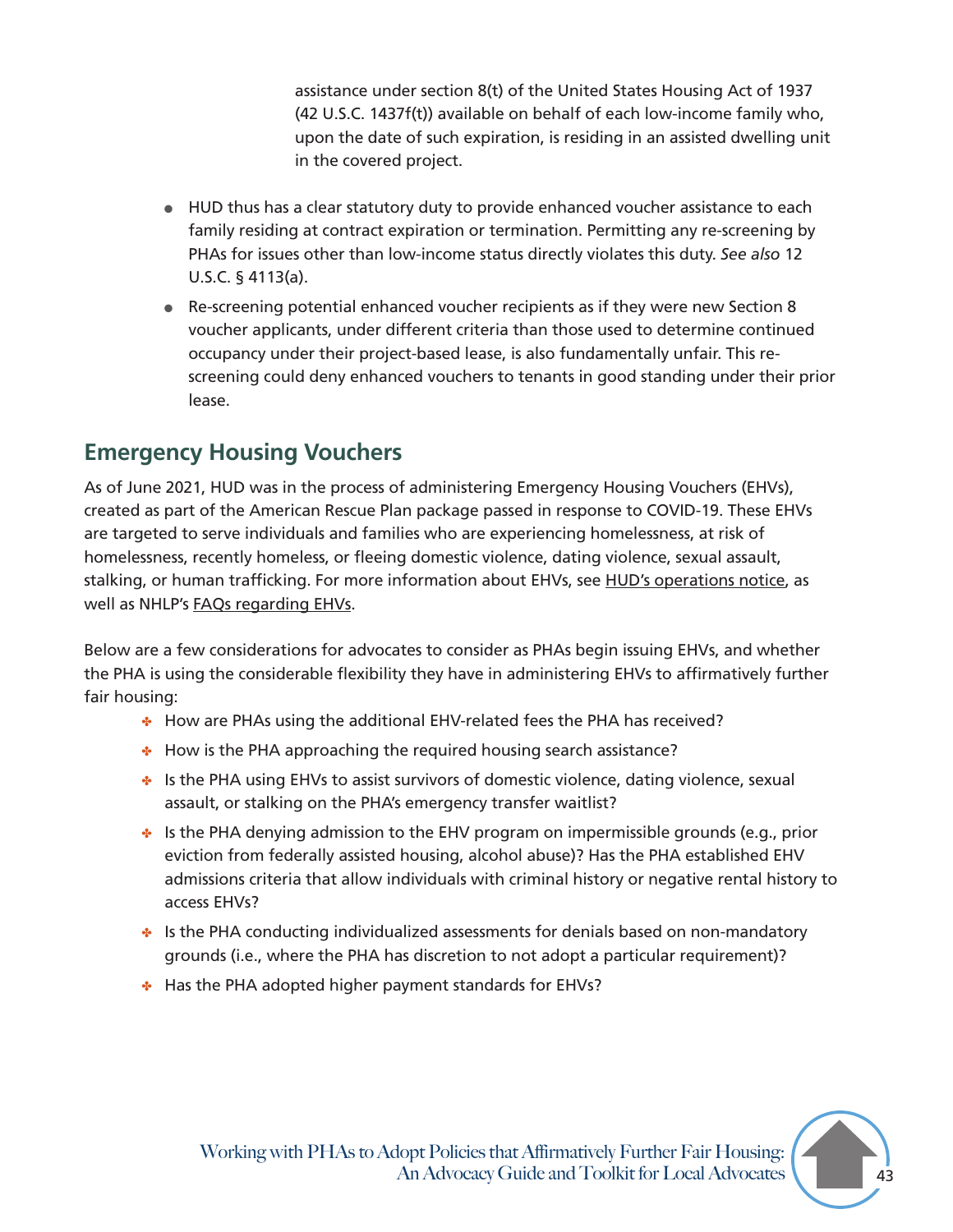> assistance under section 8(t) of the United States Housing Act of 1937 (42 U.S.C. 1437f(t)) available on behalf of each low-income family who, upon the date of such expiration, is residing in an assisted dwelling unit in the covered project.

- HUD thus has a clear statutory duty to provide enhanced voucher assistance to each family residing at contract expiration or termination. Permitting any re-screening by PHAs for issues other than low-income status directly violates this duty. *See also* 12 U.S.C. § 4113(a).
- Re-screening potential enhanced voucher recipients as if they were new Section 8 voucher applicants, under different criteria than those used to determine continued occupancy under their project-based lease, is also fundamentally unfair. This re-screening could deny enhanced vouchers to tenants in good standing under their prior lease.

## Emergency Housing Vouchers

As of June 2021, HUD was in the process of administering Emergency Housing Vouchers (EHVs), created as part of the American Rescue Plan package passed in response to COVID-19. These EHVs are targeted to serve individuals and families who are experiencing homelessness, at risk of homelessness, recently homeless, or fleeing domestic violence, dating violence, sexual assault, stalking, or human trafficking. For more information about EHVs, see HUD's operations notice, as well as NHLP's FAQs regarding EHVs.

Below are a few considerations for advocates to consider as PHAs begin issuing EHVs, and whether the PHA is using the considerable flexibility they have in administering EHVs to affirmatively further fair housing:

- How are PHAs using the additional EHV-related fees the PHA has received?
- How is the PHA approaching the required housing search assistance?
- Is the PHA using EHVs to assist survivors of domestic violence, dating violence, sexual assault, or stalking on the PHA's emergency transfer waitlist?
- Is the PHA denying admission to the EHV program on impermissible grounds (e.g., prior eviction from federally assisted housing, alcohol abuse)? Has the PHA established EHV admissions criteria that allow individuals with criminal history or negative rental history to access EHVs?
- Is the PHA conducting individualized assessments for denials based on non-mandatory grounds (i.e., where the PHA has discretion to not adopt a particular requirement)?
- Has the PHA adopted higher payment standards for EHVs?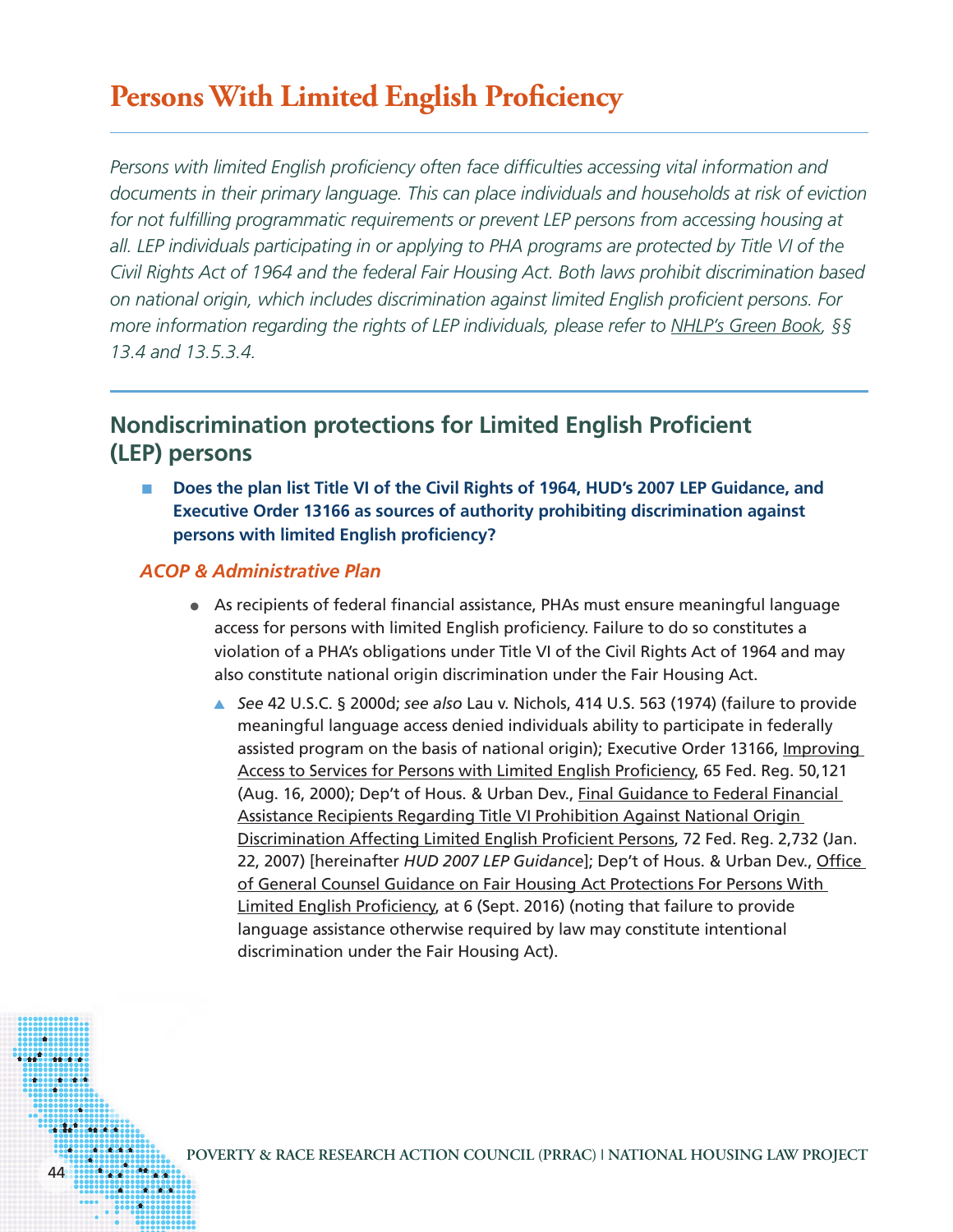# Persons With Limited English Proficiency

*Persons with limited English proficiency often face difficulties accessing vital information and documents in their primary language. This can place individuals and households at risk of eviction for not fulfilling programmatic requirements or prevent LEP persons from accessing housing at all. LEP individuals participating in or applying to PHA programs are protected by Title VI of the Civil Rights Act of 1964 and the federal Fair Housing Act. Both laws prohibit discrimination based on national origin, which includes discrimination against limited English proficient persons. For more information regarding the rights of LEP individuals, please refer to NHLP's Green Book, §§ 13.4 and 13.5.3.4.*

## Nondiscrimination protections for Limited English Proficient (LEP) persons

- **Does the plan list Title VI of the Civil Rights of 1964, HUD's 2007 LEP Guidance, and Executive Order 13166 as sources of authority prohibiting discrimination against persons with limited English proficiency?**

### *ACOP & Administrative Plan*

- As recipients of federal financial assistance, PHAs must ensure meaningful language access for persons with limited English proficiency. Failure to do so constitutes a violation of a PHA's obligations under Title VI of the Civil Rights Act of 1964 and may also constitute national origin discrimination under the Fair Housing Act.
  - *See* 42 U.S.C. § 2000d; *see also* Lau v. Nichols, 414 U.S. 563 (1974) (failure to provide meaningful language access denied individuals ability to participate in federally assisted program on the basis of national origin); Executive Order 13166, Improving Access to Services for Persons with Limited English Proficiency, 65 Fed. Reg. 50,121 (Aug. 16, 2000); Dep't of Hous. & Urban Dev., Final Guidance to Federal Financial Assistance Recipients Regarding Title VI Prohibition Against National Origin Discrimination Affecting Limited English Proficient Persons, 72 Fed. Reg. 2,732 (Jan. 22, 2007) [hereinafter *HUD 2007 LEP Guidance*]; Dep't of Hous. & Urban Dev., Office of General Counsel Guidance on Fair Housing Act Protections For Persons With Limited English Proficiency, at 6 (Sept. 2016) (noting that failure to provide language assistance otherwise required by law may constitute intentional discrimination under the Fair Housing Act).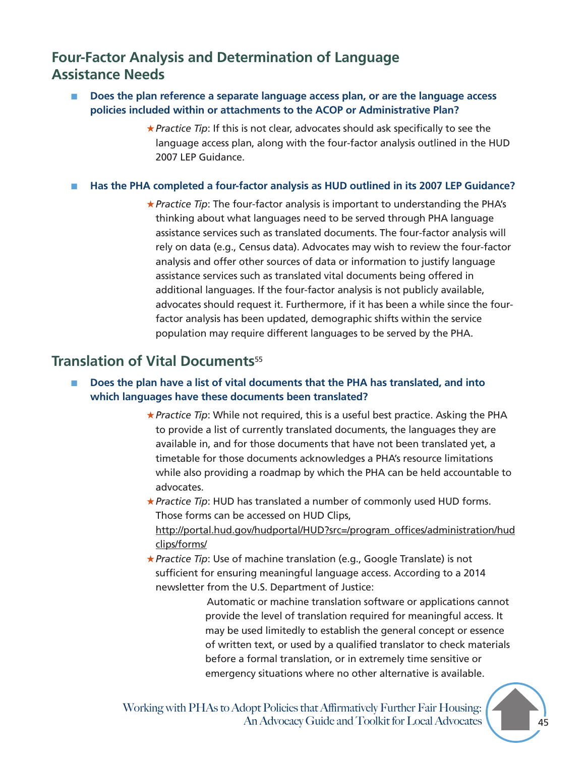## Four-Factor Analysis and Determination of Language Assistance Needs

- **Does the plan reference a separate language access plan, or are the language access policies included within or attachments to the ACOP or Administrative Plan?**

  ★*Practice Tip*: If this is not clear, advocates should ask specifically to see the language access plan, along with the four-factor analysis outlined in the HUD 2007 LEP Guidance.

- **Has the PHA completed a four-factor analysis as HUD outlined in its 2007 LEP Guidance?**

  ★*Practice Tip*: The four-factor analysis is important to understanding the PHA's thinking about what languages need to be served through PHA language assistance services such as translated documents. The four-factor analysis will rely on data (e.g., Census data). Advocates may wish to review the four-factor analysis and offer other sources of data or information to justify language assistance services such as translated vital documents being offered in additional languages. If the four-factor analysis is not publicly available, advocates should request it. Furthermore, if it has been a while since the four-factor analysis has been updated, demographic shifts within the service population may require different languages to be served by the PHA.

## Translation of Vital Documents[55]

- **Does the plan have a list of vital documents that the PHA has translated, and into which languages have these documents been translated?**

  ★*Practice Tip*: While not required, this is a useful best practice. Asking the PHA to provide a list of currently translated documents, the languages they are available in, and for those documents that have not been translated yet, a timetable for those documents acknowledges a PHA's resource limitations while also providing a roadmap by which the PHA can be held accountable to advocates.

  ★*Practice Tip*: HUD has translated a number of commonly used HUD forms. Those forms can be accessed on HUD Clips, http://portal.hud.gov/hudportal/HUD?src=/program_offices/administration/hudclips/forms/

  ★*Practice Tip*: Use of machine translation (e.g., Google Translate) is not sufficient for ensuring meaningful language access. According to a 2014 newsletter from the U.S. Department of Justice:

  > Automatic or machine translation software or applications cannot provide the level of translation required for meaningful access. It may be used limitedly to establish the general concept or essence of written text, or used by a qualified translator to check materials before a formal translation, or in extremely time sensitive or emergency situations where no other alternative is available.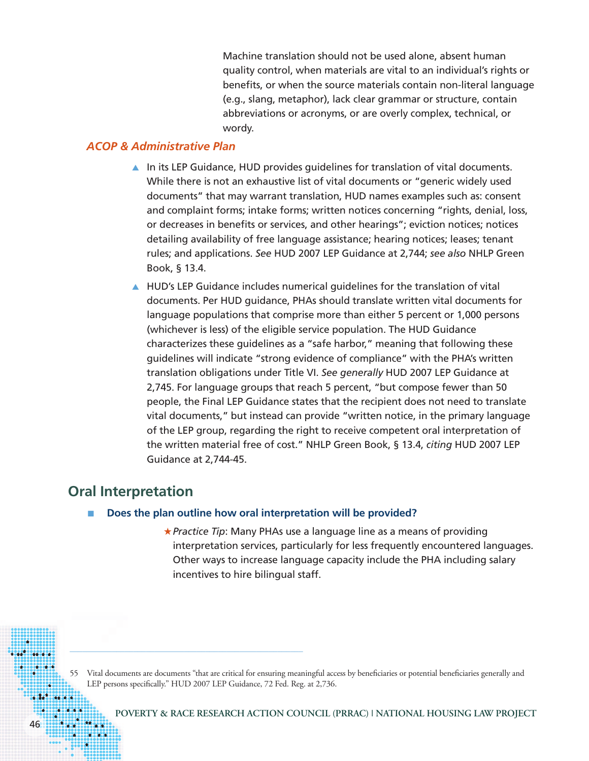Machine translation should not be used alone, absent human quality control, when materials are vital to an individual's rights or benefits, or when the source materials contain non-literal language (e.g., slang, metaphor), lack clear grammar or structure, contain abbreviations or acronyms, or are overly complex, technical, or wordy.

### *ACOP & Administrative Plan*

- In its LEP Guidance, HUD provides guidelines for translation of vital documents. While there is not an exhaustive list of vital documents or "generic widely used documents" that may warrant translation, HUD names examples such as: consent and complaint forms; intake forms; written notices concerning "rights, denial, loss, or decreases in benefits or services, and other hearings"; eviction notices; notices detailing availability of free language assistance; hearing notices; leases; tenant rules; and applications. *See* HUD 2007 LEP Guidance at 2,744; *see also* NHLP Green Book, § 13.4.
- HUD's LEP Guidance includes numerical guidelines for the translation of vital documents. Per HUD guidance, PHAs should translate written vital documents for language populations that comprise more than either 5 percent or 1,000 persons (whichever is less) of the eligible service population. The HUD Guidance characterizes these guidelines as a "safe harbor," meaning that following these guidelines will indicate "strong evidence of compliance" with the PHA's written translation obligations under Title VI. *See generally* HUD 2007 LEP Guidance at 2,745. For language groups that reach 5 percent, "but compose fewer than 50 people, the Final LEP Guidance states that the recipient does not need to translate vital documents," but instead can provide "written notice, in the primary language of the LEP group, regarding the right to receive competent oral interpretation of the written material free of cost." NHLP Green Book, § 13.4, *citing* HUD 2007 LEP Guidance at 2,744-45.

## Oral Interpretation

- **Does the plan outline how oral interpretation will be provided?**

  ★*Practice Tip*: Many PHAs use a language line as a means of providing interpretation services, particularly for less frequently encountered languages. Other ways to increase language capacity include the PHA including salary incentives to hire bilingual staff.

---

55 Vital documents are documents "that are critical for ensuring meaningful access by beneficiaries or potential beneficiaries generally and LEP persons specifically." HUD 2007 LEP Guidance, 72 Fed. Reg. at 2,736.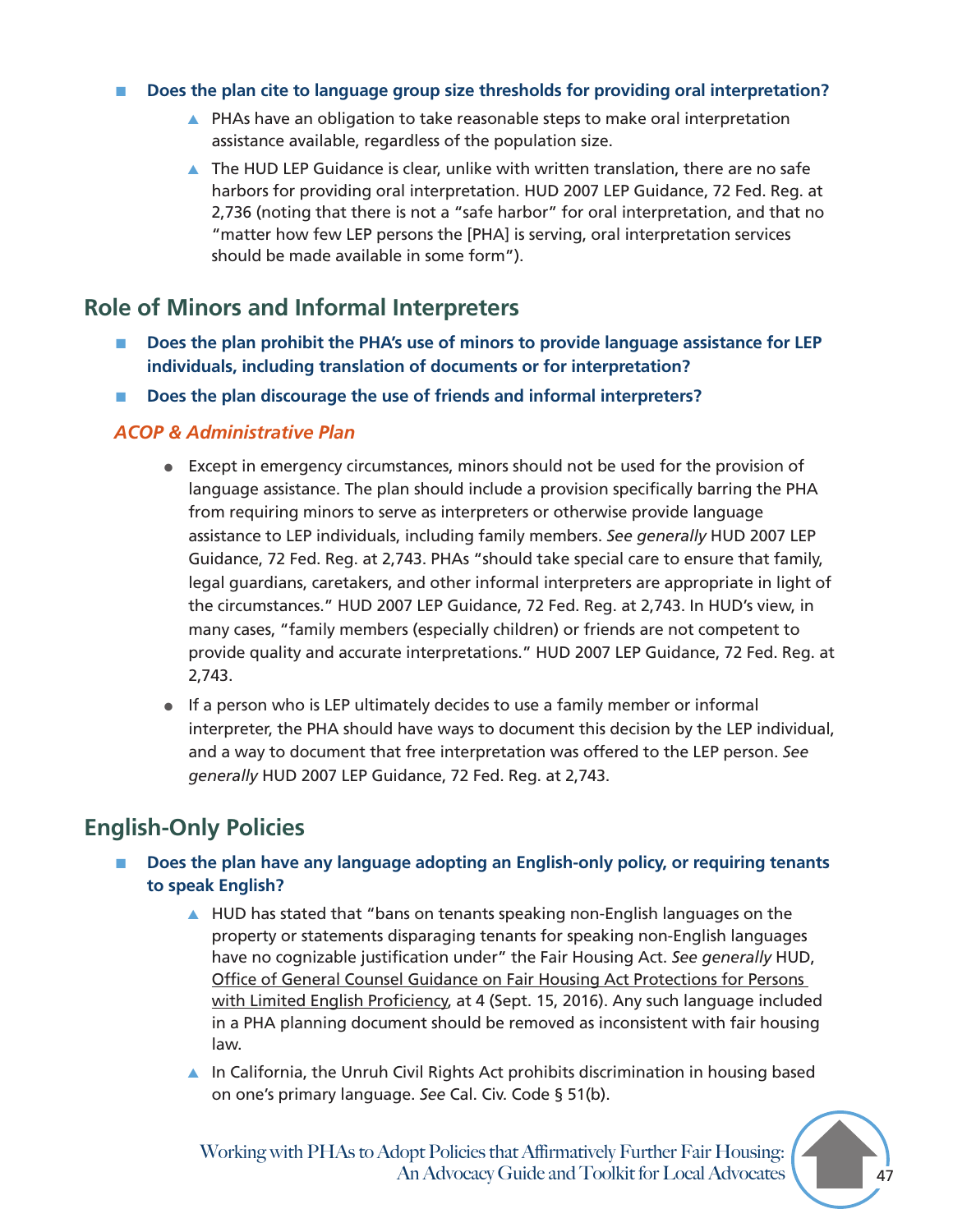- **Does the plan cite to language group size thresholds for providing oral interpretation?**
  - PHAs have an obligation to take reasonable steps to make oral interpretation assistance available, regardless of the population size.
  - The HUD LEP Guidance is clear, unlike with written translation, there are no safe harbors for providing oral interpretation. HUD 2007 LEP Guidance, 72 Fed. Reg. at 2,736 (noting that there is not a "safe harbor" for oral interpretation, and that no "matter how few LEP persons the [PHA] is serving, oral interpretation services should be made available in some form").

## Role of Minors and Informal Interpreters

- **Does the plan prohibit the PHA's use of minors to provide language assistance for LEP individuals, including translation of documents or for interpretation?**
- **Does the plan discourage the use of friends and informal interpreters?**

### *ACOP & Administrative Plan*

- Except in emergency circumstances, minors should not be used for the provision of language assistance. The plan should include a provision specifically barring the PHA from requiring minors to serve as interpreters or otherwise provide language assistance to LEP individuals, including family members. *See generally* HUD 2007 LEP Guidance, 72 Fed. Reg. at 2,743. PHAs "should take special care to ensure that family, legal guardians, caretakers, and other informal interpreters are appropriate in light of the circumstances." HUD 2007 LEP Guidance, 72 Fed. Reg. at 2,743. In HUD's view, in many cases, "family members (especially children) or friends are not competent to provide quality and accurate interpretations." HUD 2007 LEP Guidance, 72 Fed. Reg. at 2,743.
- If a person who is LEP ultimately decides to use a family member or informal interpreter, the PHA should have ways to document this decision by the LEP individual, and a way to document that free interpretation was offered to the LEP person. *See generally* HUD 2007 LEP Guidance, 72 Fed. Reg. at 2,743.

## English-Only Policies

- **Does the plan have any language adopting an English-only policy, or requiring tenants to speak English?**
  - HUD has stated that "bans on tenants speaking non-English languages on the property or statements disparaging tenants for speaking non-English languages have no cognizable justification under" the Fair Housing Act. *See generally* HUD, Office of General Counsel Guidance on Fair Housing Act Protections for Persons with Limited English Proficiency, at 4 (Sept. 15, 2016). Any such language included in a PHA planning document should be removed as inconsistent with fair housing law.
  - In California, the Unruh Civil Rights Act prohibits discrimination in housing based on one's primary language. *See* Cal. Civ. Code § 51(b).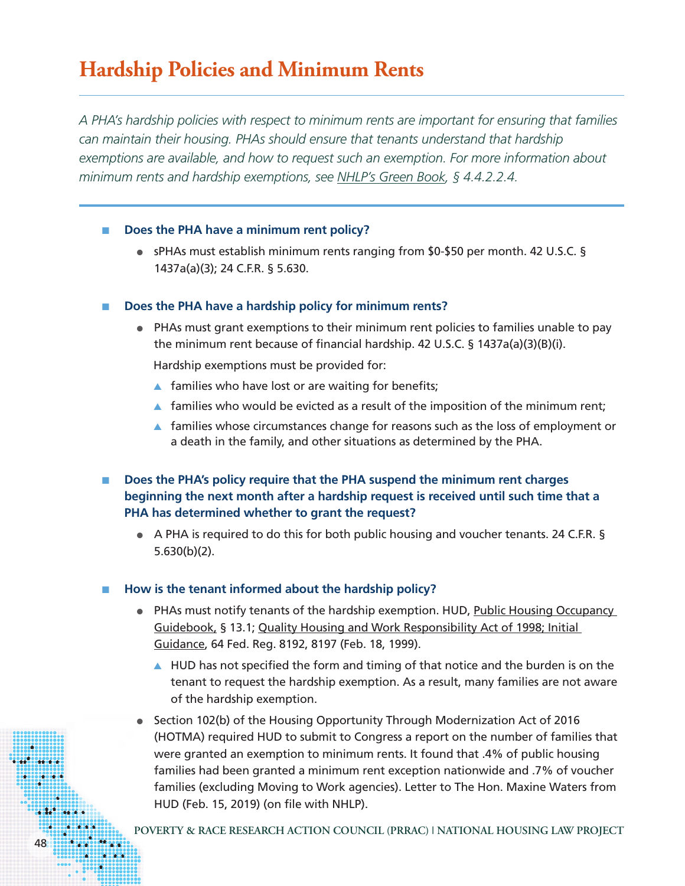# Hardship Policies and Minimum Rents

*A PHA's hardship policies with respect to minimum rents are important for ensuring that families can maintain their housing. PHAs should ensure that tenants understand that hardship exemptions are available, and how to request such an exemption. For more information about minimum rents and hardship exemptions, see NHLP's Green Book, § 4.4.2.2.4.*

- **Does the PHA have a minimum rent policy?**
  - sPHAs must establish minimum rents ranging from $0-$50 per month. 42 U.S.C. § 1437a(a)(3); 24 C.F.R. § 5.630.

- **Does the PHA have a hardship policy for minimum rents?**
  - PHAs must grant exemptions to their minimum rent policies to families unable to pay the minimum rent because of financial hardship. 42 U.S.C. § 1437a(a)(3)(B)(i).

    Hardship exemptions must be provided for:
    - families who have lost or are waiting for benefits;
    - families who would be evicted as a result of the imposition of the minimum rent;
    - families whose circumstances change for reasons such as the loss of employment or a death in the family, and other situations as determined by the PHA.

- **Does the PHA's policy require that the PHA suspend the minimum rent charges beginning the next month after a hardship request is received until such time that a PHA has determined whether to grant the request?**
  - A PHA is required to do this for both public housing and voucher tenants. 24 C.F.R. § 5.630(b)(2).

- **How is the tenant informed about the hardship policy?**
  - PHAs must notify tenants of the hardship exemption. HUD, Public Housing Occupancy Guidebook, § 13.1; Quality Housing and Work Responsibility Act of 1998; Initial Guidance, 64 Fed. Reg. 8192, 8197 (Feb. 18, 1999).
    - HUD has not specified the form and timing of that notice and the burden is on the tenant to request the hardship exemption. As a result, many families are not aware of the hardship exemption.
  - Section 102(b) of the Housing Opportunity Through Modernization Act of 2016 (HOTMA) required HUD to submit to Congress a report on the number of families that were granted an exemption to minimum rents. It found that .4% of public housing families had been granted a minimum rent exception nationwide and .7% of voucher families (excluding Moving to Work agencies). Letter to The Hon. Maxine Waters from HUD (Feb. 15, 2019) (on file with NHLP).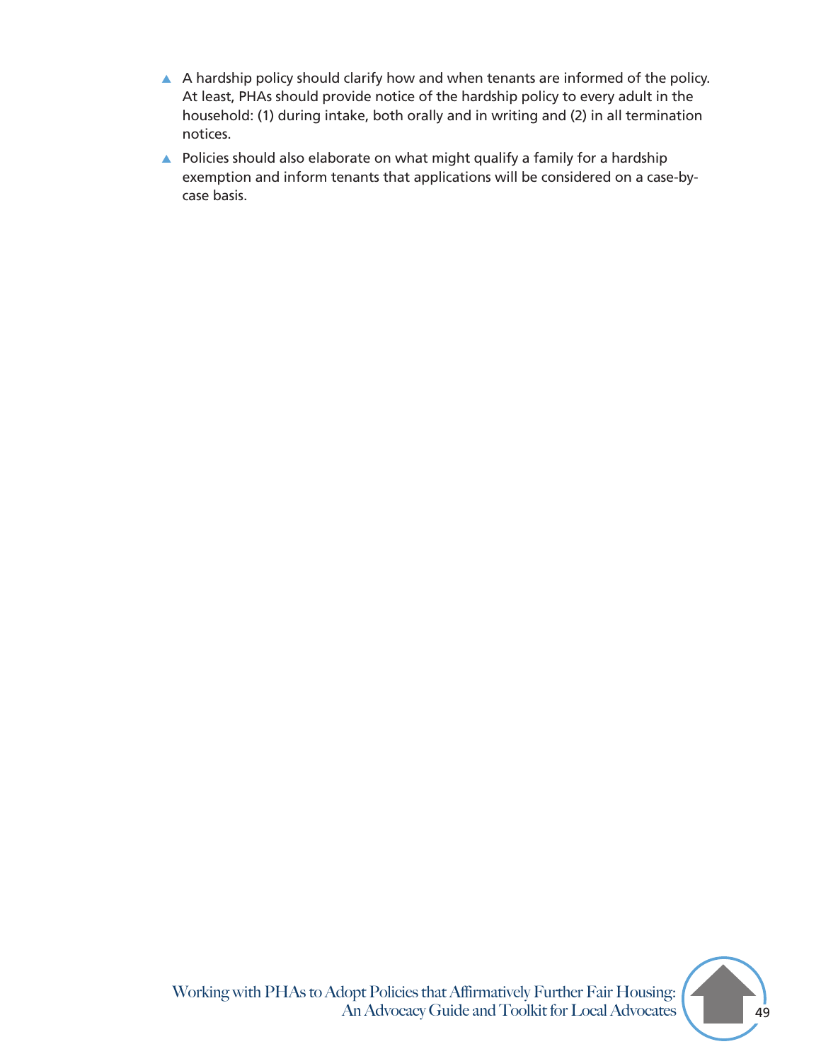- A hardship policy should clarify how and when tenants are informed of the policy. At least, PHAs should provide notice of the hardship policy to every adult in the household: (1) during intake, both orally and in writing and (2) in all termination notices.
- Policies should also elaborate on what might qualify a family for a hardship exemption and inform tenants that applications will be considered on a case-by-case basis.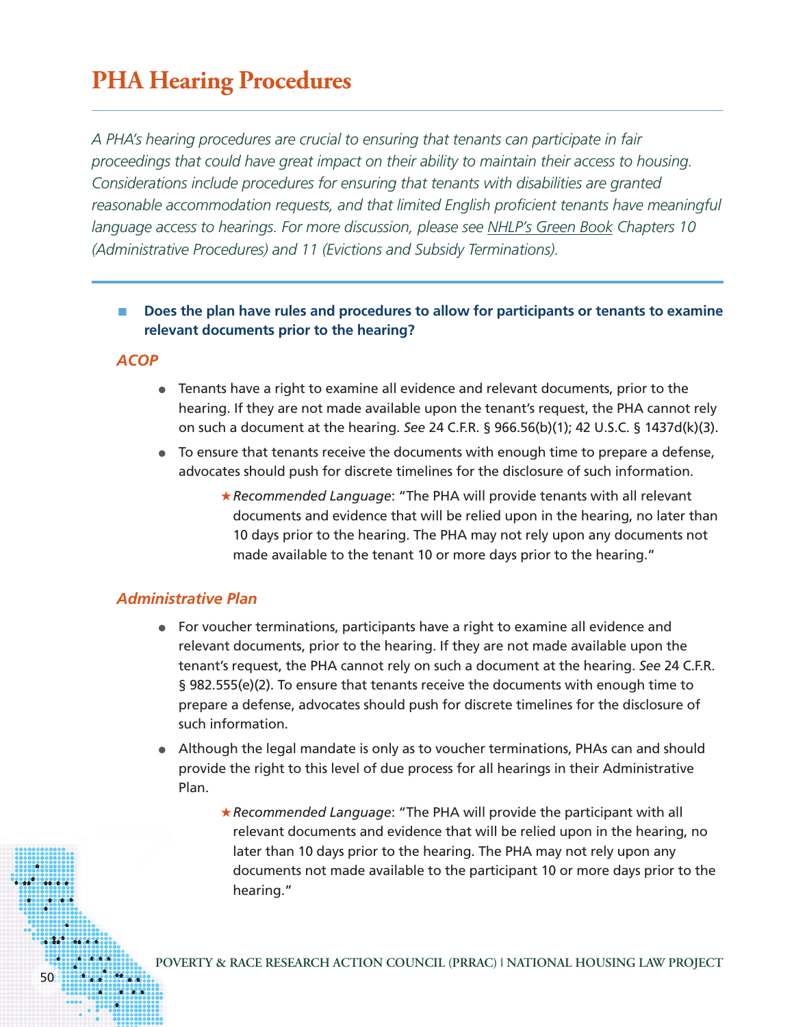# PHA Hearing Procedures

*A PHA's hearing procedures are crucial to ensuring that tenants can participate in fair proceedings that could have great impact on their ability to maintain their access to housing. Considerations include procedures for ensuring that tenants with disabilities are granted reasonable accommodation requests, and that limited English proficient tenants have meaningful language access to hearings. For more discussion, please see NHLP's Green Book Chapters 10 (Administrative Procedures) and 11 (Evictions and Subsidy Terminations).*

- **Does the plan have rules and procedures to allow for participants or tenants to examine relevant documents prior to the hearing?**

### *ACOP*

- Tenants have a right to examine all evidence and relevant documents, prior to the hearing. If they are not made available upon the tenant's request, the PHA cannot rely on such a document at the hearing. *See* 24 C.F.R. § 966.56(b)(1); 42 U.S.C. § 1437d(k)(3).
- To ensure that tenants receive the documents with enough time to prepare a defense, advocates should push for discrete timelines for the disclosure of such information.
  - ★*Recommended Language*: "The PHA will provide tenants with all relevant documents and evidence that will be relied upon in the hearing, no later than 10 days prior to the hearing. The PHA may not rely upon any documents not made available to the tenant 10 or more days prior to the hearing."

### *Administrative Plan*

- For voucher terminations, participants have a right to examine all evidence and relevant documents, prior to the hearing. If they are not made available upon the tenant's request, the PHA cannot rely on such a document at the hearing. *See* 24 C.F.R. § 982.555(e)(2). To ensure that tenants receive the documents with enough time to prepare a defense, advocates should push for discrete timelines for the disclosure of such information.
- Although the legal mandate is only as to voucher terminations, PHAs can and should provide the right to this level of due process for all hearings in their Administrative Plan.
  - ★*Recommended Language*: "The PHA will provide the participant with all relevant documents and evidence that will be relied upon in the hearing, no later than 10 days prior to the hearing. The PHA may not rely upon any documents not made available to the participant 10 or more days prior to the hearing."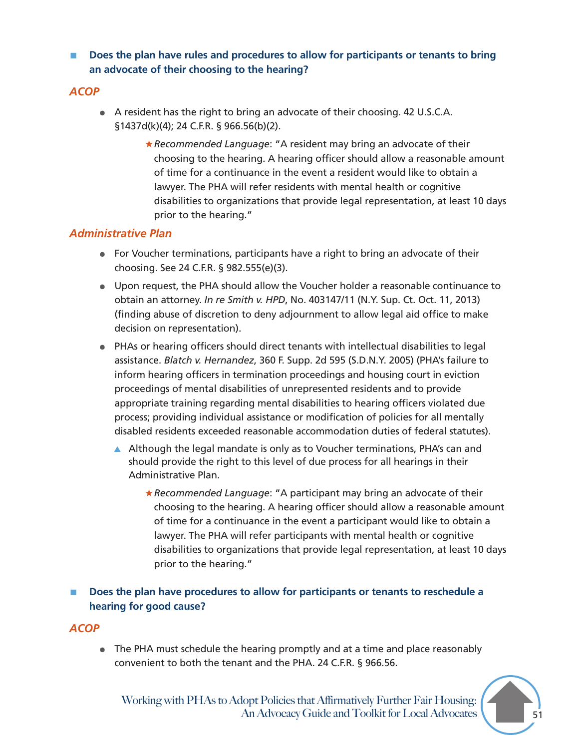- **Does the plan have rules and procedures to allow for participants or tenants to bring an advocate of their choosing to the hearing?**

### *ACOP*

- A resident has the right to bring an advocate of their choosing. 42 U.S.C.A. §1437d(k)(4); 24 C.F.R. § 966.56(b)(2).

  ★*Recommended Language*: "A resident may bring an advocate of their choosing to the hearing. A hearing officer should allow a reasonable amount of time for a continuance in the event a resident would like to obtain a lawyer. The PHA will refer residents with mental health or cognitive disabilities to organizations that provide legal representation, at least 10 days prior to the hearing."

### *Administrative Plan*

- For Voucher terminations, participants have a right to bring an advocate of their choosing. See 24 C.F.R. § 982.555(e)(3).
- Upon request, the PHA should allow the Voucher holder a reasonable continuance to obtain an attorney. *In re Smith v. HPD*, No. 403147/11 (N.Y. Sup. Ct. Oct. 11, 2013) (finding abuse of discretion to deny adjournment to allow legal aid office to make decision on representation).
- PHAs or hearing officers should direct tenants with intellectual disabilities to legal assistance. *Blatch v. Hernandez*, 360 F. Supp. 2d 595 (S.D.N.Y. 2005) (PHA's failure to inform hearing officers in termination proceedings and housing court in eviction proceedings of mental disabilities of unrepresented residents and to provide appropriate training regarding mental disabilities to hearing officers violated due process; providing individual assistance or modification of policies for all mentally disabled residents exceeded reasonable accommodation duties of federal statutes).
  - Although the legal mandate is only as to Voucher terminations, PHA's can and should provide the right to this level of due process for all hearings in their Administrative Plan.

    ★*Recommended Language*: "A participant may bring an advocate of their choosing to the hearing. A hearing officer should allow a reasonable amount of time for a continuance in the event a participant would like to obtain a lawyer. The PHA will refer participants with mental health or cognitive disabilities to organizations that provide legal representation, at least 10 days prior to the hearing."

- **Does the plan have procedures to allow for participants or tenants to reschedule a hearing for good cause?**

### *ACOP*

- The PHA must schedule the hearing promptly and at a time and place reasonably convenient to both the tenant and the PHA. 24 C.F.R. § 966.56.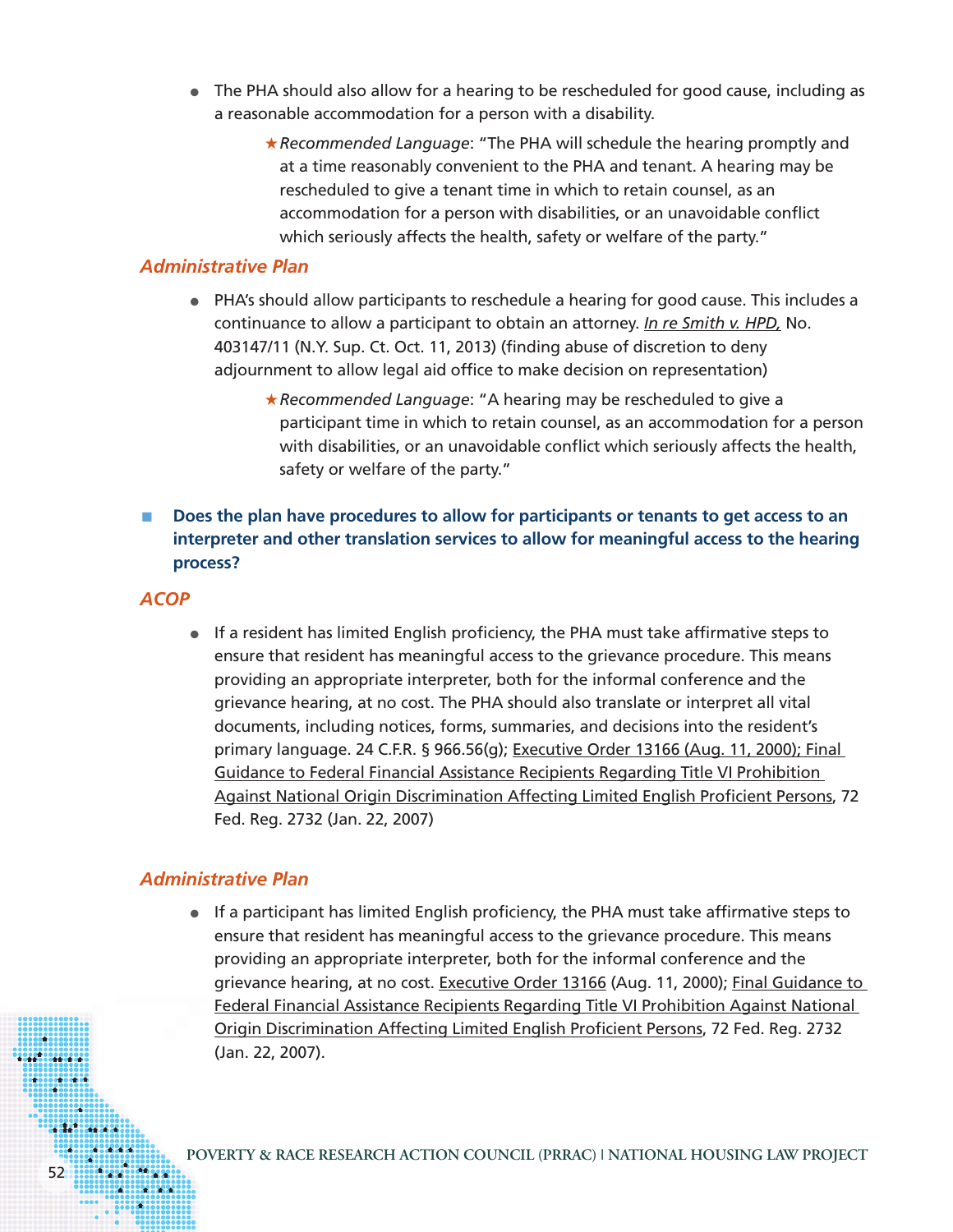- The PHA should also allow for a hearing to be rescheduled for good cause, including as a reasonable accommodation for a person with a disability.

  ★*Recommended Language*: "The PHA will schedule the hearing promptly and at a time reasonably convenient to the PHA and tenant. A hearing may be rescheduled to give a tenant time in which to retain counsel, as an accommodation for a person with disabilities, or an unavoidable conflict which seriously affects the health, safety or welfare of the party."

### *Administrative Plan*

- PHA's should allow participants to reschedule a hearing for good cause. This includes a continuance to allow a participant to obtain an attorney. *In re Smith v. HPD,* No. 403147/11 (N.Y. Sup. Ct. Oct. 11, 2013) (finding abuse of discretion to deny adjournment to allow legal aid office to make decision on representation)

  ★*Recommended Language*: "A hearing may be rescheduled to give a participant time in which to retain counsel, as an accommodation for a person with disabilities, or an unavoidable conflict which seriously affects the health, safety or welfare of the party."

- **Does the plan have procedures to allow for participants or tenants to get access to an interpreter and other translation services to allow for meaningful access to the hearing process?**

### *ACOP*

- If a resident has limited English proficiency, the PHA must take affirmative steps to ensure that resident has meaningful access to the grievance procedure. This means providing an appropriate interpreter, both for the informal conference and the grievance hearing, at no cost. The PHA should also translate or interpret all vital documents, including notices, forms, summaries, and decisions into the resident's primary language. 24 C.F.R. § 966.56(g); Executive Order 13166 (Aug. 11, 2000); Final Guidance to Federal Financial Assistance Recipients Regarding Title VI Prohibition Against National Origin Discrimination Affecting Limited English Proficient Persons, 72 Fed. Reg. 2732 (Jan. 22, 2007)

### *Administrative Plan*

- If a participant has limited English proficiency, the PHA must take affirmative steps to ensure that resident has meaningful access to the grievance procedure. This means providing an appropriate interpreter, both for the informal conference and the grievance hearing, at no cost. Executive Order 13166 (Aug. 11, 2000); Final Guidance to Federal Financial Assistance Recipients Regarding Title VI Prohibition Against National Origin Discrimination Affecting Limited English Proficient Persons, 72 Fed. Reg. 2732 (Jan. 22, 2007).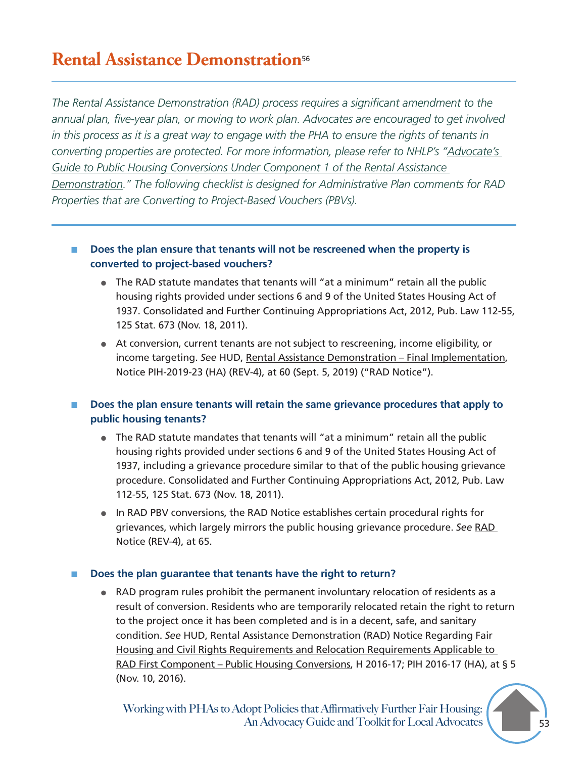# Rental Assistance Demonstration[56]

*The Rental Assistance Demonstration (RAD) process requires a significant amendment to the annual plan, five-year plan, or moving to work plan. Advocates are encouraged to get involved in this process as it is a great way to engage with the PHA to ensure the rights of tenants in converting properties are protected. For more information, please refer to NHLP's "Advocate's Guide to Public Housing Conversions Under Component 1 of the Rental Assistance Demonstration." The following checklist is designed for Administrative Plan comments for RAD Properties that are Converting to Project-Based Vouchers (PBVs).*

- **Does the plan ensure that tenants will not be rescreened when the property is converted to project-based vouchers?**
  - The RAD statute mandates that tenants will "at a minimum" retain all the public housing rights provided under sections 6 and 9 of the United States Housing Act of 1937. Consolidated and Further Continuing Appropriations Act, 2012, Pub. Law 112-55, 125 Stat. 673 (Nov. 18, 2011).
  - At conversion, current tenants are not subject to rescreening, income eligibility, or income targeting. *See* HUD, Rental Assistance Demonstration – Final Implementation, Notice PIH-2019-23 (HA) (REV-4), at 60 (Sept. 5, 2019) ("RAD Notice").

- **Does the plan ensure tenants will retain the same grievance procedures that apply to public housing tenants?**
  - The RAD statute mandates that tenants will "at a minimum" retain all the public housing rights provided under sections 6 and 9 of the United States Housing Act of 1937, including a grievance procedure similar to that of the public housing grievance procedure. Consolidated and Further Continuing Appropriations Act, 2012, Pub. Law 112-55, 125 Stat. 673 (Nov. 18, 2011).
  - In RAD PBV conversions, the RAD Notice establishes certain procedural rights for grievances, which largely mirrors the public housing grievance procedure. *See* RAD Notice (REV-4), at 65.

- **Does the plan guarantee that tenants have the right to return?**
  - RAD program rules prohibit the permanent involuntary relocation of residents as a result of conversion. Residents who are temporarily relocated retain the right to return to the project once it has been completed and is in a decent, safe, and sanitary condition. *See* HUD, Rental Assistance Demonstration (RAD) Notice Regarding Fair Housing and Civil Rights Requirements and Relocation Requirements Applicable to RAD First Component – Public Housing Conversions, H 2016-17; PIH 2016-17 (HA), at § 5 (Nov. 10, 2016).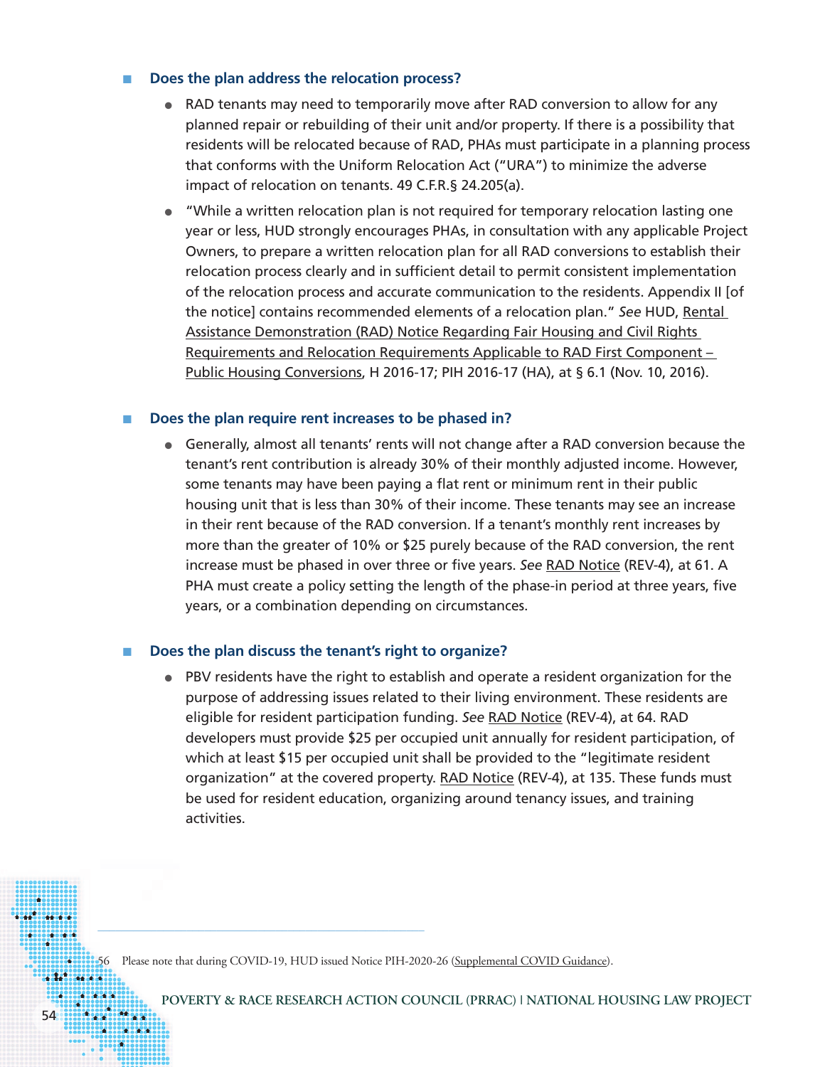- **Does the plan address the relocation process?**
  - RAD tenants may need to temporarily move after RAD conversion to allow for any planned repair or rebuilding of their unit and/or property. If there is a possibility that residents will be relocated because of RAD, PHAs must participate in a planning process that conforms with the Uniform Relocation Act ("URA") to minimize the adverse impact of relocation on tenants. 49 C.F.R.§ 24.205(a).
  - "While a written relocation plan is not required for temporary relocation lasting one year or less, HUD strongly encourages PHAs, in consultation with any applicable Project Owners, to prepare a written relocation plan for all RAD conversions to establish their relocation process clearly and in sufficient detail to permit consistent implementation of the relocation process and accurate communication to the residents. Appendix II [of the notice] contains recommended elements of a relocation plan." *See* HUD, Rental Assistance Demonstration (RAD) Notice Regarding Fair Housing and Civil Rights Requirements and Relocation Requirements Applicable to RAD First Component – Public Housing Conversions, H 2016-17; PIH 2016-17 (HA), at § 6.1 (Nov. 10, 2016).

- **Does the plan require rent increases to be phased in?**
  - Generally, almost all tenants' rents will not change after a RAD conversion because the tenant's rent contribution is already 30% of their monthly adjusted income. However, some tenants may have been paying a flat rent or minimum rent in their public housing unit that is less than 30% of their income. These tenants may see an increase in their rent because of the RAD conversion. If a tenant's monthly rent increases by more than the greater of 10% or $25 purely because of the RAD conversion, the rent increase must be phased in over three or five years. *See* RAD Notice (REV-4), at 61. A PHA must create a policy setting the length of the phase-in period at three years, five years, or a combination depending on circumstances.

- **Does the plan discuss the tenant's right to organize?**
  - PBV residents have the right to establish and operate a resident organization for the purpose of addressing issues related to their living environment. These residents are eligible for resident participation funding. *See* RAD Notice (REV-4), at 64. RAD developers must provide $25 per occupied unit annually for resident participation, of which at least $15 per occupied unit shall be provided to the "legitimate resident organization" at the covered property. RAD Notice (REV-4), at 135. These funds must be used for resident education, organizing around tenancy issues, and training activities.

---

56 Please note that during COVID-19, HUD issued Notice PIH-2020-26 (Supplemental COVID Guidance).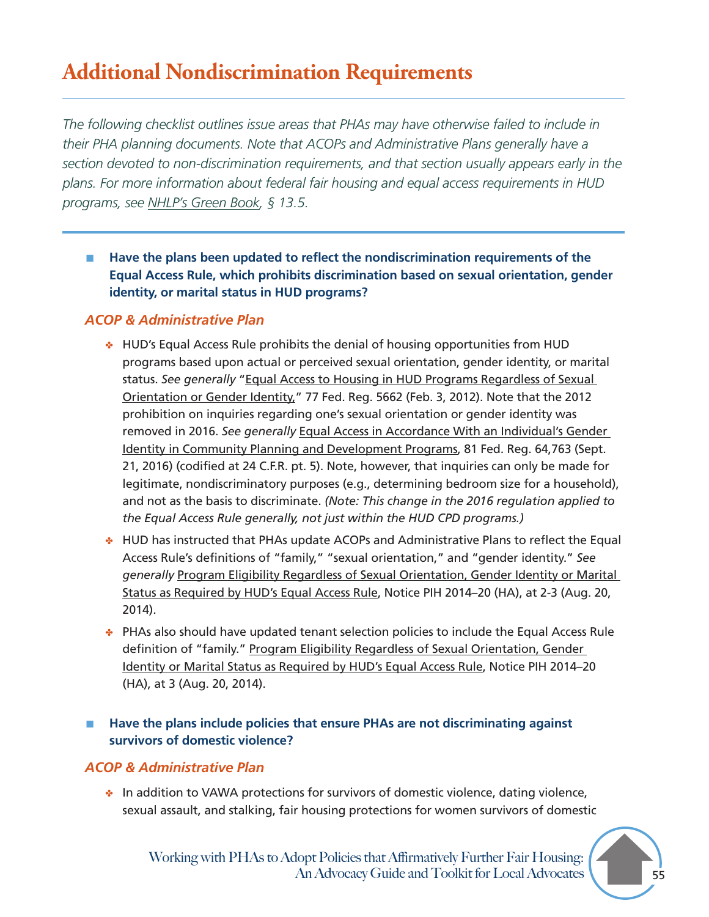# Additional Nondiscrimination Requirements

*The following checklist outlines issue areas that PHAs may have otherwise failed to include in their PHA planning documents. Note that ACOPs and Administrative Plans generally have a section devoted to non-discrimination requirements, and that section usually appears early in the plans. For more information about federal fair housing and equal access requirements in HUD programs, see NHLP's Green Book, § 13.5.*

- **Have the plans been updated to reflect the nondiscrimination requirements of the Equal Access Rule, which prohibits discrimination based on sexual orientation, gender identity, or marital status in HUD programs?**

### *ACOP & Administrative Plan*

- HUD's Equal Access Rule prohibits the denial of housing opportunities from HUD programs based upon actual or perceived sexual orientation, gender identity, or marital status. *See generally* "Equal Access to Housing in HUD Programs Regardless of Sexual Orientation or Gender Identity," 77 Fed. Reg. 5662 (Feb. 3, 2012). Note that the 2012 prohibition on inquiries regarding one's sexual orientation or gender identity was removed in 2016. *See generally* Equal Access in Accordance With an Individual's Gender Identity in Community Planning and Development Programs, 81 Fed. Reg. 64,763 (Sept. 21, 2016) (codified at 24 C.F.R. pt. 5). Note, however, that inquiries can only be made for legitimate, nondiscriminatory purposes (e.g., determining bedroom size for a household), and not as the basis to discriminate. *(Note: This change in the 2016 regulation applied to the Equal Access Rule generally, not just within the HUD CPD programs.)*
- HUD has instructed that PHAs update ACOPs and Administrative Plans to reflect the Equal Access Rule's definitions of "family," "sexual orientation," and "gender identity." *See generally* Program Eligibility Regardless of Sexual Orientation, Gender Identity or Marital Status as Required by HUD's Equal Access Rule, Notice PIH 2014–20 (HA), at 2-3 (Aug. 20, 2014).
- PHAs also should have updated tenant selection policies to include the Equal Access Rule definition of "family." Program Eligibility Regardless of Sexual Orientation, Gender Identity or Marital Status as Required by HUD's Equal Access Rule, Notice PIH 2014–20 (HA), at 3 (Aug. 20, 2014).

- **Have the plans include policies that ensure PHAs are not discriminating against survivors of domestic violence?**

### *ACOP & Administrative Plan*

- In addition to VAWA protections for survivors of domestic violence, dating violence, sexual assault, and stalking, fair housing protections for women survivors of domestic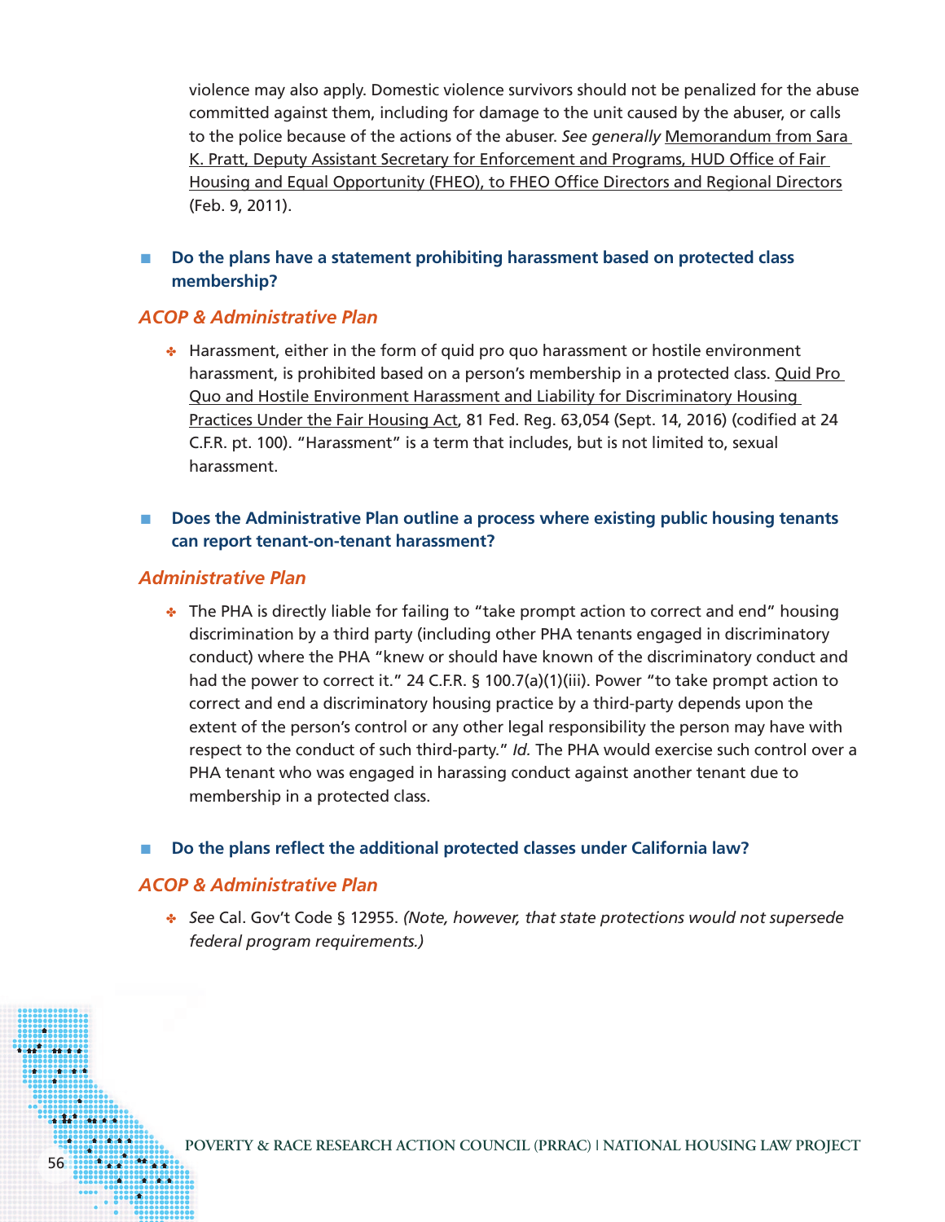violence may also apply. Domestic violence survivors should not be penalized for the abuse committed against them, including for damage to the unit caused by the abuser, or calls to the police because of the actions of the abuser. *See generally* Memorandum from Sara K. Pratt, Deputy Assistant Secretary for Enforcement and Programs, HUD Office of Fair Housing and Equal Opportunity (FHEO), to FHEO Office Directors and Regional Directors (Feb. 9, 2011).

- **Do the plans have a statement prohibiting harassment based on protected class membership?**

### *ACOP & Administrative Plan*

- Harassment, either in the form of quid pro quo harassment or hostile environment harassment, is prohibited based on a person's membership in a protected class. Quid Pro Quo and Hostile Environment Harassment and Liability for Discriminatory Housing Practices Under the Fair Housing Act, 81 Fed. Reg. 63,054 (Sept. 14, 2016) (codified at 24 C.F.R. pt. 100). "Harassment" is a term that includes, but is not limited to, sexual harassment.

- **Does the Administrative Plan outline a process where existing public housing tenants can report tenant-on-tenant harassment?**

### *Administrative Plan*

- The PHA is directly liable for failing to "take prompt action to correct and end" housing discrimination by a third party (including other PHA tenants engaged in discriminatory conduct) where the PHA "knew or should have known of the discriminatory conduct and had the power to correct it." 24 C.F.R. § 100.7(a)(1)(iii). Power "to take prompt action to correct and end a discriminatory housing practice by a third-party depends upon the extent of the person's control or any other legal responsibility the person may have with respect to the conduct of such third-party." *Id.* The PHA would exercise such control over a PHA tenant who was engaged in harassing conduct against another tenant due to membership in a protected class.

- **Do the plans reflect the additional protected classes under California law?**

### *ACOP & Administrative Plan*

- *See* Cal. Gov't Code § 12955. *(Note, however, that state protections would not supersede federal program requirements.)*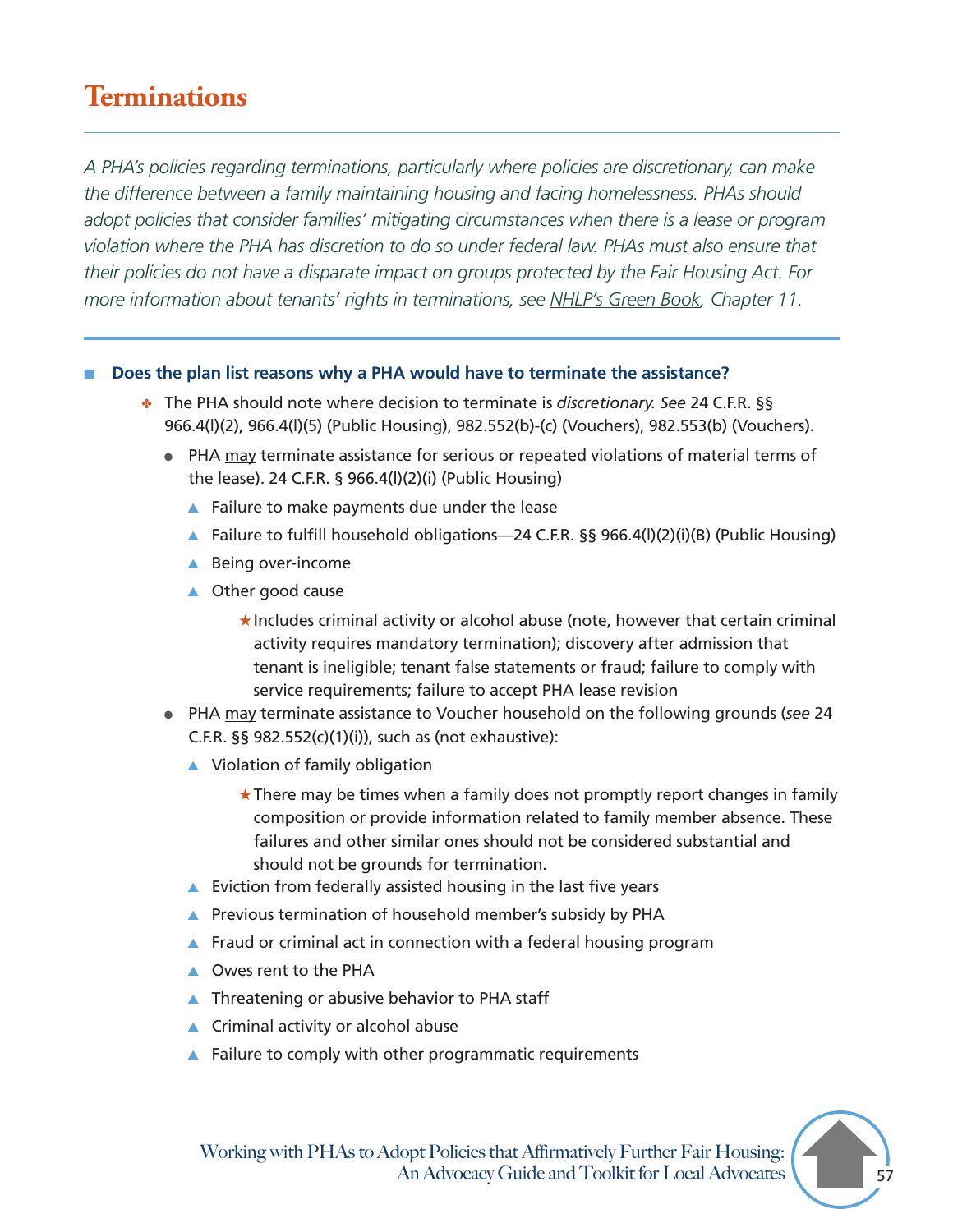# Terminations

*A PHA's policies regarding terminations, particularly where policies are discretionary, can make the difference between a family maintaining housing and facing homelessness. PHAs should adopt policies that consider families' mitigating circumstances when there is a lease or program violation where the PHA has discretion to do so under federal law. PHAs must also ensure that their policies do not have a disparate impact on groups protected by the Fair Housing Act. For more information about tenants' rights in terminations, see NHLP's Green Book, Chapter 11.*

- **Does the plan list reasons why a PHA would have to terminate the assistance?**
  - The PHA should note where decision to terminate is *discretionary. See* 24 C.F.R. §§ 966.4(l)(2), 966.4(l)(5) (Public Housing), 982.552(b)-(c) (Vouchers), 982.553(b) (Vouchers).
    - PHA may terminate assistance for serious or repeated violations of material terms of the lease). 24 C.F.R. § 966.4(l)(2)(i) (Public Housing)
      - Failure to make payments due under the lease
      - Failure to fulfill household obligations—24 C.F.R. §§ 966.4(l)(2)(i)(B) (Public Housing)
      - Being over-income
      - Other good cause
        - Includes criminal activity or alcohol abuse (note, however that certain criminal activity requires mandatory termination); discovery after admission that tenant is ineligible; tenant false statements or fraud; failure to comply with service requirements; failure to accept PHA lease revision
    - PHA may terminate assistance to Voucher household on the following grounds (*see* 24 C.F.R. §§ 982.552(c)(1)(i)), such as (not exhaustive):
      - Violation of family obligation
        - There may be times when a family does not promptly report changes in family composition or provide information related to family member absence. These failures and other similar ones should not be considered substantial and should not be grounds for termination.
      - Eviction from federally assisted housing in the last five years
      - Previous termination of household member's subsidy by PHA
      - Fraud or criminal act in connection with a federal housing program
      - Owes rent to the PHA
      - Threatening or abusive behavior to PHA staff
      - Criminal activity or alcohol abuse
      - Failure to comply with other programmatic requirements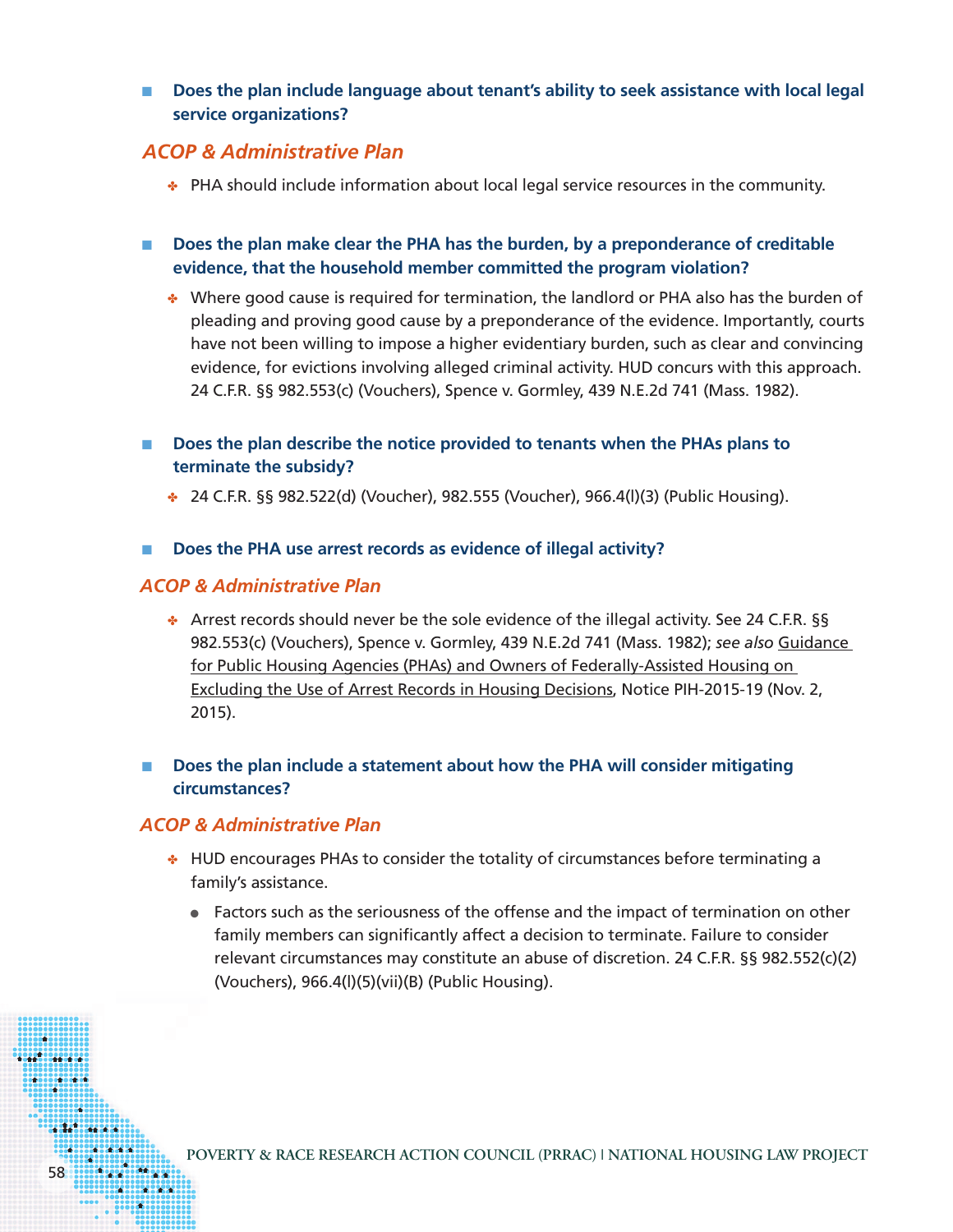- **Does the plan include language about tenant's ability to seek assistance with local legal service organizations?**

### *ACOP & Administrative Plan*

- PHA should include information about local legal service resources in the community.

- **Does the plan make clear the PHA has the burden, by a preponderance of creditable evidence, that the household member committed the program violation?**
  - Where good cause is required for termination, the landlord or PHA also has the burden of pleading and proving good cause by a preponderance of the evidence. Importantly, courts have not been willing to impose a higher evidentiary burden, such as clear and convincing evidence, for evictions involving alleged criminal activity. HUD concurs with this approach. 24 C.F.R. §§ 982.553(c) (Vouchers), Spence v. Gormley, 439 N.E.2d 741 (Mass. 1982).

- **Does the plan describe the notice provided to tenants when the PHAs plans to terminate the subsidy?**
  - 24 C.F.R. §§ 982.522(d) (Voucher), 982.555 (Voucher), 966.4(l)(3) (Public Housing).

- **Does the PHA use arrest records as evidence of illegal activity?**

### *ACOP & Administrative Plan*

- Arrest records should never be the sole evidence of the illegal activity. See 24 C.F.R. §§ 982.553(c) (Vouchers), Spence v. Gormley, 439 N.E.2d 741 (Mass. 1982); *see also* Guidance for Public Housing Agencies (PHAs) and Owners of Federally-Assisted Housing on Excluding the Use of Arrest Records in Housing Decisions, Notice PIH-2015-19 (Nov. 2, 2015).

- **Does the plan include a statement about how the PHA will consider mitigating circumstances?**

### *ACOP & Administrative Plan*

- HUD encourages PHAs to consider the totality of circumstances before terminating a family's assistance.
  - Factors such as the seriousness of the offense and the impact of termination on other family members can significantly affect a decision to terminate. Failure to consider relevant circumstances may constitute an abuse of discretion. 24 C.F.R. §§ 982.552(c)(2) (Vouchers), 966.4(l)(5)(vii)(B) (Public Housing).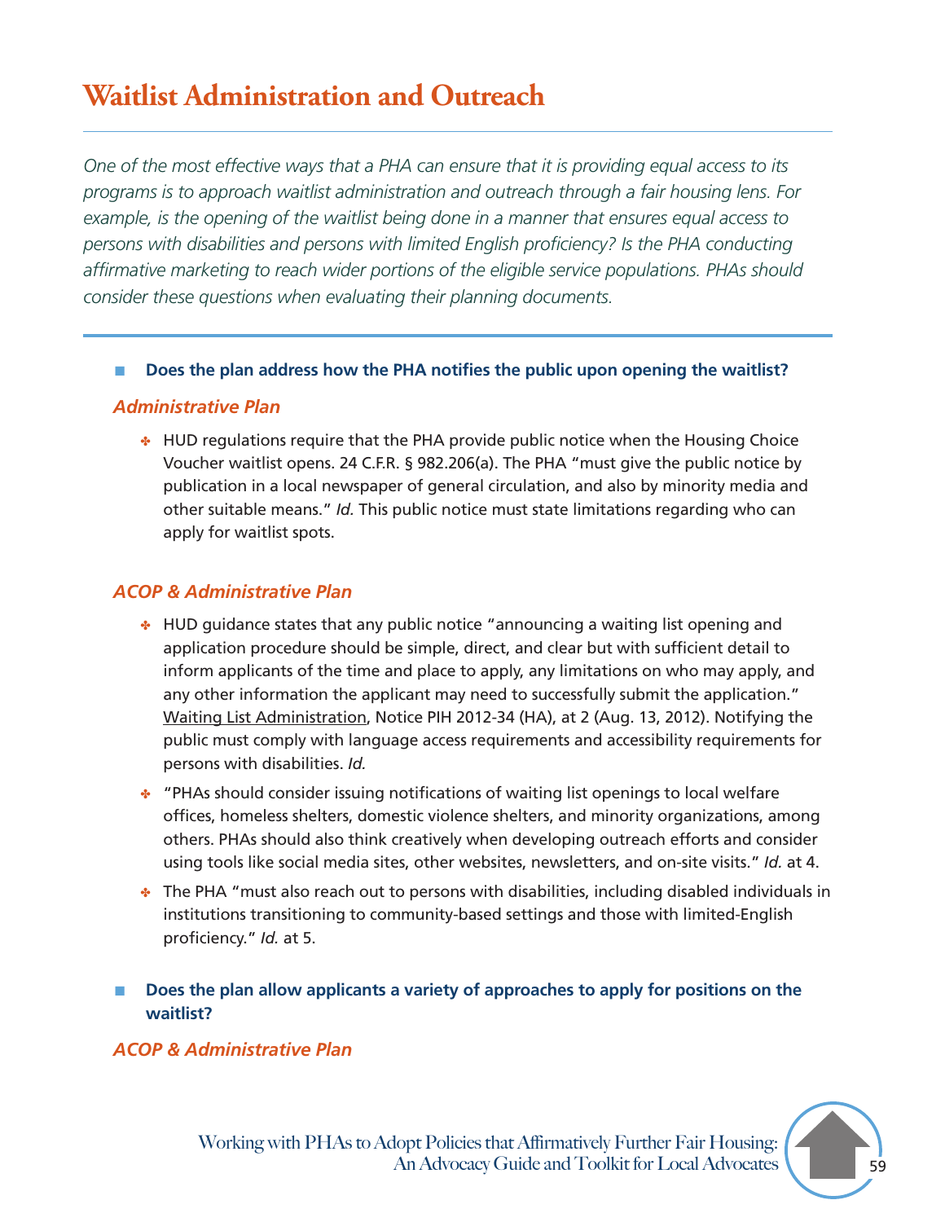# Waitlist Administration and Outreach

*One of the most effective ways that a PHA can ensure that it is providing equal access to its programs is to approach waitlist administration and outreach through a fair housing lens. For example, is the opening of the waitlist being done in a manner that ensures equal access to persons with disabilities and persons with limited English proficiency? Is the PHA conducting affirmative marketing to reach wider portions of the eligible service populations. PHAs should consider these questions when evaluating their planning documents.*

---

- **Does the plan address how the PHA notifies the public upon opening the waitlist?**

### *Administrative Plan*

- HUD regulations require that the PHA provide public notice when the Housing Choice Voucher waitlist opens. 24 C.F.R. § 982.206(a). The PHA "must give the public notice by publication in a local newspaper of general circulation, and also by minority media and other suitable means." *Id.* This public notice must state limitations regarding who can apply for waitlist spots.

### *ACOP & Administrative Plan*

- HUD guidance states that any public notice "announcing a waiting list opening and application procedure should be simple, direct, and clear but with sufficient detail to inform applicants of the time and place to apply, any limitations on who may apply, and any other information the applicant may need to successfully submit the application." Waiting List Administration, Notice PIH 2012-34 (HA), at 2 (Aug. 13, 2012). Notifying the public must comply with language access requirements and accessibility requirements for persons with disabilities. *Id.*
- "PHAs should consider issuing notifications of waiting list openings to local welfare offices, homeless shelters, domestic violence shelters, and minority organizations, among others. PHAs should also think creatively when developing outreach efforts and consider using tools like social media sites, other websites, newsletters, and on-site visits." *Id.* at 4.
- The PHA "must also reach out to persons with disabilities, including disabled individuals in institutions transitioning to community-based settings and those with limited-English proficiency." *Id.* at 5.

- **Does the plan allow applicants a variety of approaches to apply for positions on the waitlist?**

### *ACOP & Administrative Plan*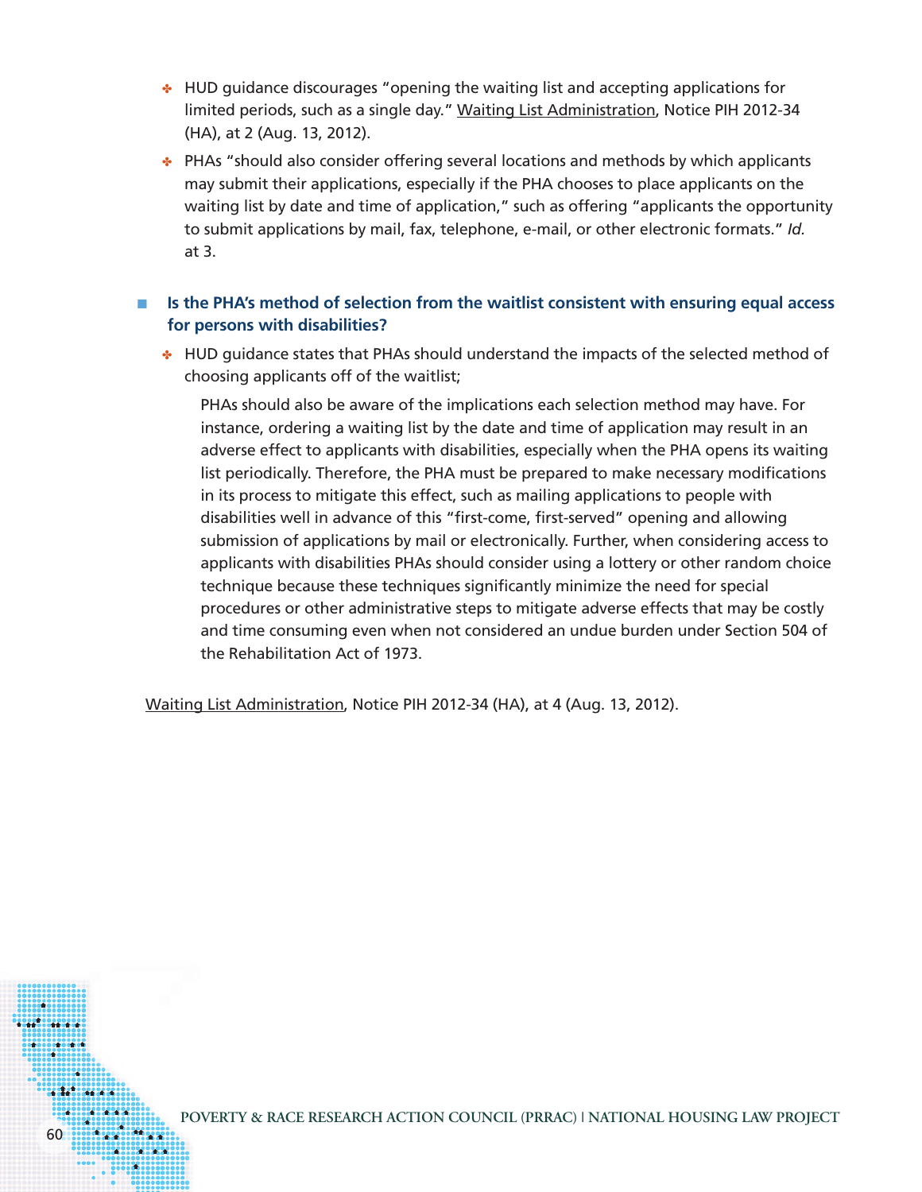- HUD guidance discourages "opening the waiting list and accepting applications for limited periods, such as a single day." Waiting List Administration, Notice PIH 2012-34 (HA), at 2 (Aug. 13, 2012).
- PHAs "should also consider offering several locations and methods by which applicants may submit their applications, especially if the PHA chooses to place applicants on the waiting list by date and time of application," such as offering "applicants the opportunity to submit applications by mail, fax, telephone, e-mail, or other electronic formats." *Id.* at 3.

**Is the PHA's method of selection from the waitlist consistent with ensuring equal access for persons with disabilities?**

- HUD guidance states that PHAs should understand the impacts of the selected method of choosing applicants off of the waitlist;

> PHAs should also be aware of the implications each selection method may have. For instance, ordering a waiting list by the date and time of application may result in an adverse effect to applicants with disabilities, especially when the PHA opens its waiting list periodically. Therefore, the PHA must be prepared to make necessary modifications in its process to mitigate this effect, such as mailing applications to people with disabilities well in advance of this "first-come, first-served" opening and allowing submission of applications by mail or electronically. Further, when considering access to applicants with disabilities PHAs should consider using a lottery or other random choice technique because these techniques significantly minimize the need for special procedures or other administrative steps to mitigate adverse effects that may be costly and time consuming even when not considered an undue burden under Section 504 of the Rehabilitation Act of 1973.

Waiting List Administration, Notice PIH 2012-34 (HA), at 4 (Aug. 13, 2012).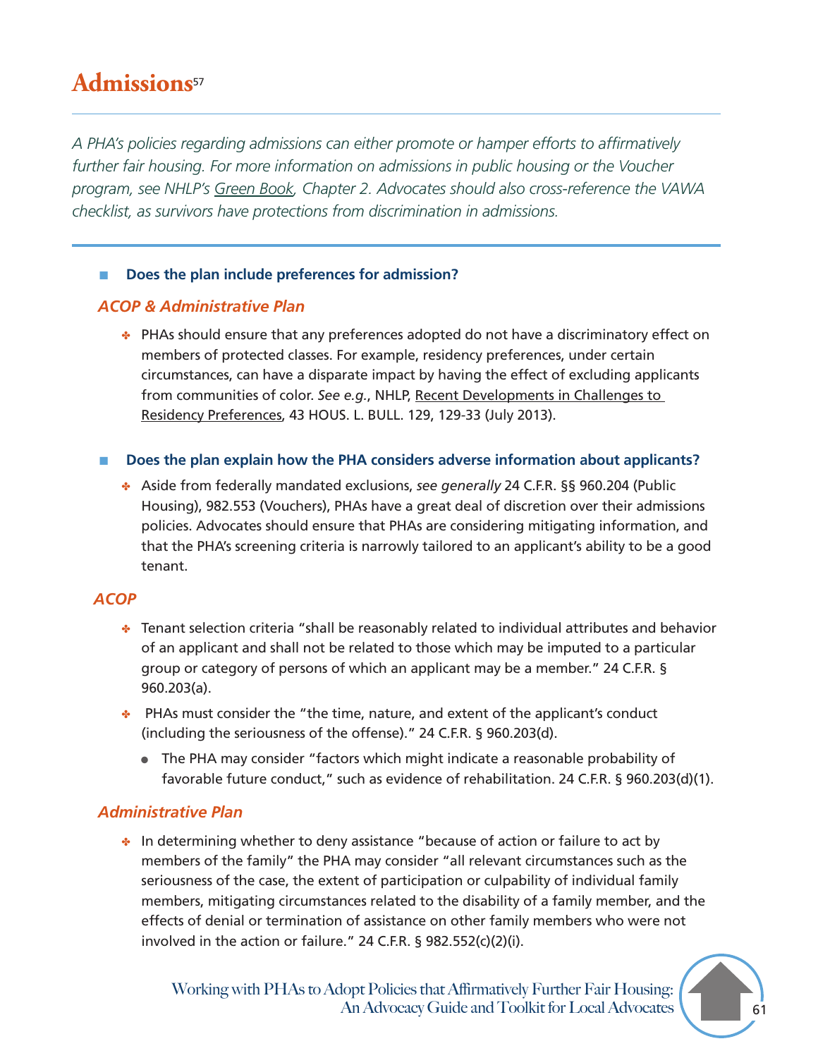# Admissions[57]

*A PHA's policies regarding admissions can either promote or hamper efforts to affirmatively further fair housing. For more information on admissions in public housing or the Voucher program, see NHLP's Green Book, Chapter 2. Advocates should also cross-reference the VAWA checklist, as survivors have protections from discrimination in admissions.*

- **Does the plan include preferences for admission?**

### *ACOP & Administrative Plan*

- PHAs should ensure that any preferences adopted do not have a discriminatory effect on members of protected classes. For example, residency preferences, under certain circumstances, can have a disparate impact by having the effect of excluding applicants from communities of color. *See e.g.*, NHLP, Recent Developments in Challenges to Residency Preferences, 43 HOUS. L. BULL. 129, 129-33 (July 2013).

- **Does the plan explain how the PHA considers adverse information about applicants?**

  - Aside from federally mandated exclusions, *see generally* 24 C.F.R. §§ 960.204 (Public Housing), 982.553 (Vouchers), PHAs have a great deal of discretion over their admissions policies. Advocates should ensure that PHAs are considering mitigating information, and that the PHA's screening criteria is narrowly tailored to an applicant's ability to be a good tenant.

### *ACOP*

- Tenant selection criteria "shall be reasonably related to individual attributes and behavior of an applicant and shall not be related to those which may be imputed to a particular group or category of persons of which an applicant may be a member." 24 C.F.R. § 960.203(a).
- PHAs must consider the "the time, nature, and extent of the applicant's conduct (including the seriousness of the offense)." 24 C.F.R. § 960.203(d).
  - The PHA may consider "factors which might indicate a reasonable probability of favorable future conduct," such as evidence of rehabilitation. 24 C.F.R. § 960.203(d)(1).

### *Administrative Plan*

- In determining whether to deny assistance "because of action or failure to act by members of the family" the PHA may consider "all relevant circumstances such as the seriousness of the case, the extent of participation or culpability of individual family members, mitigating circumstances related to the disability of a family member, and the effects of denial or termination of assistance on other family members who were not involved in the action or failure." 24 C.F.R. § 982.552(c)(2)(i).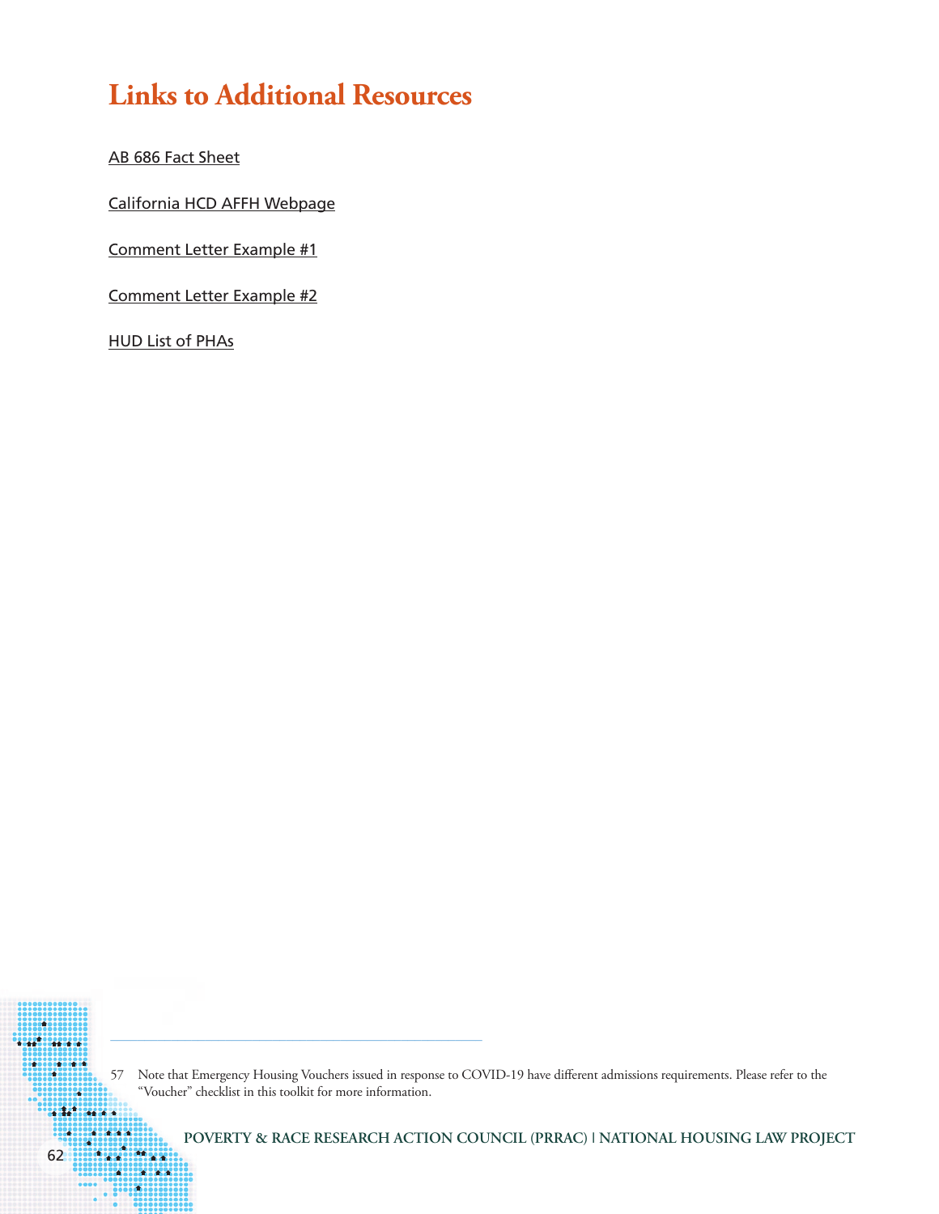# Links to Additional Resources

AB 686 Fact Sheet

California HCD AFFH Webpage

Comment Letter Example #1

Comment Letter Example #2

HUD List of PHAs

57 Note that Emergency Housing Vouchers issued in response to COVID-19 have different admissions requirements. Please refer to the "Voucher" checklist in this toolkit for more information.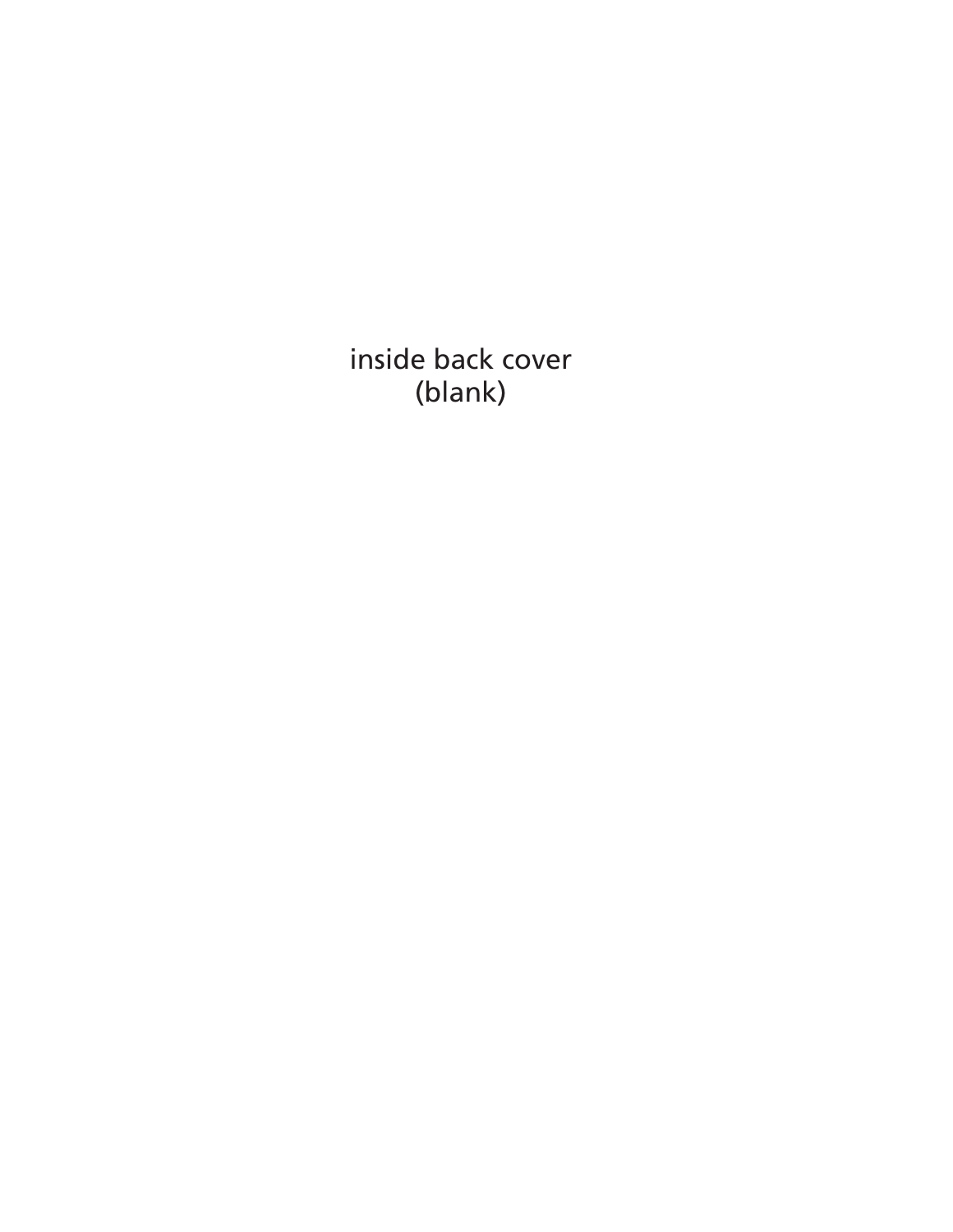inside back cover
(blank)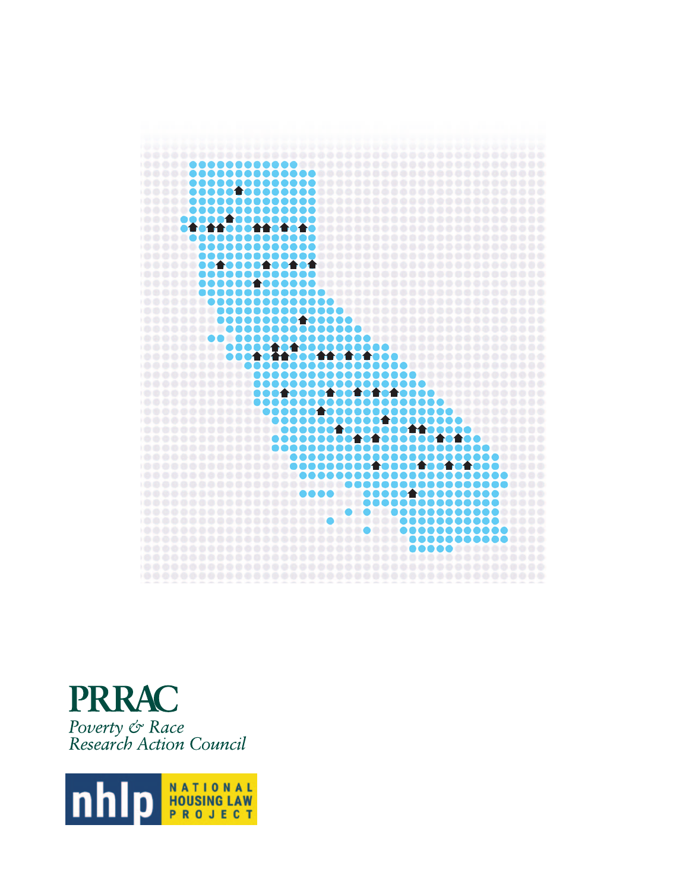PRRAC

*Poverty & Race Research Action Council*

nhlp NATIONAL HOUSING LAW PROJECT